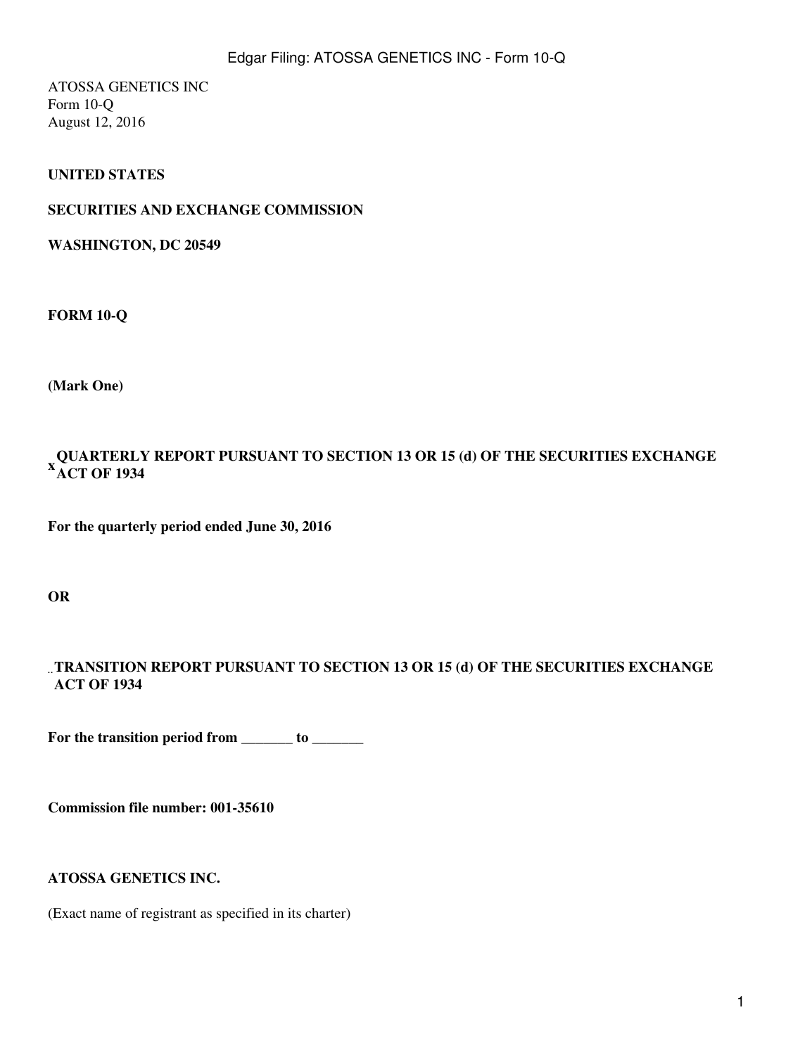ATOSSA GENETICS INC
Form 10-Q
August 12, 2016

**UNITED STATES**

**SECURITIES AND EXCHANGE COMMISSION**

**WASHINGTON, DC 20549**

**FORM 10-Q**

**(Mark One)**

x **QUARTERLY REPORT PURSUANT TO SECTION 13 OR 15 (d) OF THE SECURITIES EXCHANGE ACT OF 1934**

**For the quarterly period ended June 30, 2016**

**OR**

¨ **TRANSITION REPORT PURSUANT TO SECTION 13 OR 15 (d) OF THE SECURITIES EXCHANGE ACT OF 1934**

**For the transition period from _______ to _______**

**Commission file number: 001-35610**

**ATOSSA GENETICS INC.**

(Exact name of registrant as specified in its charter)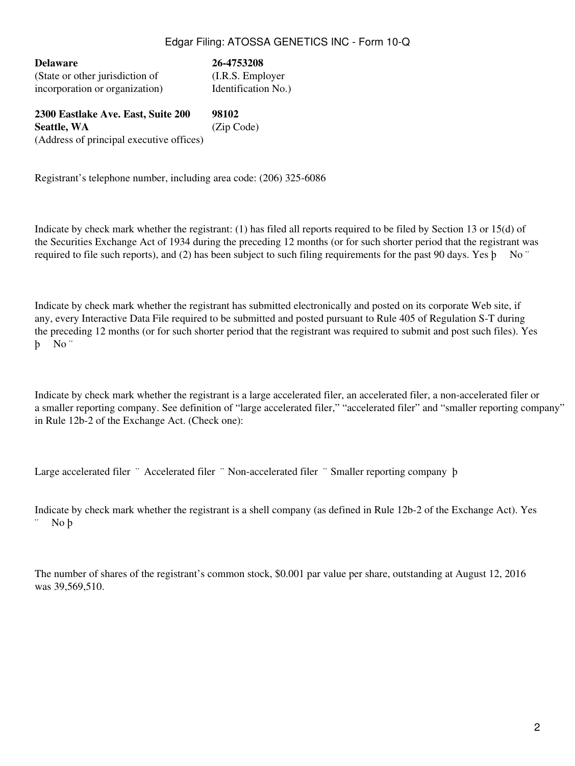| | |
|---|---|
| **Delaware** | **26-4753208** |
| (State or other jurisdiction of incorporation or organization) | (I.R.S. Employer Identification No.) |
| **2300 Eastlake Ave. East, Suite 200 Seattle, WA** | **98102** |
| (Address of principal executive offices) | (Zip Code) |

Registrant's telephone number, including area code: (206) 325-6086

Indicate by check mark whether the registrant: (1) has filed all reports required to be filed by Section 13 or 15(d) of the Securities Exchange Act of 1934 during the preceding 12 months (or for such shorter period that the registrant was required to file such reports), and (2) has been subject to such filing requirements for the past 90 days. Yes þ No ¨

Indicate by check mark whether the registrant has submitted electronically and posted on its corporate Web site, if any, every Interactive Data File required to be submitted and posted pursuant to Rule 405 of Regulation S-T during the preceding 12 months (or for such shorter period that the registrant was required to submit and post such files). Yes þ No ¨

Indicate by check mark whether the registrant is a large accelerated filer, an accelerated filer, a non-accelerated filer or a smaller reporting company. See definition of "large accelerated filer," "accelerated filer" and "smaller reporting company" in Rule 12b-2 of the Exchange Act. (Check one):

Large accelerated filer ¨ Accelerated filer ¨ Non-accelerated filer ¨ Smaller reporting company þ

Indicate by check mark whether the registrant is a shell company (as defined in Rule 12b-2 of the Exchange Act). Yes ¨ No þ

The number of shares of the registrant's common stock, $0.001 par value per share, outstanding at August 12, 2016 was 39,569,510.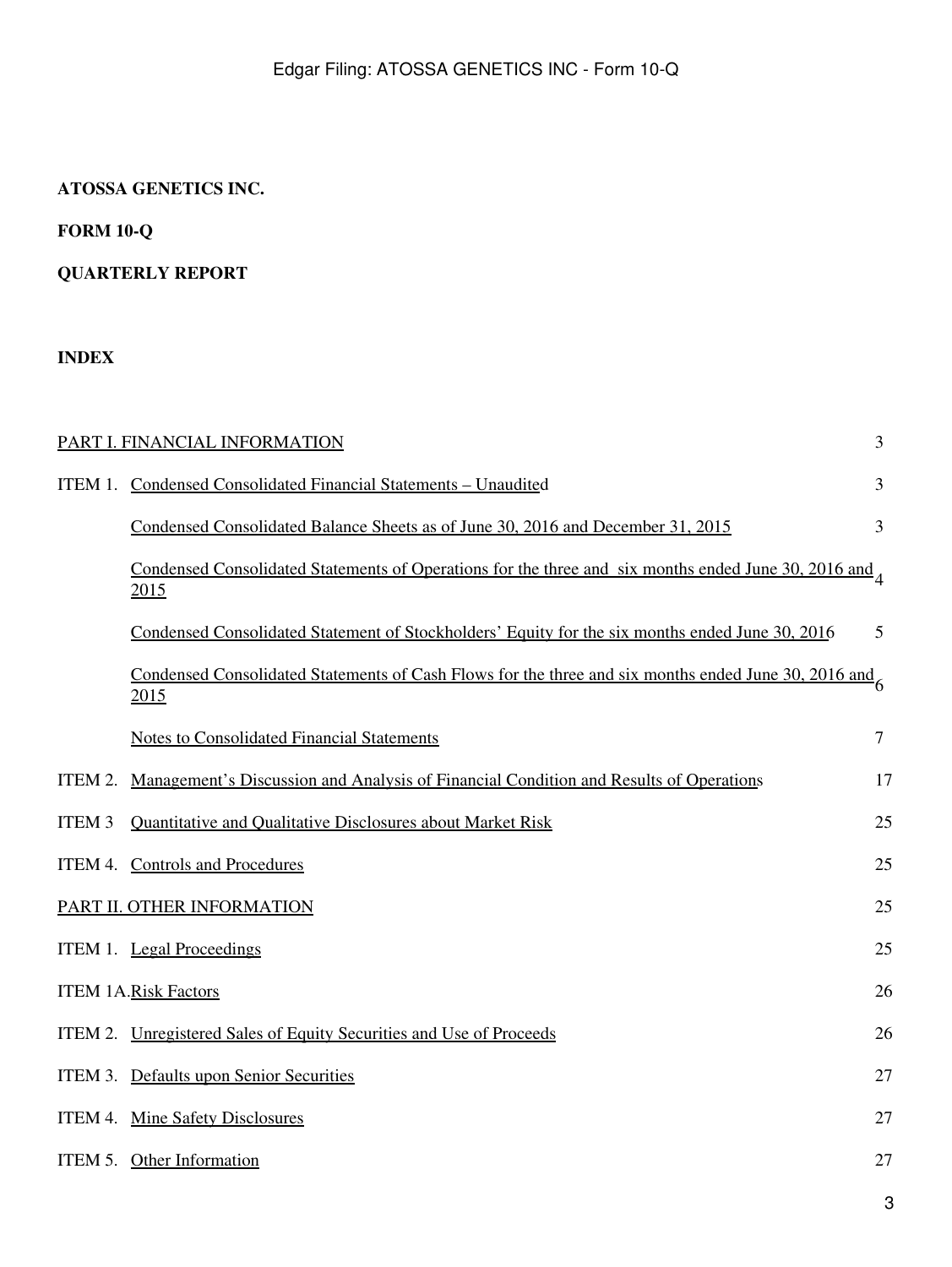**ATOSSA GENETICS INC.**

**FORM 10-Q**

**QUARTERLY REPORT**

**INDEX**

| | | |
|---|---|---|
| PART I. FINANCIAL INFORMATION | | 3 |
| ITEM 1. | Condensed Consolidated Financial Statements – Unaudited | 3 |
| | Condensed Consolidated Balance Sheets as of June 30, 2016 and December 31, 2015 | 3 |
| | Condensed Consolidated Statements of Operations for the three and six months ended June 30, 2016 and 2015 | 4 |
| | Condensed Consolidated Statement of Stockholders' Equity for the six months ended June 30, 2016 | 5 |
| | Condensed Consolidated Statements of Cash Flows for the three and six months ended June 30, 2016 and 2015 | 6 |
| | Notes to Consolidated Financial Statements | 7 |
| ITEM 2. | Management's Discussion and Analysis of Financial Condition and Results of Operations | 17 |
| ITEM 3 | Quantitative and Qualitative Disclosures about Market Risk | 25 |
| ITEM 4. | Controls and Procedures | 25 |
| PART II. OTHER INFORMATION | | 25 |
| ITEM 1. | Legal Proceedings | 25 |
| ITEM 1A. | Risk Factors | 26 |
| ITEM 2. | Unregistered Sales of Equity Securities and Use of Proceeds | 26 |
| ITEM 3. | Defaults upon Senior Securities | 27 |
| ITEM 4. | Mine Safety Disclosures | 27 |
| ITEM 5. | Other Information | 27 |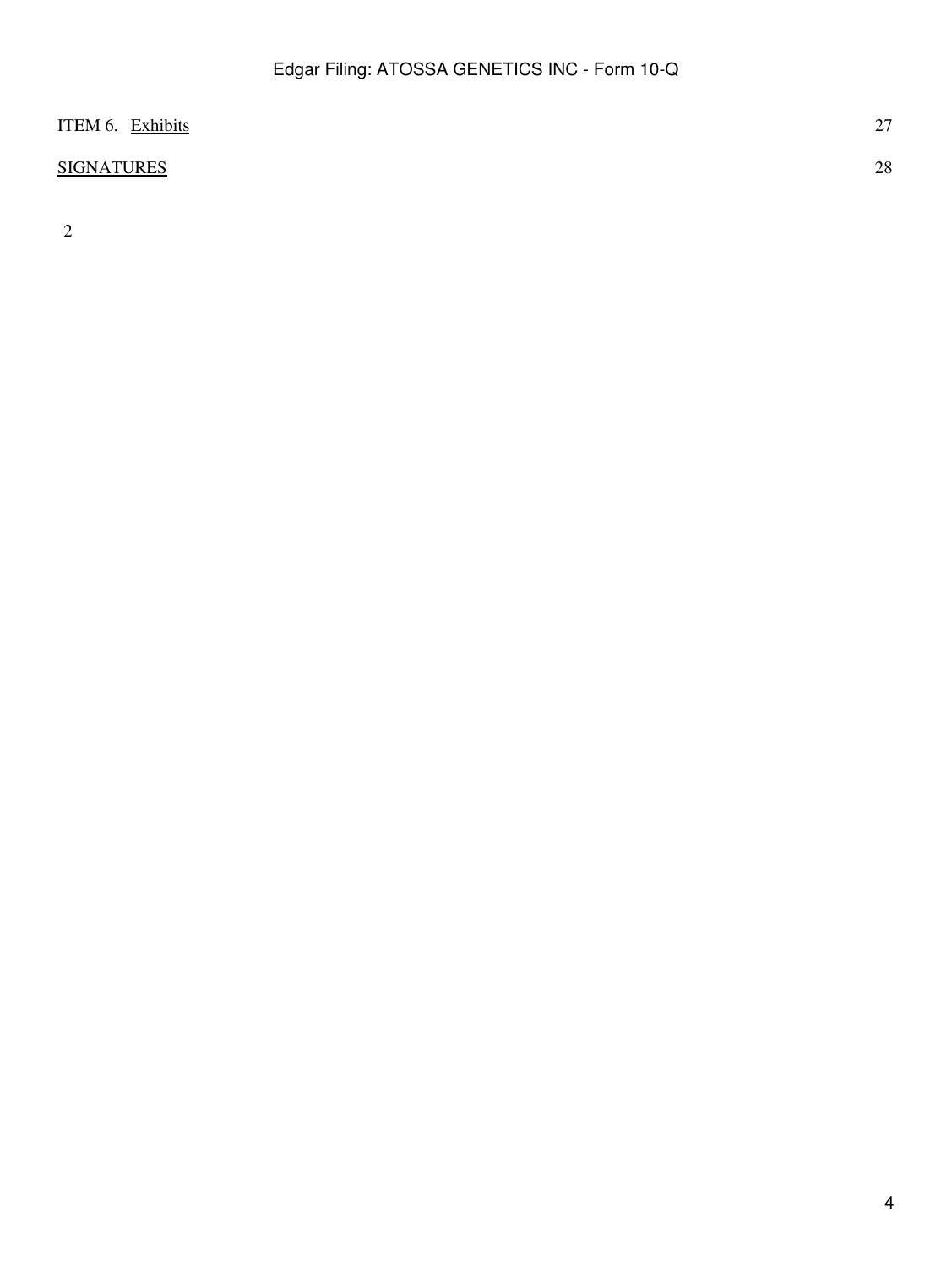| | |
|---|---|
| ITEM 6. Exhibits | 27 |
| SIGNATURES | 28 |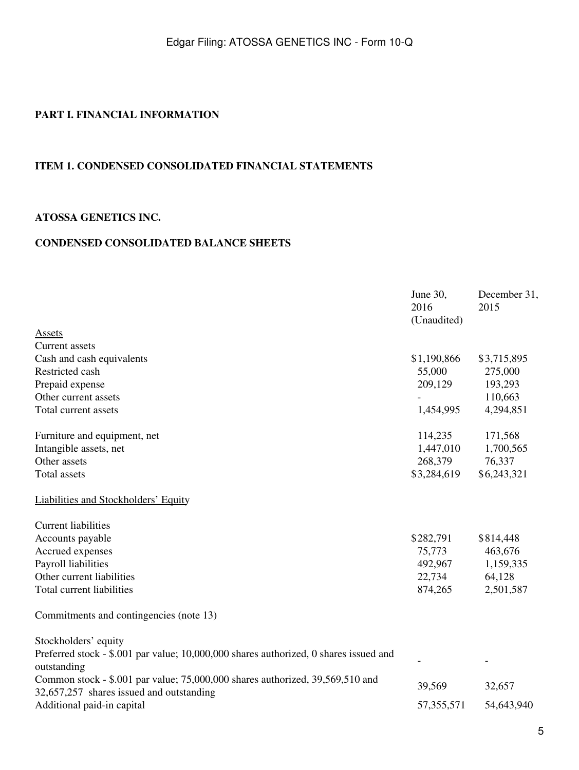## PART I. FINANCIAL INFORMATION

## ITEM 1. CONDENSED CONSOLIDATED FINANCIAL STATEMENTS

### ATOSSA GENETICS INC.

### CONDENSED CONSOLIDATED BALANCE SHEETS

| | June 30, 2016 (Unaudited) | December 31, 2015 |
|---|---|---|
| Assets | | |
| Current assets | | |
| Cash and cash equivalents | $1,190,866 | $3,715,895 |
| Restricted cash | 55,000 | 275,000 |
| Prepaid expense | 209,129 | 193,293 |
| Other current assets | - | 110,663 |
| Total current assets | 1,454,995 | 4,294,851 |
| | | |
| Furniture and equipment, net | 114,235 | 171,568 |
| Intangible assets, net | 1,447,010 | 1,700,565 |
| Other assets | 268,379 | 76,337 |
| Total assets | $3,284,619 | $6,243,321 |
| | | |
| Liabilities and Stockholders' Equity | | |
| | | |
| Current liabilities | | |
| Accounts payable | $282,791 | $814,448 |
| Accrued expenses | 75,773 | 463,676 |
| Payroll liabilities | 492,967 | 1,159,335 |
| Other current liabilities | 22,734 | 64,128 |
| Total current liabilities | 874,265 | 2,501,587 |
| | | |
| Commitments and contingencies (note 13) | | |
| | | |
| Stockholders' equity | | |
| Preferred stock - $.001 par value; 10,000,000 shares authorized, 0 shares issued and outstanding | - | - |
| Common stock - $.001 par value; 75,000,000 shares authorized, 39,569,510 and 32,657,257 shares issued and outstanding | 39,569 | 32,657 |
| Additional paid-in capital | 57,355,571 | 54,643,940 |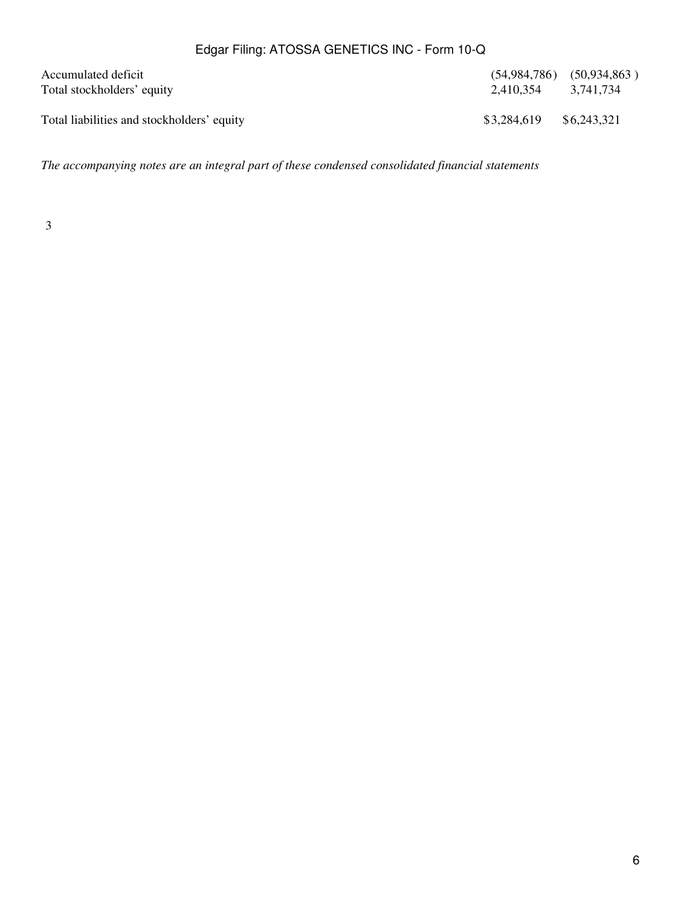| | | |
|---|---|---|
| Accumulated deficit | (54,984,786) | (50,934,863) |
| Total stockholders' equity | 2,410,354 | 3,741,734 |
| Total liabilities and stockholders' equity | $3,284,619 | $6,243,321 |

*The accompanying notes are an integral part of these condensed consolidated financial statements*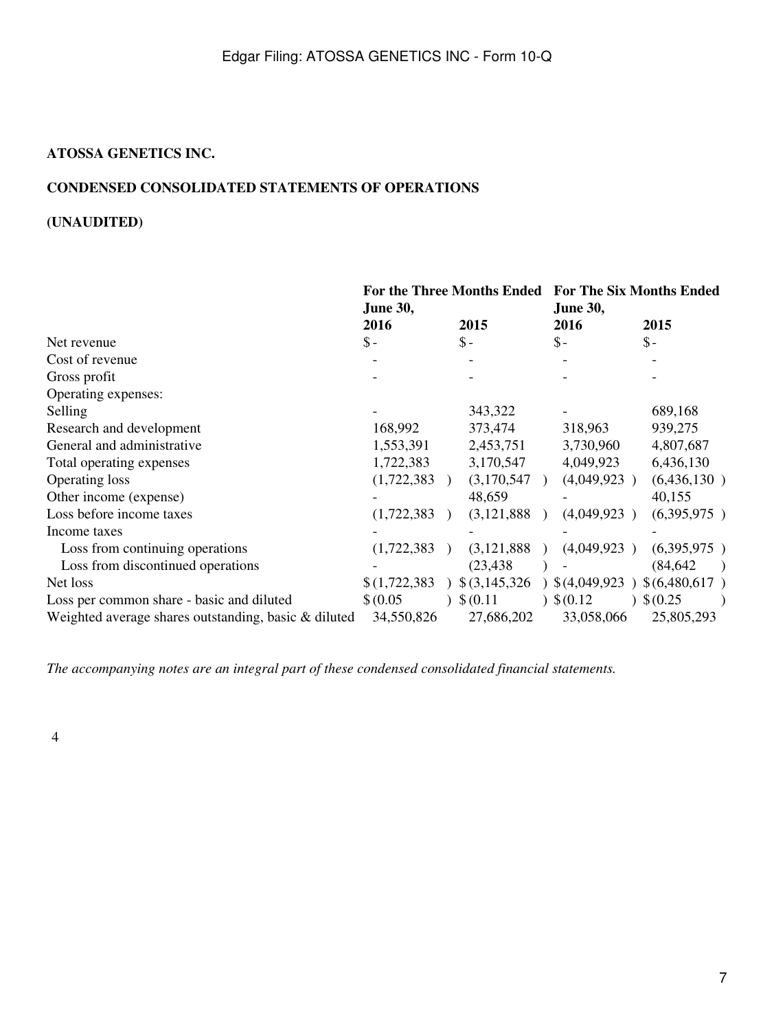**ATOSSA GENETICS INC.**

**CONDENSED CONSOLIDATED STATEMENTS OF OPERATIONS**

**(UNAUDITED)**

| | For the Three Months Ended June 30, | | For The Six Months Ended June 30, | |
|---|---|---|---|---|
| | 2016 | 2015 | 2016 | 2015 |
| Net revenue | $ - | $ - | $ - | $ - |
| Cost of revenue | - | - | - | - |
| Gross profit | - | - | - | - |
| Operating expenses: | | | | |
| Selling | - | 343,322 | - | 689,168 |
| Research and development | 168,992 | 373,474 | 318,963 | 939,275 |
| General and administrative | 1,553,391 | 2,453,751 | 3,730,960 | 4,807,687 |
| Total operating expenses | 1,722,383 | 3,170,547 | 4,049,923 | 6,436,130 |
| Operating loss | (1,722,383) | (3,170,547) | (4,049,923) | (6,436,130) |
| Other income (expense) | - | 48,659 | - | 40,155 |
| Loss before income taxes | (1,722,383) | (3,121,888) | (4,049,923) | (6,395,975) |
| Income taxes | - | - | - | - |
| Loss from continuing operations | (1,722,383) | (3,121,888) | (4,049,923) | (6,395,975) |
| Loss from discontinued operations | - | (23,438) | - | (84,642) |
| Net loss | $ (1,722,383) | $ (3,145,326) | $ (4,049,923) | $ (6,480,617) |
| Loss per common share - basic and diluted | $ (0.05) | $ (0.11) | $ (0.12) | $ (0.25) |
| Weighted average shares outstanding, basic & diluted | 34,550,826 | 27,686,202 | 33,058,066 | 25,805,293 |

*The accompanying notes are an integral part of these condensed consolidated financial statements.*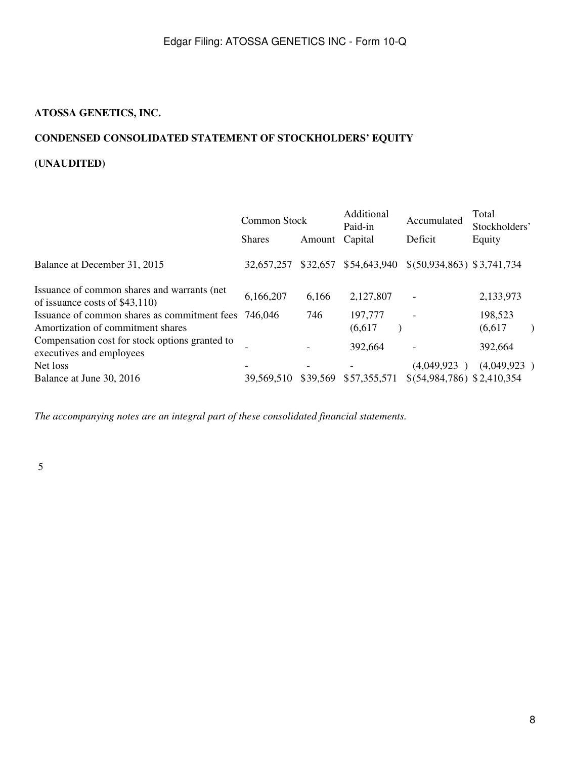**ATOSSA GENETICS, INC.**

**CONDENSED CONSOLIDATED STATEMENT OF STOCKHOLDERS' EQUITY**

**(UNAUDITED)**

| | Common Stock | | Additional Paid-in | Accumulated | Total Stockholders' |
|---|---|---|---|---|---|
| | Shares | Amount | Capital | Deficit | Equity |
| Balance at December 31, 2015 | 32,657,257 | $32,657 | $54,643,940 | $(50,934,863) | $3,741,734 |
| Issuance of common shares and warrants (net of issuance costs of $43,110) | 6,166,207 | 6,166 | 2,127,807 | - | 2,133,973 |
| Issuance of common shares as commitment fees | 746,046 | 746 | 197,777 | - | 198,523 |
| Amortization of commitment shares | | | (6,617) | | (6,617) |
| Compensation cost for stock options granted to executives and employees | - | - | 392,664 | - | 392,664 |
| Net loss | - | - | - | (4,049,923) | (4,049,923) |
| Balance at June 30, 2016 | 39,569,510 | $39,569 | $57,355,571 | $(54,984,786) | $2,410,354 |

*The accompanying notes are an integral part of these consolidated financial statements.*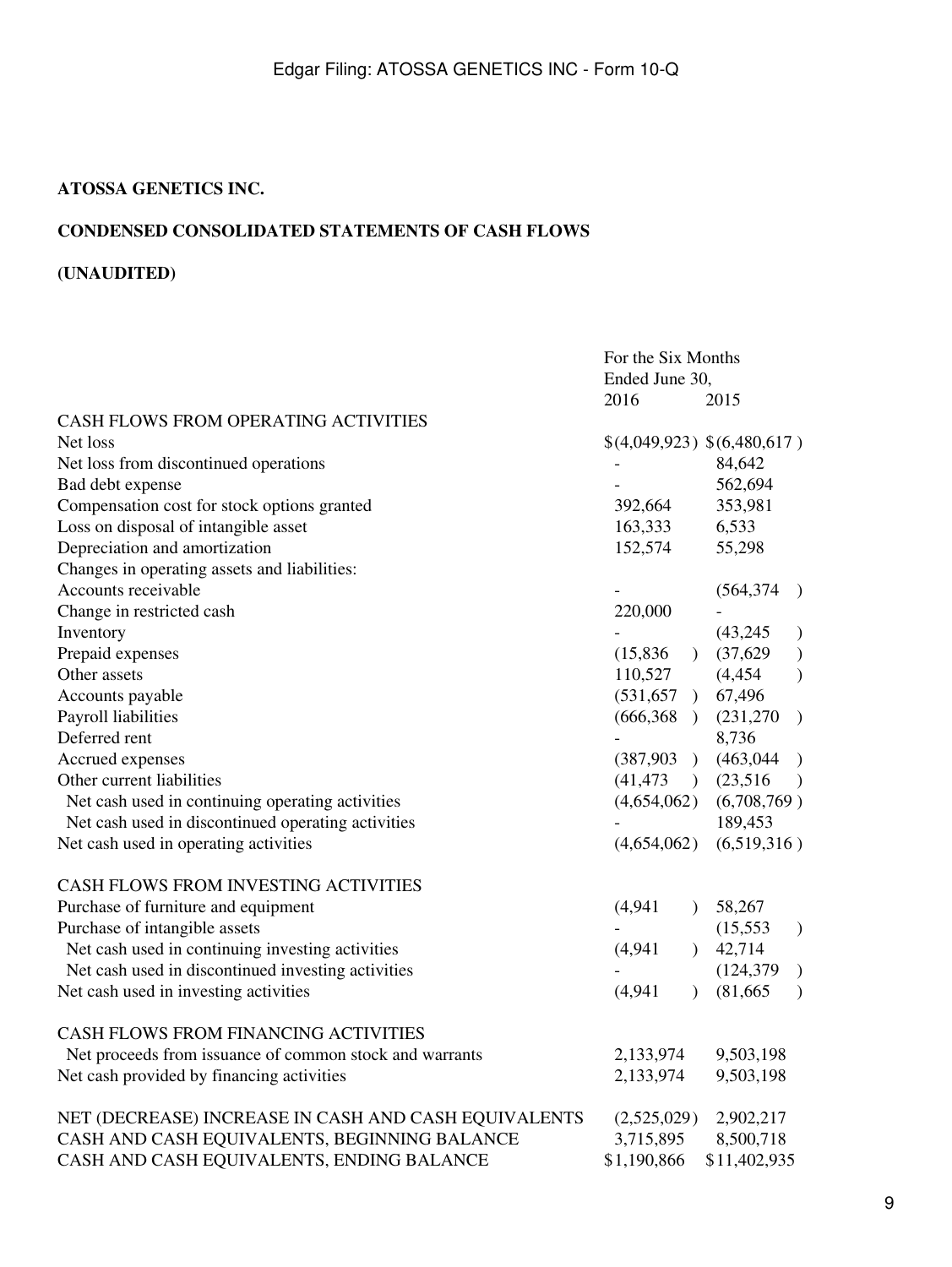**ATOSSA GENETICS INC.**

**CONDENSED CONSOLIDATED STATEMENTS OF CASH FLOWS**

**(UNAUDITED)**

| | For the Six Months Ended June 30, | |
|---|---|---|
| | 2016 | 2015 |
| CASH FLOWS FROM OPERATING ACTIVITIES | | |
| Net loss | $(4,049,923) | $(6,480,617) |
| Net loss from discontinued operations | - | 84,642 |
| Bad debt expense | - | 562,694 |
| Compensation cost for stock options granted | 392,664 | 353,981 |
| Loss on disposal of intangible asset | 163,333 | 6,533 |
| Depreciation and amortization | 152,574 | 55,298 |
| Changes in operating assets and liabilities: | | |
| Accounts receivable | - | (564,374) |
| Change in restricted cash | 220,000 | - |
| Inventory | - | (43,245) |
| Prepaid expenses | (15,836) | (37,629) |
| Other assets | 110,527 | (4,454) |
| Accounts payable | (531,657) | 67,496 |
| Payroll liabilities | (666,368) | (231,270) |
| Deferred rent | - | 8,736 |
| Accrued expenses | (387,903) | (463,044) |
| Other current liabilities | (41,473) | (23,516) |
| Net cash used in continuing operating activities | (4,654,062) | (6,708,769) |
| Net cash used in discontinued operating activities | - | 189,453 |
| Net cash used in operating activities | (4,654,062) | (6,519,316) |
| | | |
| CASH FLOWS FROM INVESTING ACTIVITIES | | |
| Purchase of furniture and equipment | (4,941) | 58,267 |
| Purchase of intangible assets | - | (15,553) |
| Net cash used in continuing investing activities | (4,941) | 42,714 |
| Net cash used in discontinued investing activities | - | (124,379) |
| Net cash used in investing activities | (4,941) | (81,665) |
| | | |
| CASH FLOWS FROM FINANCING ACTIVITIES | | |
| Net proceeds from issuance of common stock and warrants | 2,133,974 | 9,503,198 |
| Net cash provided by financing activities | 2,133,974 | 9,503,198 |
| | | |
| NET (DECREASE) INCREASE IN CASH AND CASH EQUIVALENTS | (2,525,029) | 2,902,217 |
| CASH AND CASH EQUIVALENTS, BEGINNING BALANCE | 3,715,895 | 8,500,718 |
| CASH AND CASH EQUIVALENTS, ENDING BALANCE | $1,190,866 | $11,402,935 |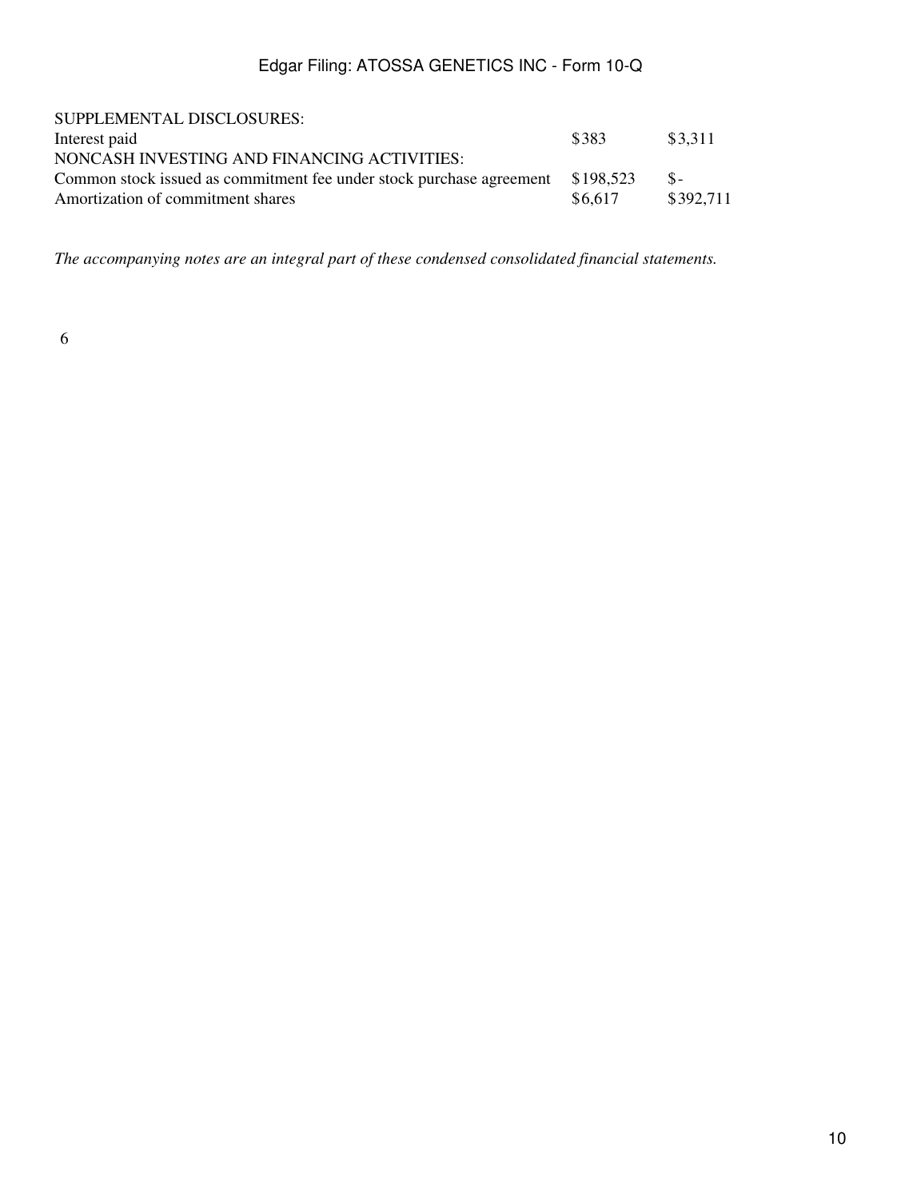| | | |
|---|---|---|
| SUPPLEMENTAL DISCLOSURES: | | |
| Interest paid | $383 | $3,311 |
| NONCASH INVESTING AND FINANCING ACTIVITIES: | | |
| Common stock issued as commitment fee under stock purchase agreement | $198,523 | $- |
| Amortization of commitment shares | $6,617 | $392,711 |

*The accompanying notes are an integral part of these condensed consolidated financial statements.*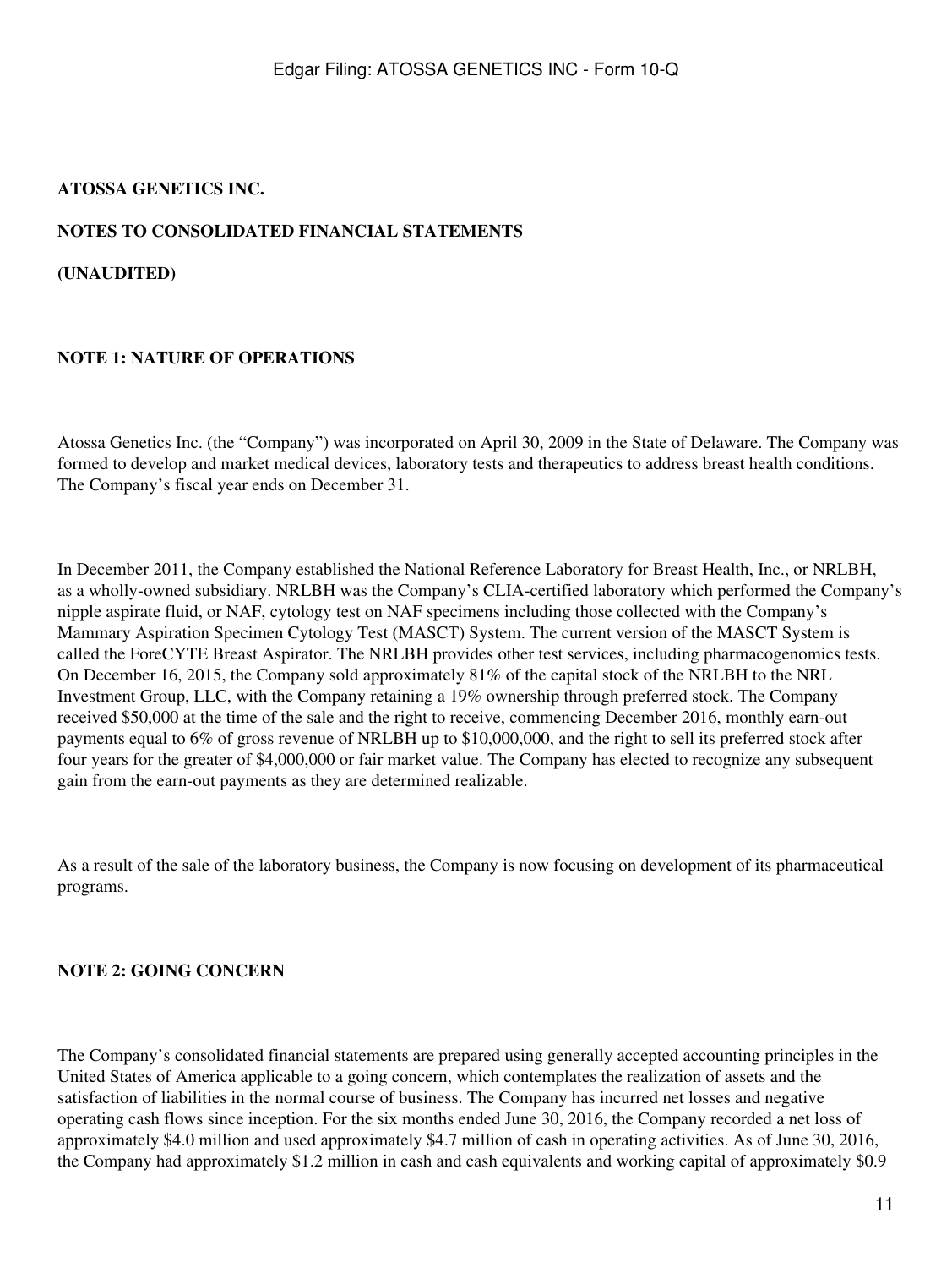**ATOSSA GENETICS INC.**

**NOTES TO CONSOLIDATED FINANCIAL STATEMENTS**

**(UNAUDITED)**

**NOTE 1: NATURE OF OPERATIONS**

Atossa Genetics Inc. (the "Company") was incorporated on April 30, 2009 in the State of Delaware. The Company was formed to develop and market medical devices, laboratory tests and therapeutics to address breast health conditions. The Company's fiscal year ends on December 31.

In December 2011, the Company established the National Reference Laboratory for Breast Health, Inc., or NRLBH, as a wholly-owned subsidiary. NRLBH was the Company's CLIA-certified laboratory which performed the Company's nipple aspirate fluid, or NAF, cytology test on NAF specimens including those collected with the Company's Mammary Aspiration Specimen Cytology Test (MASCT) System. The current version of the MASCT System is called the ForeCYTE Breast Aspirator. The NRLBH provides other test services, including pharmacogenomics tests. On December 16, 2015, the Company sold approximately 81% of the capital stock of the NRLBH to the NRL Investment Group, LLC, with the Company retaining a 19% ownership through preferred stock. The Company received $50,000 at the time of the sale and the right to receive, commencing December 2016, monthly earn-out payments equal to 6% of gross revenue of NRLBH up to $10,000,000, and the right to sell its preferred stock after four years for the greater of $4,000,000 or fair market value. The Company has elected to recognize any subsequent gain from the earn-out payments as they are determined realizable.

As a result of the sale of the laboratory business, the Company is now focusing on development of its pharmaceutical programs.

**NOTE 2: GOING CONCERN**

The Company's consolidated financial statements are prepared using generally accepted accounting principles in the United States of America applicable to a going concern, which contemplates the realization of assets and the satisfaction of liabilities in the normal course of business. The Company has incurred net losses and negative operating cash flows since inception. For the six months ended June 30, 2016, the Company recorded a net loss of approximately $4.0 million and used approximately $4.7 million of cash in operating activities. As of June 30, 2016, the Company had approximately $1.2 million in cash and cash equivalents and working capital of approximately $0.9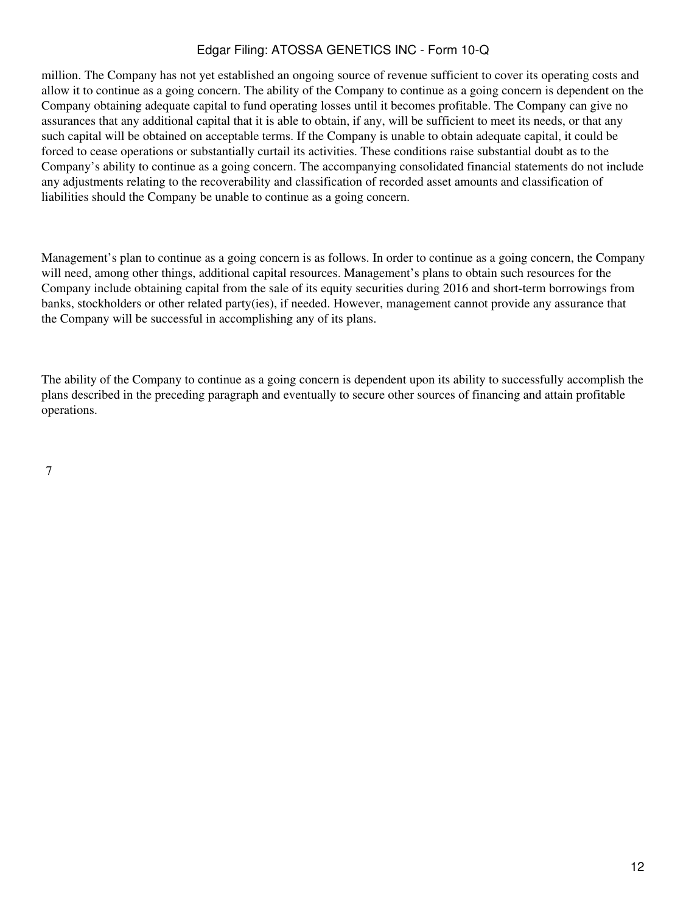million. The Company has not yet established an ongoing source of revenue sufficient to cover its operating costs and allow it to continue as a going concern. The ability of the Company to continue as a going concern is dependent on the Company obtaining adequate capital to fund operating losses until it becomes profitable. The Company can give no assurances that any additional capital that it is able to obtain, if any, will be sufficient to meet its needs, or that any such capital will be obtained on acceptable terms. If the Company is unable to obtain adequate capital, it could be forced to cease operations or substantially curtail its activities. These conditions raise substantial doubt as to the Company's ability to continue as a going concern. The accompanying consolidated financial statements do not include any adjustments relating to the recoverability and classification of recorded asset amounts and classification of liabilities should the Company be unable to continue as a going concern.

Management's plan to continue as a going concern is as follows. In order to continue as a going concern, the Company will need, among other things, additional capital resources. Management's plans to obtain such resources for the Company include obtaining capital from the sale of its equity securities during 2016 and short-term borrowings from banks, stockholders or other related party(ies), if needed. However, management cannot provide any assurance that the Company will be successful in accomplishing any of its plans.

The ability of the Company to continue as a going concern is dependent upon its ability to successfully accomplish the plans described in the preceding paragraph and eventually to secure other sources of financing and attain profitable operations.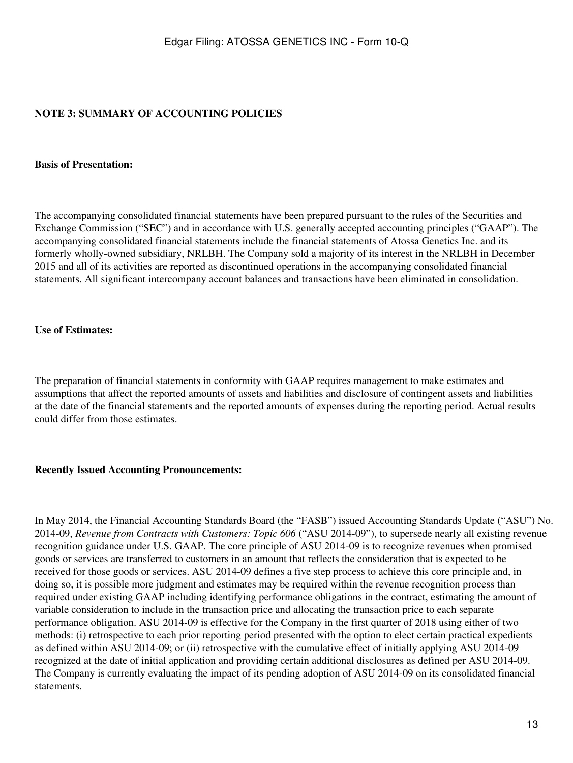**NOTE 3: SUMMARY OF ACCOUNTING POLICIES**

**Basis of Presentation:**

The accompanying consolidated financial statements have been prepared pursuant to the rules of the Securities and Exchange Commission ("SEC") and in accordance with U.S. generally accepted accounting principles ("GAAP"). The accompanying consolidated financial statements include the financial statements of Atossa Genetics Inc. and its formerly wholly-owned subsidiary, NRLBH. The Company sold a majority of its interest in the NRLBH in December 2015 and all of its activities are reported as discontinued operations in the accompanying consolidated financial statements. All significant intercompany account balances and transactions have been eliminated in consolidation.

**Use of Estimates:**

The preparation of financial statements in conformity with GAAP requires management to make estimates and assumptions that affect the reported amounts of assets and liabilities and disclosure of contingent assets and liabilities at the date of the financial statements and the reported amounts of expenses during the reporting period. Actual results could differ from those estimates.

**Recently Issued Accounting Pronouncements:**

In May 2014, the Financial Accounting Standards Board (the "FASB") issued Accounting Standards Update ("ASU") No. 2014-09, *Revenue from Contracts with Customers: Topic 606* ("ASU 2014-09"), to supersede nearly all existing revenue recognition guidance under U.S. GAAP. The core principle of ASU 2014-09 is to recognize revenues when promised goods or services are transferred to customers in an amount that reflects the consideration that is expected to be received for those goods or services. ASU 2014-09 defines a five step process to achieve this core principle and, in doing so, it is possible more judgment and estimates may be required within the revenue recognition process than required under existing GAAP including identifying performance obligations in the contract, estimating the amount of variable consideration to include in the transaction price and allocating the transaction price to each separate performance obligation. ASU 2014-09 is effective for the Company in the first quarter of 2018 using either of two methods: (i) retrospective to each prior reporting period presented with the option to elect certain practical expedients as defined within ASU 2014-09; or (ii) retrospective with the cumulative effect of initially applying ASU 2014-09 recognized at the date of initial application and providing certain additional disclosures as defined per ASU 2014-09. The Company is currently evaluating the impact of its pending adoption of ASU 2014-09 on its consolidated financial statements.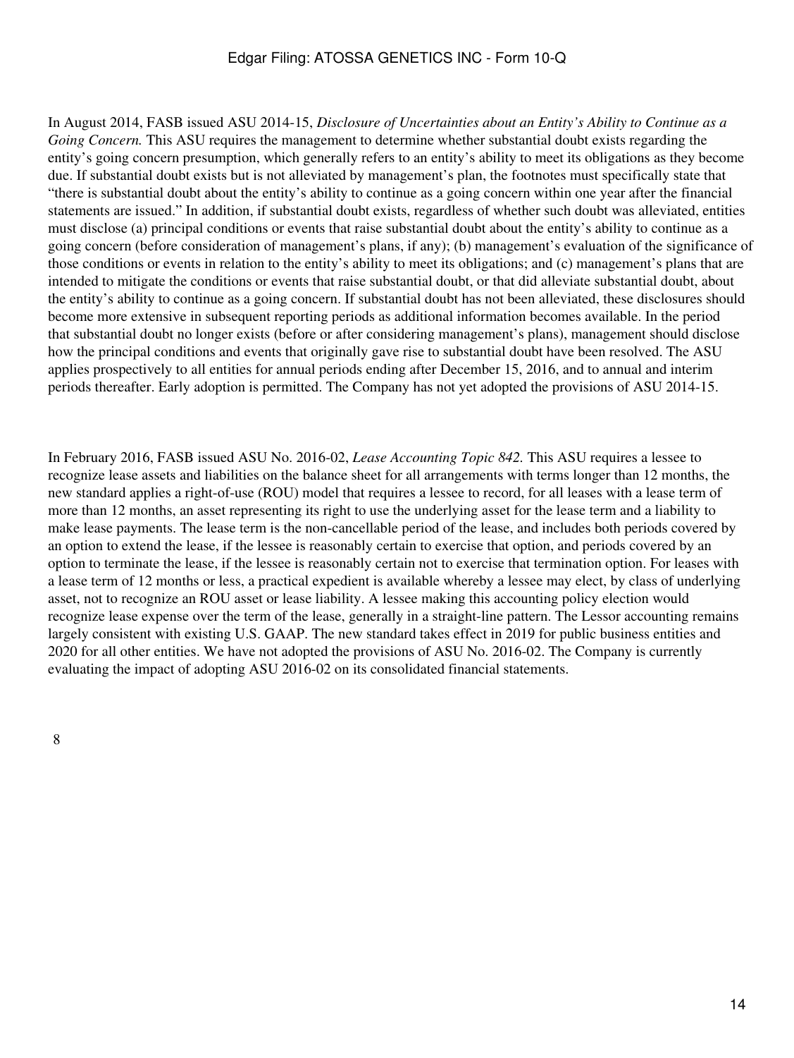In August 2014, FASB issued ASU 2014-15, *Disclosure of Uncertainties about an Entity's Ability to Continue as a Going Concern.* This ASU requires the management to determine whether substantial doubt exists regarding the entity's going concern presumption, which generally refers to an entity's ability to meet its obligations as they become due. If substantial doubt exists but is not alleviated by management's plan, the footnotes must specifically state that "there is substantial doubt about the entity's ability to continue as a going concern within one year after the financial statements are issued." In addition, if substantial doubt exists, regardless of whether such doubt was alleviated, entities must disclose (a) principal conditions or events that raise substantial doubt about the entity's ability to continue as a going concern (before consideration of management's plans, if any); (b) management's evaluation of the significance of those conditions or events in relation to the entity's ability to meet its obligations; and (c) management's plans that are intended to mitigate the conditions or events that raise substantial doubt, or that did alleviate substantial doubt, about the entity's ability to continue as a going concern. If substantial doubt has not been alleviated, these disclosures should become more extensive in subsequent reporting periods as additional information becomes available. In the period that substantial doubt no longer exists (before or after considering management's plans), management should disclose how the principal conditions and events that originally gave rise to substantial doubt have been resolved. The ASU applies prospectively to all entities for annual periods ending after December 15, 2016, and to annual and interim periods thereafter. Early adoption is permitted. The Company has not yet adopted the provisions of ASU 2014-15.

In February 2016, FASB issued ASU No. 2016-02, *Lease Accounting Topic 842.* This ASU requires a lessee to recognize lease assets and liabilities on the balance sheet for all arrangements with terms longer than 12 months, the new standard applies a right-of-use (ROU) model that requires a lessee to record, for all leases with a lease term of more than 12 months, an asset representing its right to use the underlying asset for the lease term and a liability to make lease payments. The lease term is the non-cancellable period of the lease, and includes both periods covered by an option to extend the lease, if the lessee is reasonably certain to exercise that option, and periods covered by an option to terminate the lease, if the lessee is reasonably certain not to exercise that termination option. For leases with a lease term of 12 months or less, a practical expedient is available whereby a lessee may elect, by class of underlying asset, not to recognize an ROU asset or lease liability. A lessee making this accounting policy election would recognize lease expense over the term of the lease, generally in a straight-line pattern. The Lessor accounting remains largely consistent with existing U.S. GAAP. The new standard takes effect in 2019 for public business entities and 2020 for all other entities. We have not adopted the provisions of ASU No. 2016-02. The Company is currently evaluating the impact of adopting ASU 2016-02 on its consolidated financial statements.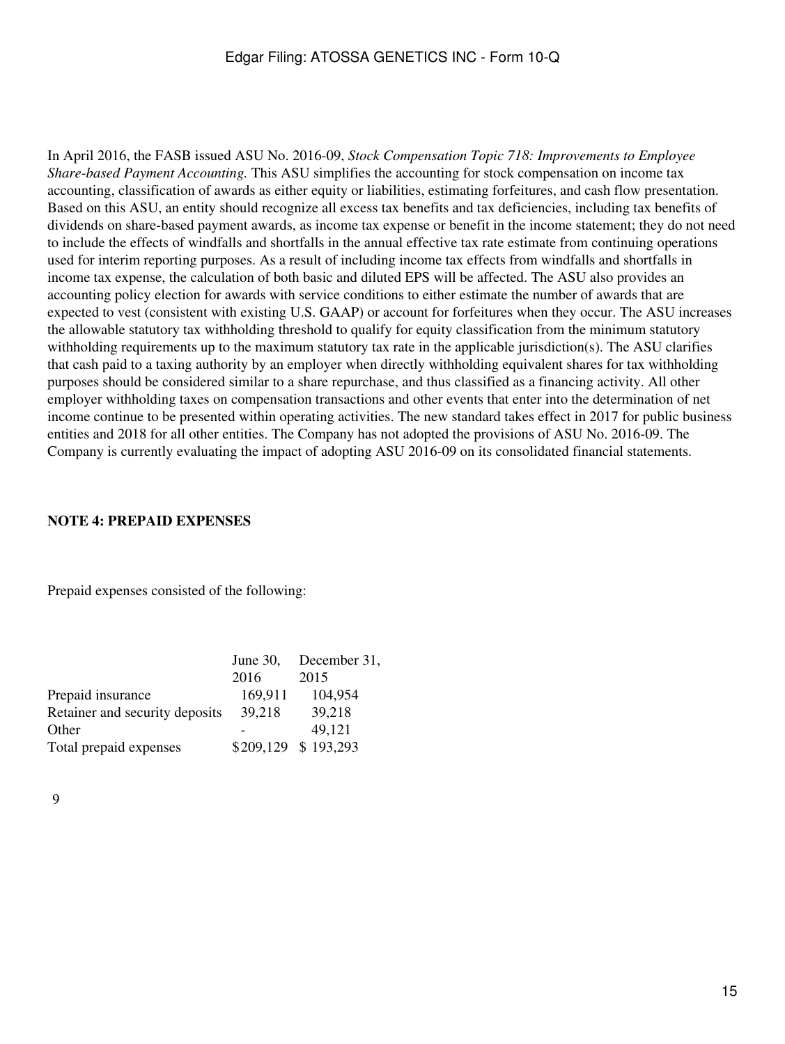In April 2016, the FASB issued ASU No. 2016-09, *Stock Compensation Topic 718: Improvements to Employee Share-based Payment Accounting.* This ASU simplifies the accounting for stock compensation on income tax accounting, classification of awards as either equity or liabilities, estimating forfeitures, and cash flow presentation. Based on this ASU, an entity should recognize all excess tax benefits and tax deficiencies, including tax benefits of dividends on share-based payment awards, as income tax expense or benefit in the income statement; they do not need to include the effects of windfalls and shortfalls in the annual effective tax rate estimate from continuing operations used for interim reporting purposes. As a result of including income tax effects from windfalls and shortfalls in income tax expense, the calculation of both basic and diluted EPS will be affected. The ASU also provides an accounting policy election for awards with service conditions to either estimate the number of awards that are expected to vest (consistent with existing U.S. GAAP) or account for forfeitures when they occur. The ASU increases the allowable statutory tax withholding threshold to qualify for equity classification from the minimum statutory withholding requirements up to the maximum statutory tax rate in the applicable jurisdiction(s). The ASU clarifies that cash paid to a taxing authority by an employer when directly withholding equivalent shares for tax withholding purposes should be considered similar to a share repurchase, and thus classified as a financing activity. All other employer withholding taxes on compensation transactions and other events that enter into the determination of net income continue to be presented within operating activities. The new standard takes effect in 2017 for public business entities and 2018 for all other entities. The Company has not adopted the provisions of ASU No. 2016-09. The Company is currently evaluating the impact of adopting ASU 2016-09 on its consolidated financial statements.

**NOTE 4: PREPAID EXPENSES**

Prepaid expenses consisted of the following:

| | June 30, 2016 | December 31, 2015 |
|---|---|---|
| Prepaid insurance | 169,911 | 104,954 |
| Retainer and security deposits | 39,218 | 39,218 |
| Other | - | 49,121 |
| Total prepaid expenses | $209,129 | $ 193,293 |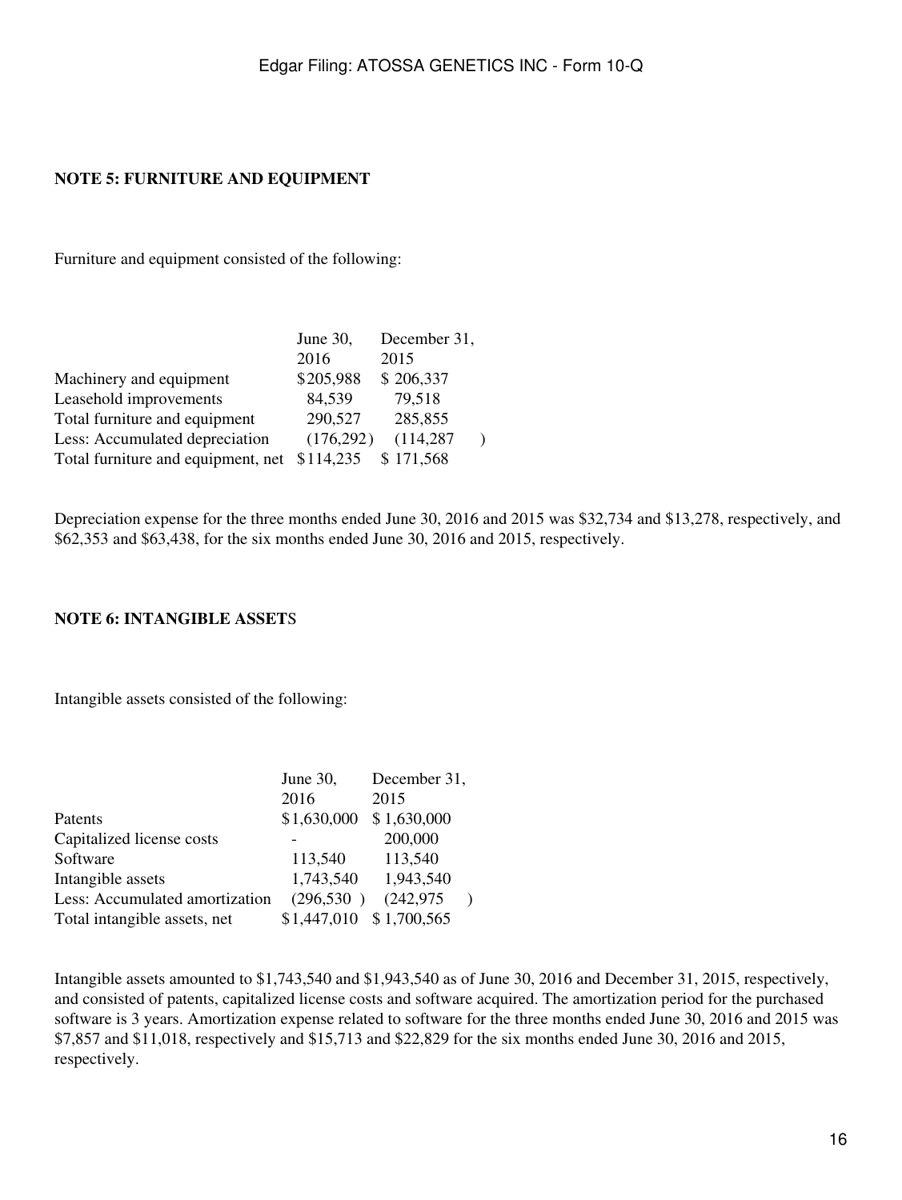## NOTE 5: FURNITURE AND EQUIPMENT

Furniture and equipment consisted of the following:

| | June 30, 2016 | December 31, 2015 |
|---|---|---|
| Machinery and equipment | $205,988 | $ 206,337 |
| Leasehold improvements | 84,539 | 79,518 |
| Total furniture and equipment | 290,527 | 285,855 |
| Less: Accumulated depreciation | (176,292) | (114,287) |
| Total furniture and equipment, net | $114,235 | $ 171,568 |

Depreciation expense for the three months ended June 30, 2016 and 2015 was $32,734 and $13,278, respectively, and $62,353 and $63,438, for the six months ended June 30, 2016 and 2015, respectively.

## NOTE 6: INTANGIBLE ASSETS

Intangible assets consisted of the following:

| | June 30, 2016 | December 31, 2015 |
|---|---|---|
| Patents | $1,630,000 | $ 1,630,000 |
| Capitalized license costs | - | 200,000 |
| Software | 113,540 | 113,540 |
| Intangible assets | 1,743,540 | 1,943,540 |
| Less: Accumulated amortization | (296,530) | (242,975) |
| Total intangible assets, net | $1,447,010 | $ 1,700,565 |

Intangible assets amounted to $1,743,540 and $1,943,540 as of June 30, 2016 and December 31, 2015, respectively, and consisted of patents, capitalized license costs and software acquired. The amortization period for the purchased software is 3 years. Amortization expense related to software for the three months ended June 30, 2016 and 2015 was $7,857 and $11,018, respectively and $15,713 and $22,829 for the six months ended June 30, 2016 and 2015, respectively.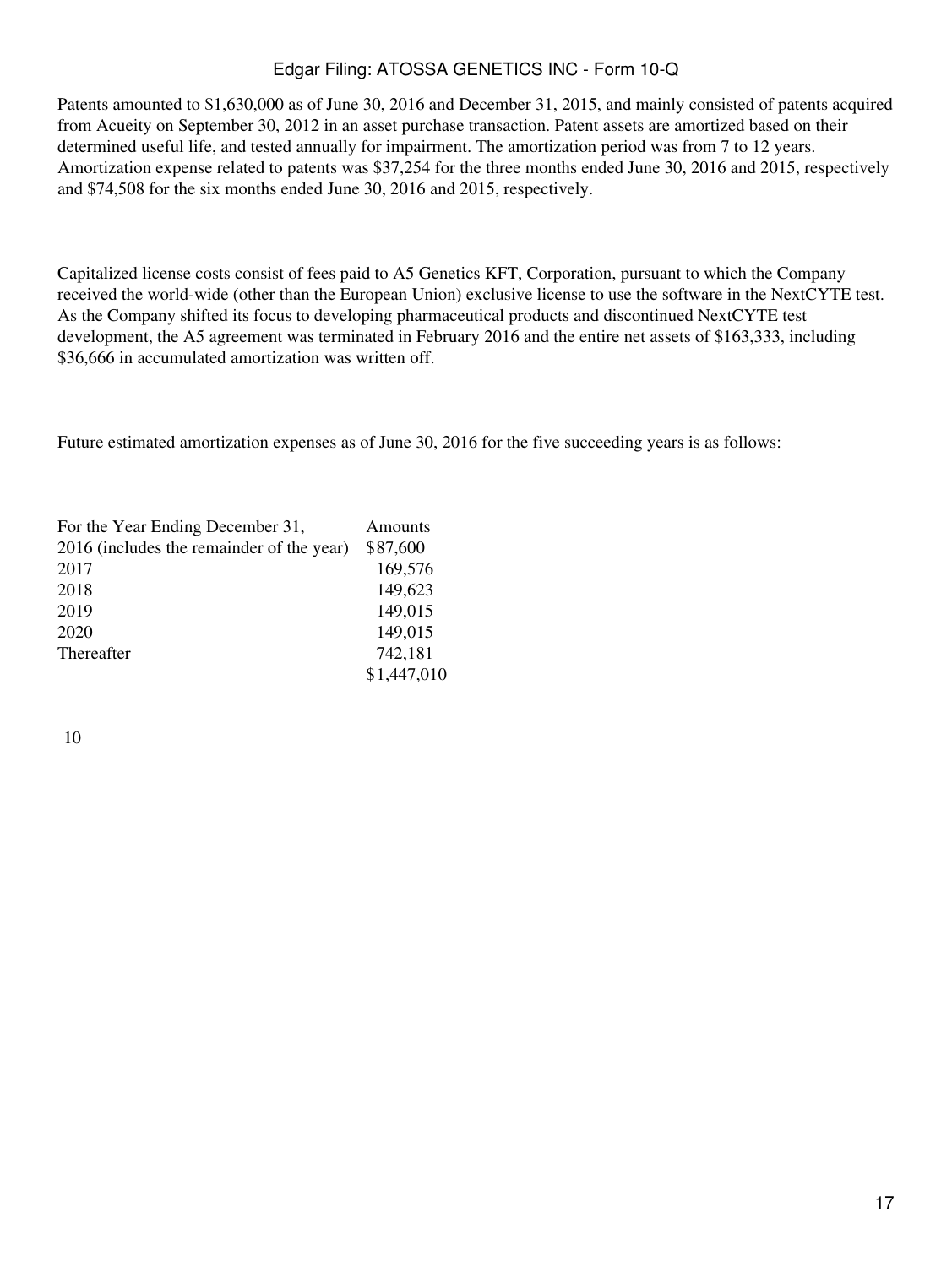Patents amounted to $1,630,000 as of June 30, 2016 and December 31, 2015, and mainly consisted of patents acquired from Acueity on September 30, 2012 in an asset purchase transaction. Patent assets are amortized based on their determined useful life, and tested annually for impairment. The amortization period was from 7 to 12 years. Amortization expense related to patents was $37,254 for the three months ended June 30, 2016 and 2015, respectively and $74,508 for the six months ended June 30, 2016 and 2015, respectively.

Capitalized license costs consist of fees paid to A5 Genetics KFT, Corporation, pursuant to which the Company received the world-wide (other than the European Union) exclusive license to use the software in the NextCYTE test. As the Company shifted its focus to developing pharmaceutical products and discontinued NextCYTE test development, the A5 agreement was terminated in February 2016 and the entire net assets of $163,333, including $36,666 in accumulated amortization was written off.

Future estimated amortization expenses as of June 30, 2016 for the five succeeding years is as follows:

| For the Year Ending December 31, | Amounts |
|---|---|
| 2016 (includes the remainder of the year) | $87,600 |
| 2017 | 169,576 |
| 2018 | 149,623 |
| 2019 | 149,015 |
| 2020 | 149,015 |
| Thereafter | 742,181 |
| | $1,447,010 |

10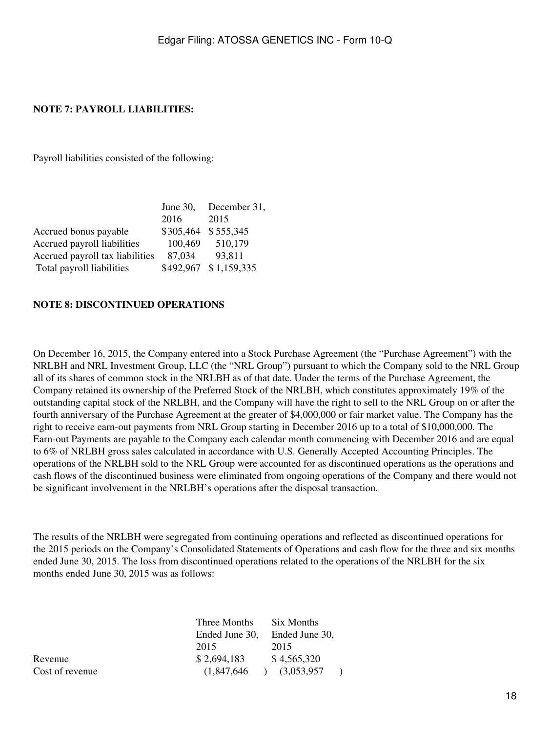**NOTE 7: PAYROLL LIABILITIES:**

Payroll liabilities consisted of the following:

| | June 30, 2016 | December 31, 2015 |
|---|---|---|
| Accrued bonus payable | $305,464 | $ 555,345 |
| Accrued payroll liabilities | 100,469 | 510,179 |
| Accrued payroll tax liabilities | 87,034 | 93,811 |
| Total payroll liabilities | $492,967 | $ 1,159,335 |

**NOTE 8: DISCONTINUED OPERATIONS**

On December 16, 2015, the Company entered into a Stock Purchase Agreement (the "Purchase Agreement") with the NRLBH and NRL Investment Group, LLC (the "NRL Group") pursuant to which the Company sold to the NRL Group all of its shares of common stock in the NRLBH as of that date. Under the terms of the Purchase Agreement, the Company retained its ownership of the Preferred Stock of the NRLBH, which constitutes approximately 19% of the outstanding capital stock of the NRLBH, and the Company will have the right to sell to the NRL Group on or after the fourth anniversary of the Purchase Agreement at the greater of $4,000,000 or fair market value. The Company has the right to receive earn-out payments from NRL Group starting in December 2016 up to a total of $10,000,000. The Earn-out Payments are payable to the Company each calendar month commencing with December 2016 and are equal to 6% of NRLBH gross sales calculated in accordance with U.S. Generally Accepted Accounting Principles. The operations of the NRLBH sold to the NRL Group were accounted for as discontinued operations as the operations and cash flows of the discontinued business were eliminated from ongoing operations of the Company and there would not be significant involvement in the NRLBH's operations after the disposal transaction.

The results of the NRLBH were segregated from continuing operations and reflected as discontinued operations for the 2015 periods on the Company's Consolidated Statements of Operations and cash flow for the three and six months ended June 30, 2015. The loss from discontinued operations related to the operations of the NRLBH for the six months ended June 30, 2015 was as follows:

| | Three Months Ended June 30, 2015 | Six Months Ended June 30, 2015 |
|---|---|---|
| Revenue | $ 2,694,183 | $ 4,565,320 |
| Cost of revenue | (1,847,646) | (3,053,957) |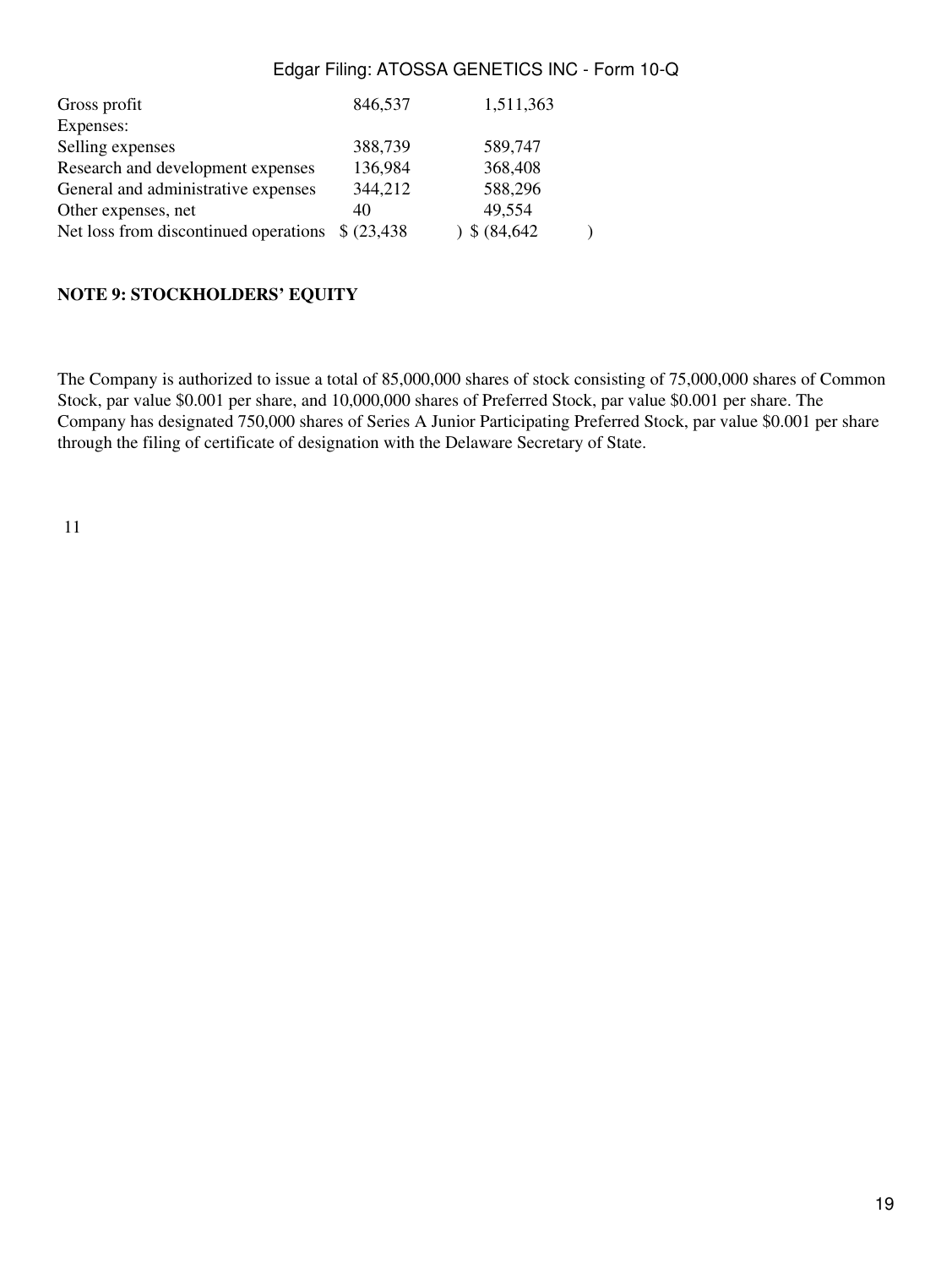| | | |
|---|---|---|
| Gross profit | 846,537 | 1,511,363 |
| Expenses: | | |
| Selling expenses | 388,739 | 589,747 |
| Research and development expenses | 136,984 | 368,408 |
| General and administrative expenses | 344,212 | 588,296 |
| Other expenses, net | 40 | 49,554 |
| Net loss from discontinued operations | $ (23,438) | $ (84,642) |

**NOTE 9: STOCKHOLDERS' EQUITY**

The Company is authorized to issue a total of 85,000,000 shares of stock consisting of 75,000,000 shares of Common Stock, par value $0.001 per share, and 10,000,000 shares of Preferred Stock, par value $0.001 per share. The Company has designated 750,000 shares of Series A Junior Participating Preferred Stock, par value $0.001 per share through the filing of certificate of designation with the Delaware Secretary of State.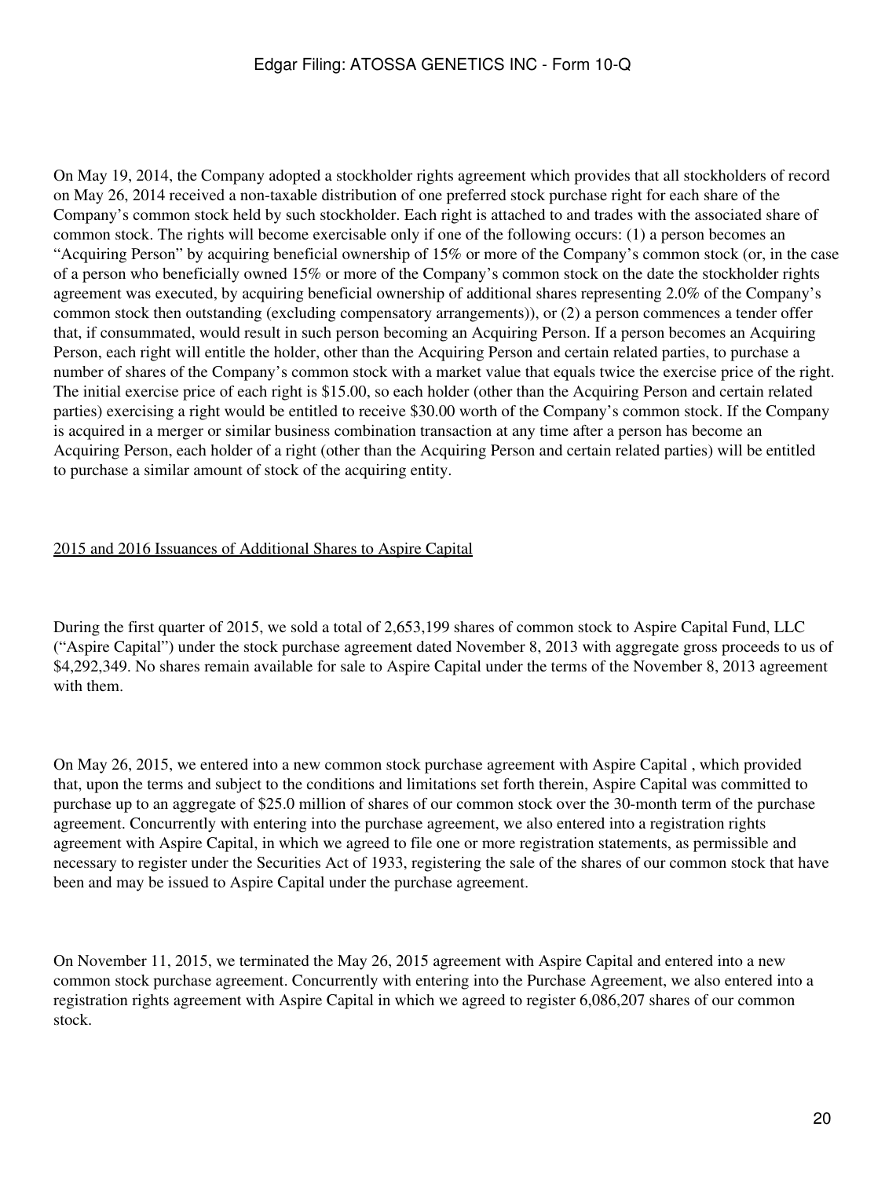On May 19, 2014, the Company adopted a stockholder rights agreement which provides that all stockholders of record on May 26, 2014 received a non-taxable distribution of one preferred stock purchase right for each share of the Company's common stock held by such stockholder. Each right is attached to and trades with the associated share of common stock. The rights will become exercisable only if one of the following occurs: (1) a person becomes an "Acquiring Person" by acquiring beneficial ownership of 15% or more of the Company's common stock (or, in the case of a person who beneficially owned 15% or more of the Company's common stock on the date the stockholder rights agreement was executed, by acquiring beneficial ownership of additional shares representing 2.0% of the Company's common stock then outstanding (excluding compensatory arrangements)), or (2) a person commences a tender offer that, if consummated, would result in such person becoming an Acquiring Person. If a person becomes an Acquiring Person, each right will entitle the holder, other than the Acquiring Person and certain related parties, to purchase a number of shares of the Company's common stock with a market value that equals twice the exercise price of the right. The initial exercise price of each right is $15.00, so each holder (other than the Acquiring Person and certain related parties) exercising a right would be entitled to receive $30.00 worth of the Company's common stock. If the Company is acquired in a merger or similar business combination transaction at any time after a person has become an Acquiring Person, each holder of a right (other than the Acquiring Person and certain related parties) will be entitled to purchase a similar amount of stock of the acquiring entity.

2015 and 2016 Issuances of Additional Shares to Aspire Capital

During the first quarter of 2015, we sold a total of 2,653,199 shares of common stock to Aspire Capital Fund, LLC ("Aspire Capital") under the stock purchase agreement dated November 8, 2013 with aggregate gross proceeds to us of $4,292,349. No shares remain available for sale to Aspire Capital under the terms of the November 8, 2013 agreement with them.

On May 26, 2015, we entered into a new common stock purchase agreement with Aspire Capital , which provided that, upon the terms and subject to the conditions and limitations set forth therein, Aspire Capital was committed to purchase up to an aggregate of $25.0 million of shares of our common stock over the 30-month term of the purchase agreement. Concurrently with entering into the purchase agreement, we also entered into a registration rights agreement with Aspire Capital, in which we agreed to file one or more registration statements, as permissible and necessary to register under the Securities Act of 1933, registering the sale of the shares of our common stock that have been and may be issued to Aspire Capital under the purchase agreement.

On November 11, 2015, we terminated the May 26, 2015 agreement with Aspire Capital and entered into a new common stock purchase agreement. Concurrently with entering into the Purchase Agreement, we also entered into a registration rights agreement with Aspire Capital in which we agreed to register 6,086,207 shares of our common stock.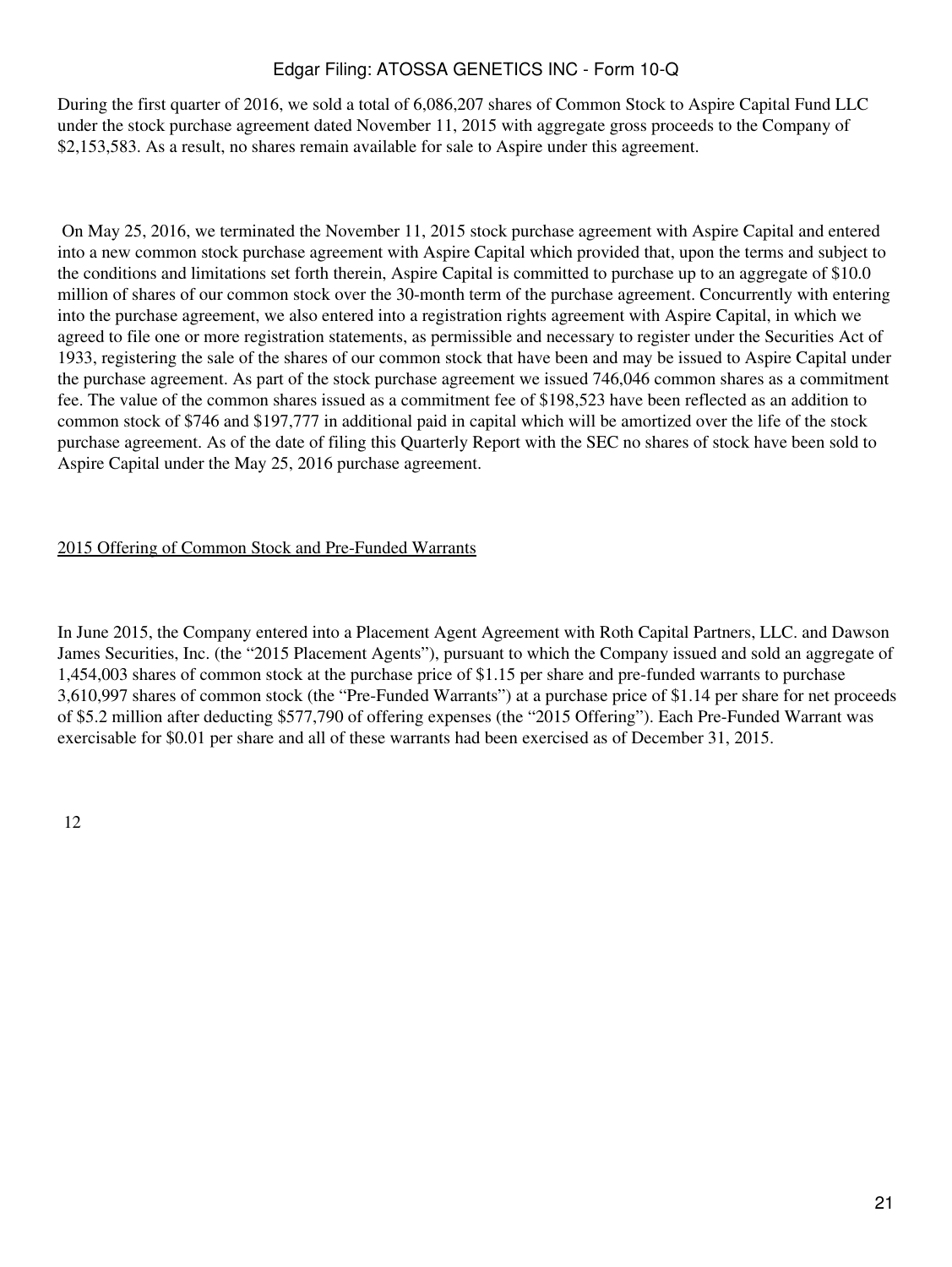During the first quarter of 2016, we sold a total of 6,086,207 shares of Common Stock to Aspire Capital Fund LLC under the stock purchase agreement dated November 11, 2015 with aggregate gross proceeds to the Company of $2,153,583. As a result, no shares remain available for sale to Aspire under this agreement.

On May 25, 2016, we terminated the November 11, 2015 stock purchase agreement with Aspire Capital and entered into a new common stock purchase agreement with Aspire Capital which provided that, upon the terms and subject to the conditions and limitations set forth therein, Aspire Capital is committed to purchase up to an aggregate of $10.0 million of shares of our common stock over the 30-month term of the purchase agreement. Concurrently with entering into the purchase agreement, we also entered into a registration rights agreement with Aspire Capital, in which we agreed to file one or more registration statements, as permissible and necessary to register under the Securities Act of 1933, registering the sale of the shares of our common stock that have been and may be issued to Aspire Capital under the purchase agreement. As part of the stock purchase agreement we issued 746,046 common shares as a commitment fee. The value of the common shares issued as a commitment fee of $198,523 have been reflected as an addition to common stock of $746 and $197,777 in additional paid in capital which will be amortized over the life of the stock purchase agreement. As of the date of filing this Quarterly Report with the SEC no shares of stock have been sold to Aspire Capital under the May 25, 2016 purchase agreement.

2015 Offering of Common Stock and Pre-Funded Warrants

In June 2015, the Company entered into a Placement Agent Agreement with Roth Capital Partners, LLC. and Dawson James Securities, Inc. (the "2015 Placement Agents"), pursuant to which the Company issued and sold an aggregate of 1,454,003 shares of common stock at the purchase price of $1.15 per share and pre-funded warrants to purchase 3,610,997 shares of common stock (the "Pre-Funded Warrants") at a purchase price of $1.14 per share for net proceeds of $5.2 million after deducting $577,790 of offering expenses (the "2015 Offering"). Each Pre-Funded Warrant was exercisable for $0.01 per share and all of these warrants had been exercised as of December 31, 2015.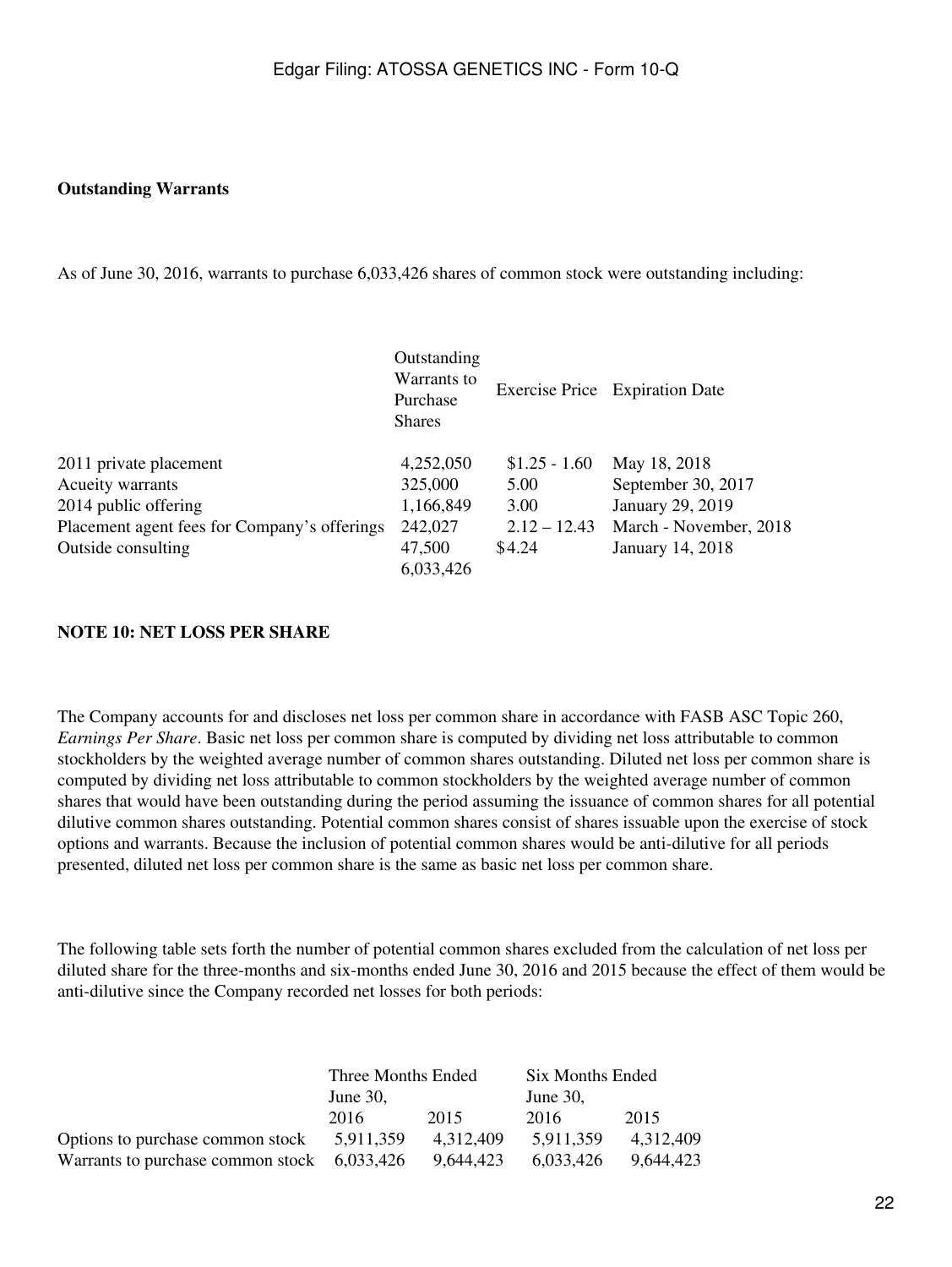**Outstanding Warrants**

As of June 30, 2016, warrants to purchase 6,033,426 shares of common stock were outstanding including:

| | Outstanding Warrants to Purchase Shares | Exercise Price | Expiration Date |
|---|---|---|---|
| 2011 private placement | 4,252,050 | $1.25 - 1.60 | May 18, 2018 |
| Acueity warrants | 325,000 | 5.00 | September 30, 2017 |
| 2014 public offering | 1,166,849 | 3.00 | January 29, 2019 |
| Placement agent fees for Company's offerings | 242,027 | 2.12 – 12.43 | March - November, 2018 |
| Outside consulting | 47,500 | $4.24 | January 14, 2018 |
| | 6,033,426 | | |

**NOTE 10: NET LOSS PER SHARE**

The Company accounts for and discloses net loss per common share in accordance with FASB ASC Topic 260, *Earnings Per Share*. Basic net loss per common share is computed by dividing net loss attributable to common stockholders by the weighted average number of common shares outstanding. Diluted net loss per common share is computed by dividing net loss attributable to common stockholders by the weighted average number of common shares that would have been outstanding during the period assuming the issuance of common shares for all potential dilutive common shares outstanding. Potential common shares consist of shares issuable upon the exercise of stock options and warrants. Because the inclusion of potential common shares would be anti-dilutive for all periods presented, diluted net loss per common share is the same as basic net loss per common share.

The following table sets forth the number of potential common shares excluded from the calculation of net loss per diluted share for the three-months and six-months ended June 30, 2016 and 2015 because the effect of them would be anti-dilutive since the Company recorded net losses for both periods:

| | Three Months Ended June 30, | | Six Months Ended June 30, | |
|---|---|---|---|---|
| | 2016 | 2015 | 2016 | 2015 |
| Options to purchase common stock | 5,911,359 | 4,312,409 | 5,911,359 | 4,312,409 |
| Warrants to purchase common stock | 6,033,426 | 9,644,423 | 6,033,426 | 9,644,423 |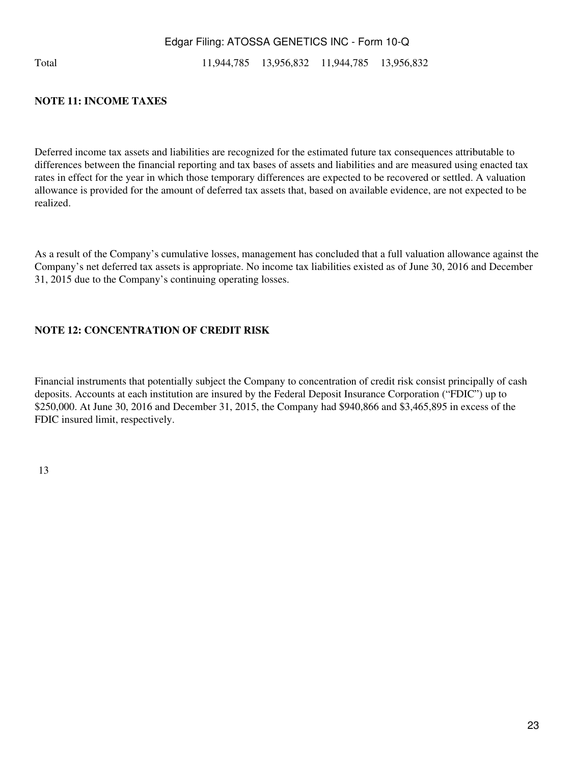| Total | 11,944,785 | 13,956,832 | 11,944,785 | 13,956,832 |
|---|---|---|---|---|

## NOTE 11: INCOME TAXES

Deferred income tax assets and liabilities are recognized for the estimated future tax consequences attributable to differences between the financial reporting and tax bases of assets and liabilities and are measured using enacted tax rates in effect for the year in which those temporary differences are expected to be recovered or settled. A valuation allowance is provided for the amount of deferred tax assets that, based on available evidence, are not expected to be realized.

As a result of the Company's cumulative losses, management has concluded that a full valuation allowance against the Company's net deferred tax assets is appropriate. No income tax liabilities existed as of June 30, 2016 and December 31, 2015 due to the Company's continuing operating losses.

## NOTE 12: CONCENTRATION OF CREDIT RISK

Financial instruments that potentially subject the Company to concentration of credit risk consist principally of cash deposits. Accounts at each institution are insured by the Federal Deposit Insurance Corporation ("FDIC") up to $250,000. At June 30, 2016 and December 31, 2015, the Company had $940,866 and $3,465,895 in excess of the FDIC insured limit, respectively.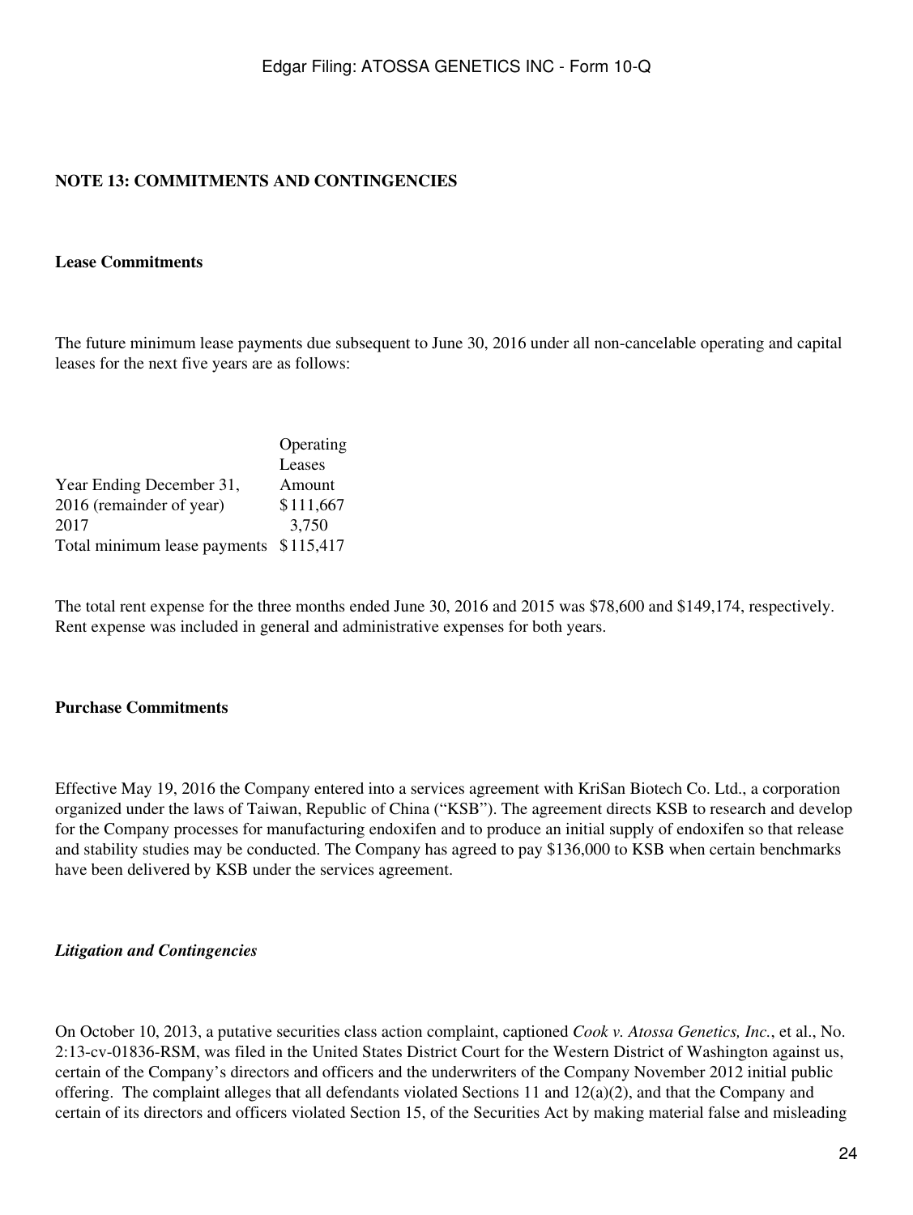## NOTE 13: COMMITMENTS AND CONTINGENCIES

### Lease Commitments

The future minimum lease payments due subsequent to June 30, 2016 under all non-cancelable operating and capital leases for the next five years are as follows:

| Year Ending December 31, | Operating Leases Amount |
|---|---|
| 2016 (remainder of year) | $111,667 |
| 2017 | 3,750 |
| Total minimum lease payments | $115,417 |

The total rent expense for the three months ended June 30, 2016 and 2015 was $78,600 and $149,174, respectively. Rent expense was included in general and administrative expenses for both years.

### Purchase Commitments

Effective May 19, 2016 the Company entered into a services agreement with KriSan Biotech Co. Ltd., a corporation organized under the laws of Taiwan, Republic of China ("KSB"). The agreement directs KSB to research and develop for the Company processes for manufacturing endoxifen and to produce an initial supply of endoxifen so that release and stability studies may be conducted. The Company has agreed to pay $136,000 to KSB when certain benchmarks have been delivered by KSB under the services agreement.

### *Litigation and Contingencies*

On October 10, 2013, a putative securities class action complaint, captioned *Cook v. Atossa Genetics, Inc.*, et al., No. 2:13-cv-01836-RSM, was filed in the United States District Court for the Western District of Washington against us, certain of the Company's directors and officers and the underwriters of the Company November 2012 initial public offering. The complaint alleges that all defendants violated Sections 11 and 12(a)(2), and that the Company and certain of its directors and officers violated Section 15, of the Securities Act by making material false and misleading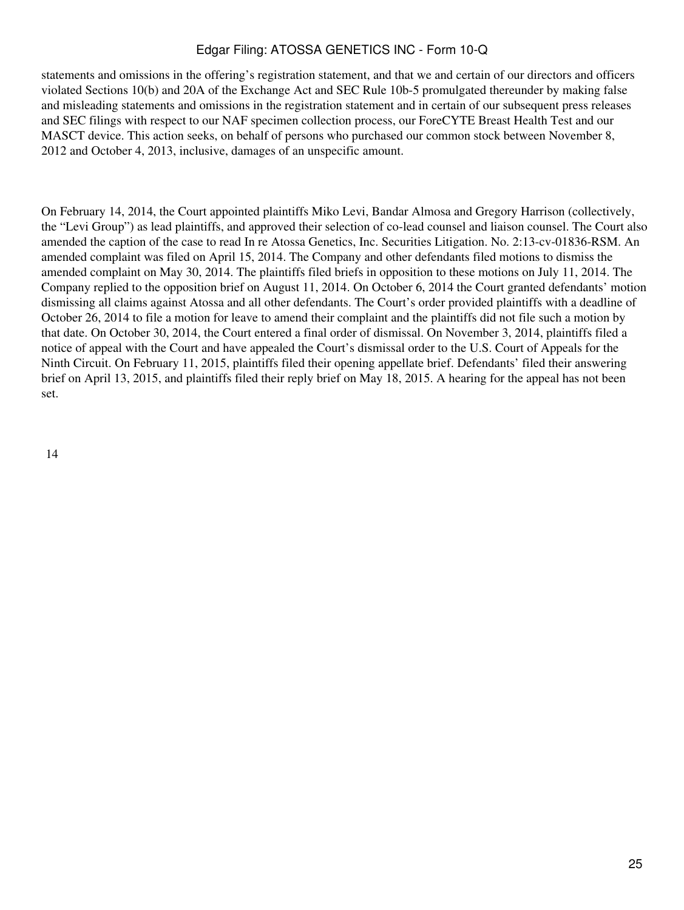statements and omissions in the offering's registration statement, and that we and certain of our directors and officers violated Sections 10(b) and 20A of the Exchange Act and SEC Rule 10b-5 promulgated thereunder by making false and misleading statements and omissions in the registration statement and in certain of our subsequent press releases and SEC filings with respect to our NAF specimen collection process, our ForeCYTE Breast Health Test and our MASCT device. This action seeks, on behalf of persons who purchased our common stock between November 8, 2012 and October 4, 2013, inclusive, damages of an unspecific amount.

On February 14, 2014, the Court appointed plaintiffs Miko Levi, Bandar Almosa and Gregory Harrison (collectively, the "Levi Group") as lead plaintiffs, and approved their selection of co-lead counsel and liaison counsel. The Court also amended the caption of the case to read In re Atossa Genetics, Inc. Securities Litigation. No. 2:13-cv-01836-RSM. An amended complaint was filed on April 15, 2014. The Company and other defendants filed motions to dismiss the amended complaint on May 30, 2014. The plaintiffs filed briefs in opposition to these motions on July 11, 2014. The Company replied to the opposition brief on August 11, 2014. On October 6, 2014 the Court granted defendants' motion dismissing all claims against Atossa and all other defendants. The Court's order provided plaintiffs with a deadline of October 26, 2014 to file a motion for leave to amend their complaint and the plaintiffs did not file such a motion by that date. On October 30, 2014, the Court entered a final order of dismissal. On November 3, 2014, plaintiffs filed a notice of appeal with the Court and have appealed the Court's dismissal order to the U.S. Court of Appeals for the Ninth Circuit. On February 11, 2015, plaintiffs filed their opening appellate brief. Defendants' filed their answering brief on April 13, 2015, and plaintiffs filed their reply brief on May 18, 2015. A hearing for the appeal has not been set.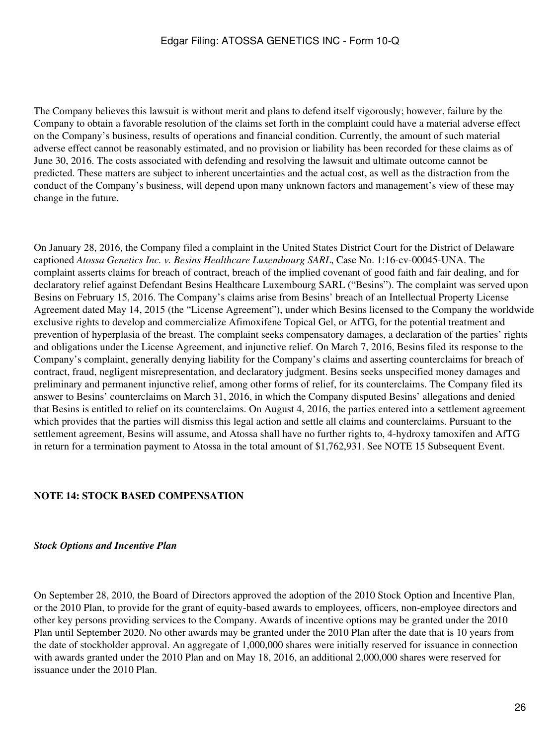The Company believes this lawsuit is without merit and plans to defend itself vigorously; however, failure by the Company to obtain a favorable resolution of the claims set forth in the complaint could have a material adverse effect on the Company's business, results of operations and financial condition. Currently, the amount of such material adverse effect cannot be reasonably estimated, and no provision or liability has been recorded for these claims as of June 30, 2016. The costs associated with defending and resolving the lawsuit and ultimate outcome cannot be predicted. These matters are subject to inherent uncertainties and the actual cost, as well as the distraction from the conduct of the Company's business, will depend upon many unknown factors and management's view of these may change in the future.

On January 28, 2016, the Company filed a complaint in the United States District Court for the District of Delaware captioned *Atossa Genetics Inc. v. Besins Healthcare Luxembourg SARL*, Case No. 1:16-cv-00045-UNA. The complaint asserts claims for breach of contract, breach of the implied covenant of good faith and fair dealing, and for declaratory relief against Defendant Besins Healthcare Luxembourg SARL ("Besins"). The complaint was served upon Besins on February 15, 2016. The Company's claims arise from Besins' breach of an Intellectual Property License Agreement dated May 14, 2015 (the "License Agreement"), under which Besins licensed to the Company the worldwide exclusive rights to develop and commercialize Afimoxifene Topical Gel, or AfTG, for the potential treatment and prevention of hyperplasia of the breast. The complaint seeks compensatory damages, a declaration of the parties' rights and obligations under the License Agreement, and injunctive relief. On March 7, 2016, Besins filed its response to the Company's complaint, generally denying liability for the Company's claims and asserting counterclaims for breach of contract, fraud, negligent misrepresentation, and declaratory judgment. Besins seeks unspecified money damages and preliminary and permanent injunctive relief, among other forms of relief, for its counterclaims. The Company filed its answer to Besins' counterclaims on March 31, 2016, in which the Company disputed Besins' allegations and denied that Besins is entitled to relief on its counterclaims. On August 4, 2016, the parties entered into a settlement agreement which provides that the parties will dismiss this legal action and settle all claims and counterclaims. Pursuant to the settlement agreement, Besins will assume, and Atossa shall have no further rights to, 4-hydroxy tamoxifen and AfTG in return for a termination payment to Atossa in the total amount of $1,762,931. See NOTE 15 Subsequent Event.

## NOTE 14: STOCK BASED COMPENSATION

***Stock Options and Incentive Plan***

On September 28, 2010, the Board of Directors approved the adoption of the 2010 Stock Option and Incentive Plan, or the 2010 Plan, to provide for the grant of equity-based awards to employees, officers, non-employee directors and other key persons providing services to the Company. Awards of incentive options may be granted under the 2010 Plan until September 2020. No other awards may be granted under the 2010 Plan after the date that is 10 years from the date of stockholder approval. An aggregate of 1,000,000 shares were initially reserved for issuance in connection with awards granted under the 2010 Plan and on May 18, 2016, an additional 2,000,000 shares were reserved for issuance under the 2010 Plan.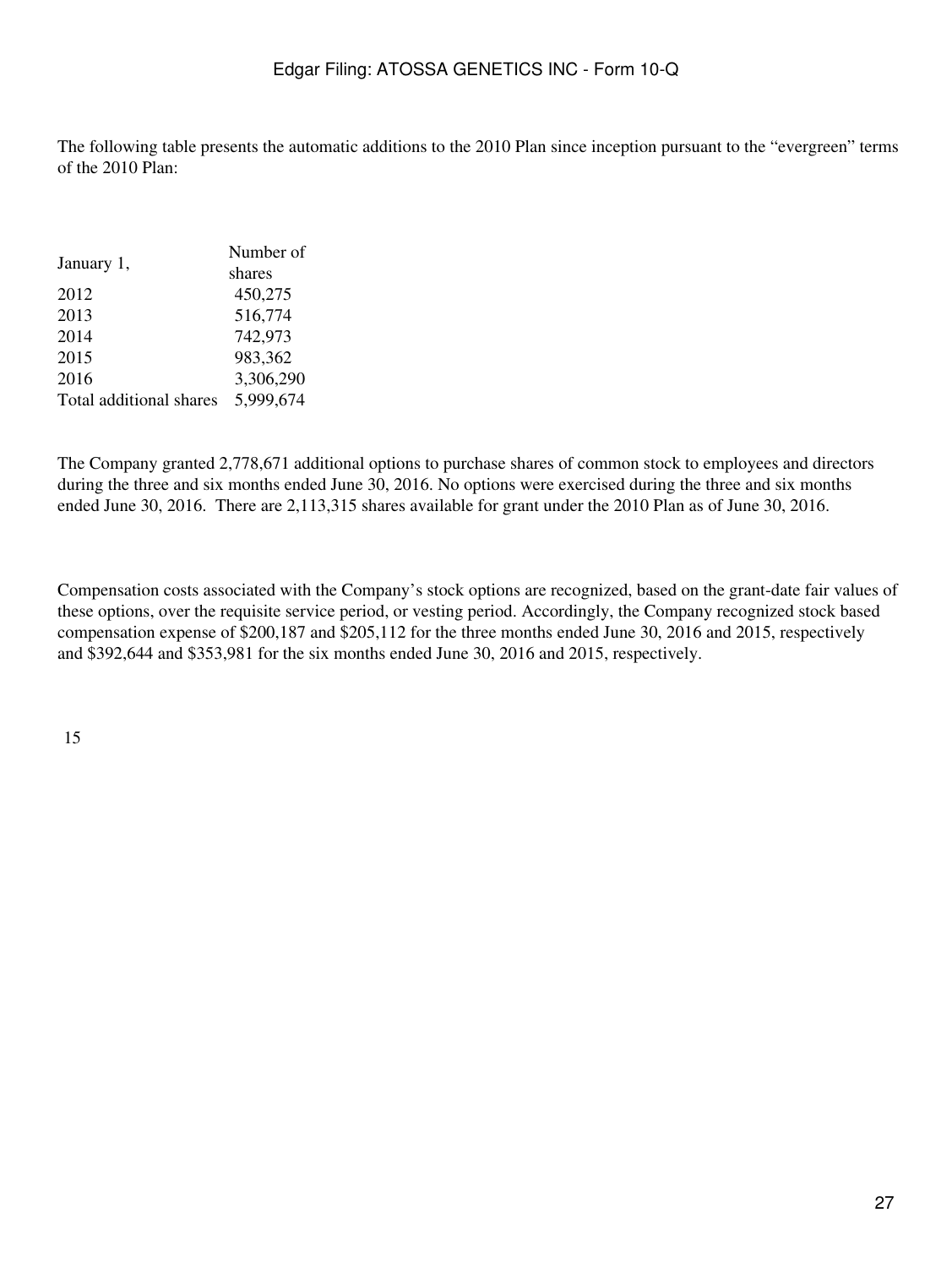The following table presents the automatic additions to the 2010 Plan since inception pursuant to the "evergreen" terms of the 2010 Plan:

| January 1, | Number of shares |
| --- | --- |
| 2012 | 450,275 |
| 2013 | 516,774 |
| 2014 | 742,973 |
| 2015 | 983,362 |
| 2016 | 3,306,290 |
| Total additional shares | 5,999,674 |

The Company granted 2,778,671 additional options to purchase shares of common stock to employees and directors during the three and six months ended June 30, 2016. No options were exercised during the three and six months ended June 30, 2016. There are 2,113,315 shares available for grant under the 2010 Plan as of June 30, 2016.

Compensation costs associated with the Company's stock options are recognized, based on the grant-date fair values of these options, over the requisite service period, or vesting period. Accordingly, the Company recognized stock based compensation expense of $200,187 and $205,112 for the three months ended June 30, 2016 and 2015, respectively and $392,644 and $353,981 for the six months ended June 30, 2016 and 2015, respectively.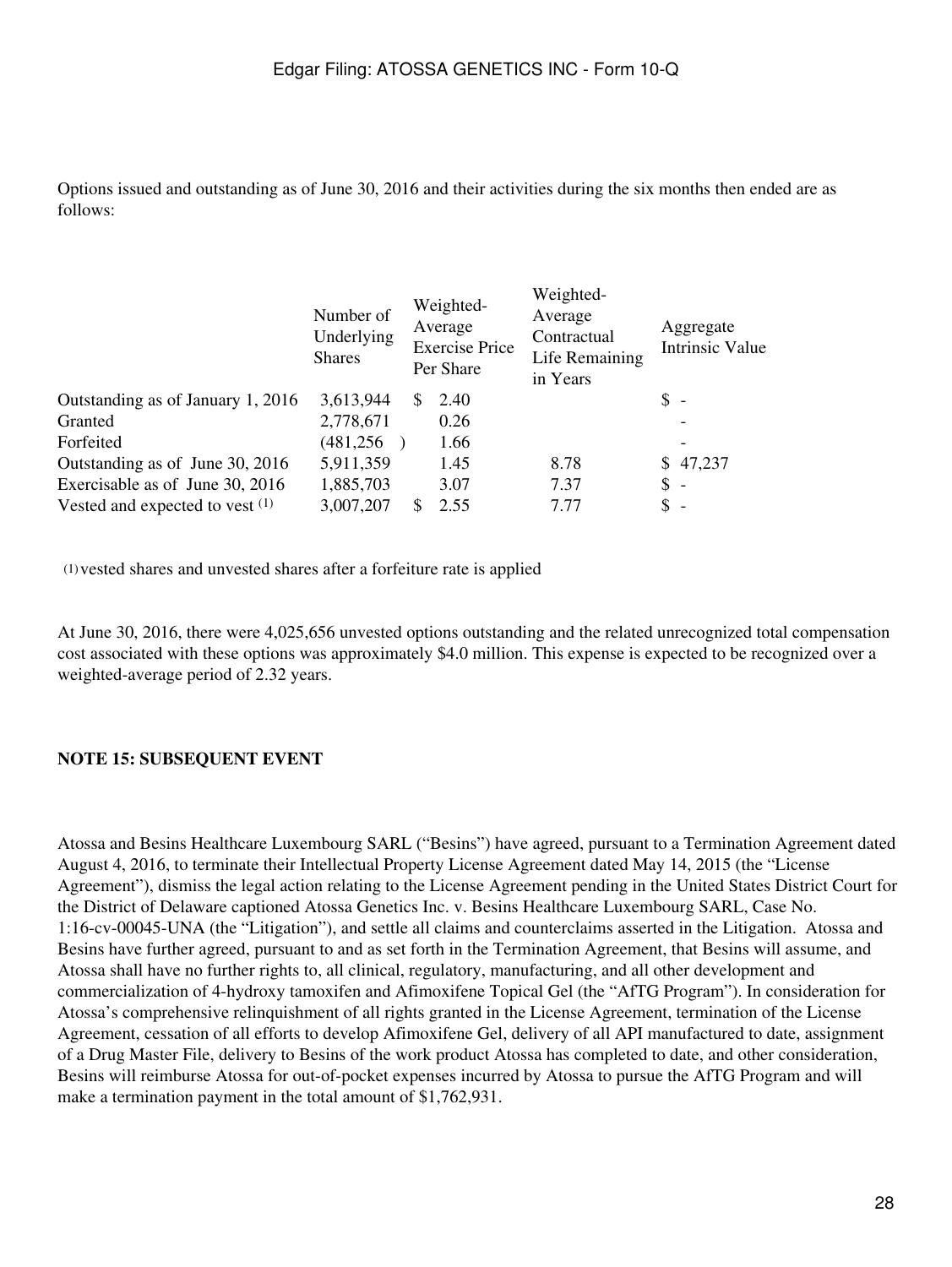Options issued and outstanding as of June 30, 2016 and their activities during the six months then ended are as follows:

| | Number of Underlying Shares | Weighted-Average Exercise Price Per Share | Weighted-Average Contractual Life Remaining in Years | Aggregate Intrinsic Value |
|---|---|---|---|---|
| Outstanding as of January 1, 2016 | 3,613,944 | $ 2.40 | | $ - |
| Granted | 2,778,671 | 0.26 | | - |
| Forfeited | (481,256 ) | 1.66 | | - |
| Outstanding as of June 30, 2016 | 5,911,359 | 1.45 | 8.78 | $ 47,237 |
| Exercisable as of June 30, 2016 | 1,885,703 | 3.07 | 7.37 | $ - |
| Vested and expected to vest [(1)] | 3,007,207 | $ 2.55 | 7.77 | $ - |

[(1)] vested shares and unvested shares after a forfeiture rate is applied

At June 30, 2016, there were 4,025,656 unvested options outstanding and the related unrecognized total compensation cost associated with these options was approximately $4.0 million. This expense is expected to be recognized over a weighted-average period of 2.32 years.

**NOTE 15: SUBSEQUENT EVENT**

Atossa and Besins Healthcare Luxembourg SARL ("Besins") have agreed, pursuant to a Termination Agreement dated August 4, 2016, to terminate their Intellectual Property License Agreement dated May 14, 2015 (the "License Agreement"), dismiss the legal action relating to the License Agreement pending in the United States District Court for the District of Delaware captioned Atossa Genetics Inc. v. Besins Healthcare Luxembourg SARL, Case No. 1:16-cv-00045-UNA (the "Litigation"), and settle all claims and counterclaims asserted in the Litigation. Atossa and Besins have further agreed, pursuant to and as set forth in the Termination Agreement, that Besins will assume, and Atossa shall have no further rights to, all clinical, regulatory, manufacturing, and all other development and commercialization of 4-hydroxy tamoxifen and Afimoxifene Topical Gel (the "AfTG Program"). In consideration for Atossa's comprehensive relinquishment of all rights granted in the License Agreement, termination of the License Agreement, cessation of all efforts to develop Afimoxifene Gel, delivery of all API manufactured to date, assignment of a Drug Master File, delivery to Besins of the work product Atossa has completed to date, and other consideration, Besins will reimburse Atossa for out-of-pocket expenses incurred by Atossa to pursue the AfTG Program and will make a termination payment in the total amount of $1,762,931.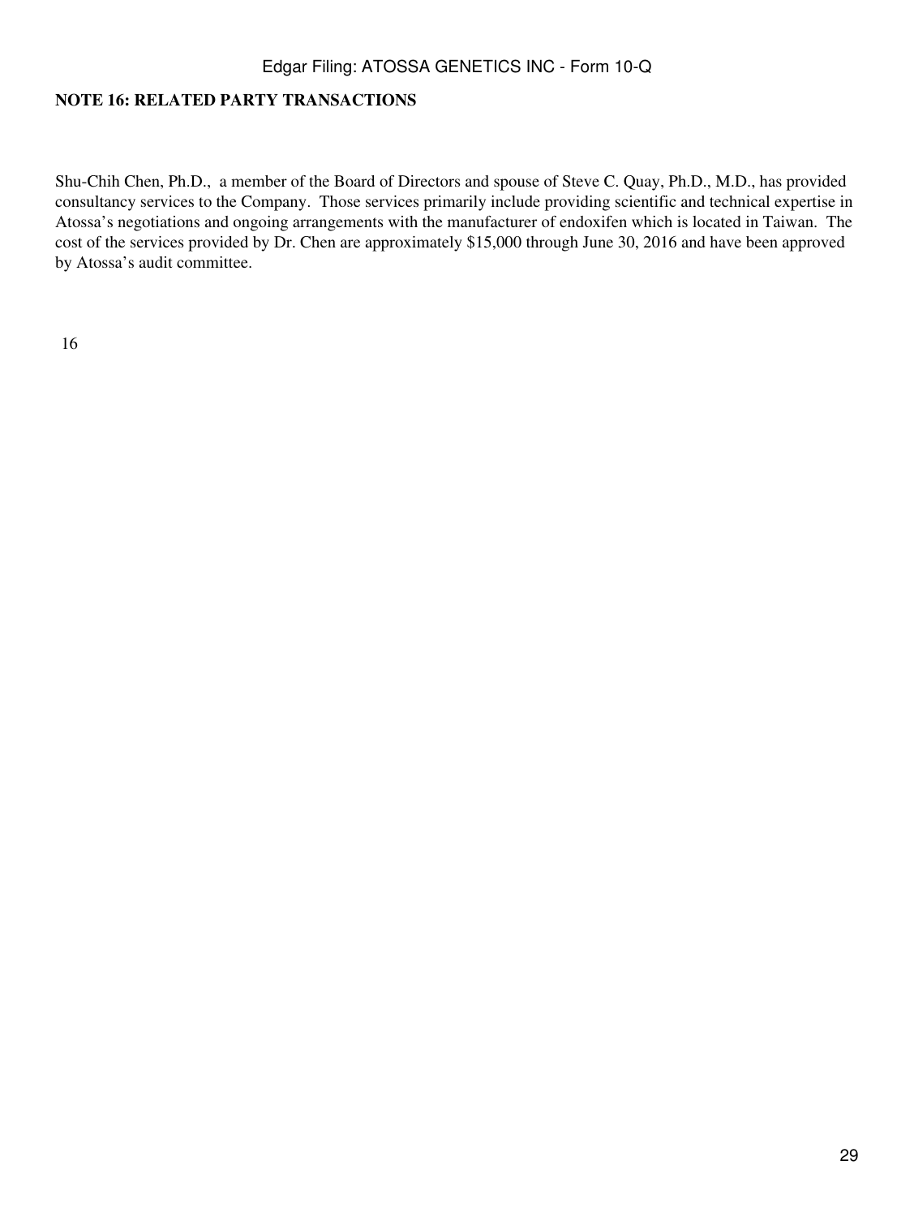**NOTE 16: RELATED PARTY TRANSACTIONS**

Shu-Chih Chen, Ph.D., a member of the Board of Directors and spouse of Steve C. Quay, Ph.D., M.D., has provided consultancy services to the Company. Those services primarily include providing scientific and technical expertise in Atossa's negotiations and ongoing arrangements with the manufacturer of endoxifen which is located in Taiwan. The cost of the services provided by Dr. Chen are approximately $15,000 through June 30, 2016 and have been approved by Atossa's audit committee.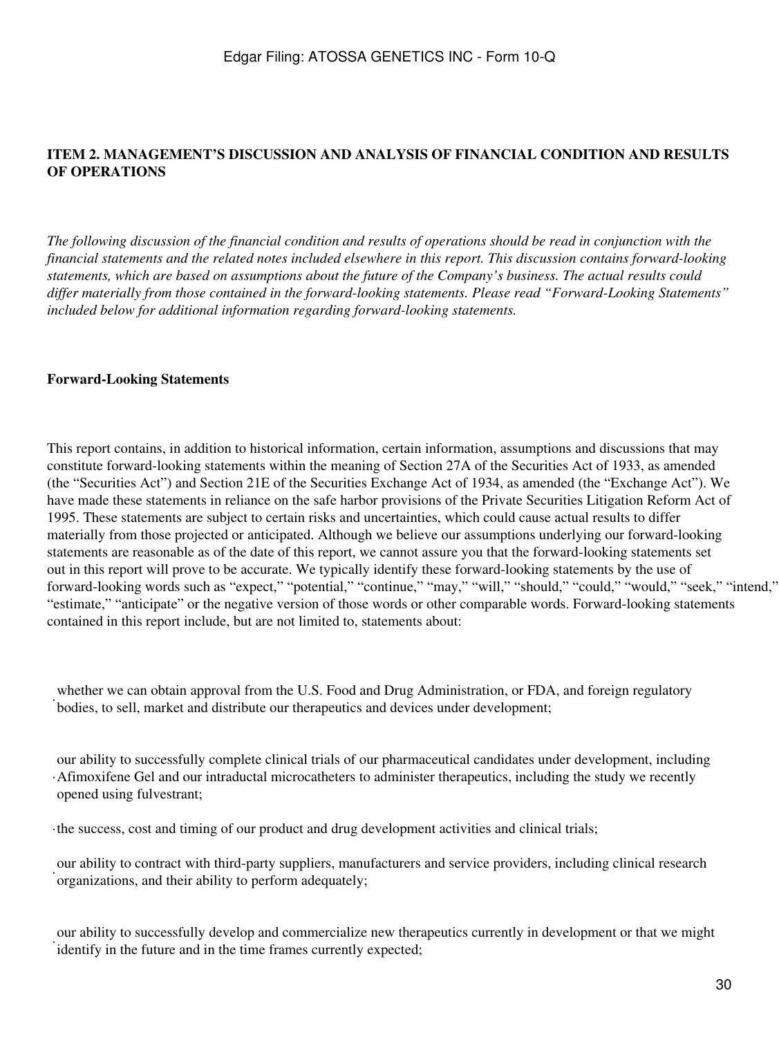## ITEM 2. MANAGEMENT'S DISCUSSION AND ANALYSIS OF FINANCIAL CONDITION AND RESULTS OF OPERATIONS

*The following discussion of the financial condition and results of operations should be read in conjunction with the financial statements and the related notes included elsewhere in this report. This discussion contains forward-looking statements, which are based on assumptions about the future of the Company's business. The actual results could differ materially from those contained in the forward-looking statements. Please read "Forward-Looking Statements" included below for additional information regarding forward-looking statements.*

**Forward-Looking Statements**

This report contains, in addition to historical information, certain information, assumptions and discussions that may constitute forward-looking statements within the meaning of Section 27A of the Securities Act of 1933, as amended (the "Securities Act") and Section 21E of the Securities Exchange Act of 1934, as amended (the "Exchange Act"). We have made these statements in reliance on the safe harbor provisions of the Private Securities Litigation Reform Act of 1995. These statements are subject to certain risks and uncertainties, which could cause actual results to differ materially from those projected or anticipated. Although we believe our assumptions underlying our forward-looking statements are reasonable as of the date of this report, we cannot assure you that the forward-looking statements set out in this report will prove to be accurate. We typically identify these forward-looking statements by the use of forward-looking words such as "expect," "potential," "continue," "may," "will," "should," "could," "would," "seek," "intend," "estimate," "anticipate" or the negative version of those words or other comparable words. Forward-looking statements contained in this report include, but are not limited to, statements about:

- whether we can obtain approval from the U.S. Food and Drug Administration, or FDA, and foreign regulatory bodies, to sell, market and distribute our therapeutics and devices under development;
- our ability to successfully complete clinical trials of our pharmaceutical candidates under development, including Afimoxifene Gel and our intraductal microcatheters to administer therapeutics, including the study we recently opened using fulvestrant;
- the success, cost and timing of our product and drug development activities and clinical trials;
- our ability to contract with third-party suppliers, manufacturers and service providers, including clinical research organizations, and their ability to perform adequately;
- our ability to successfully develop and commercialize new therapeutics currently in development or that we might identify in the future and in the time frames currently expected;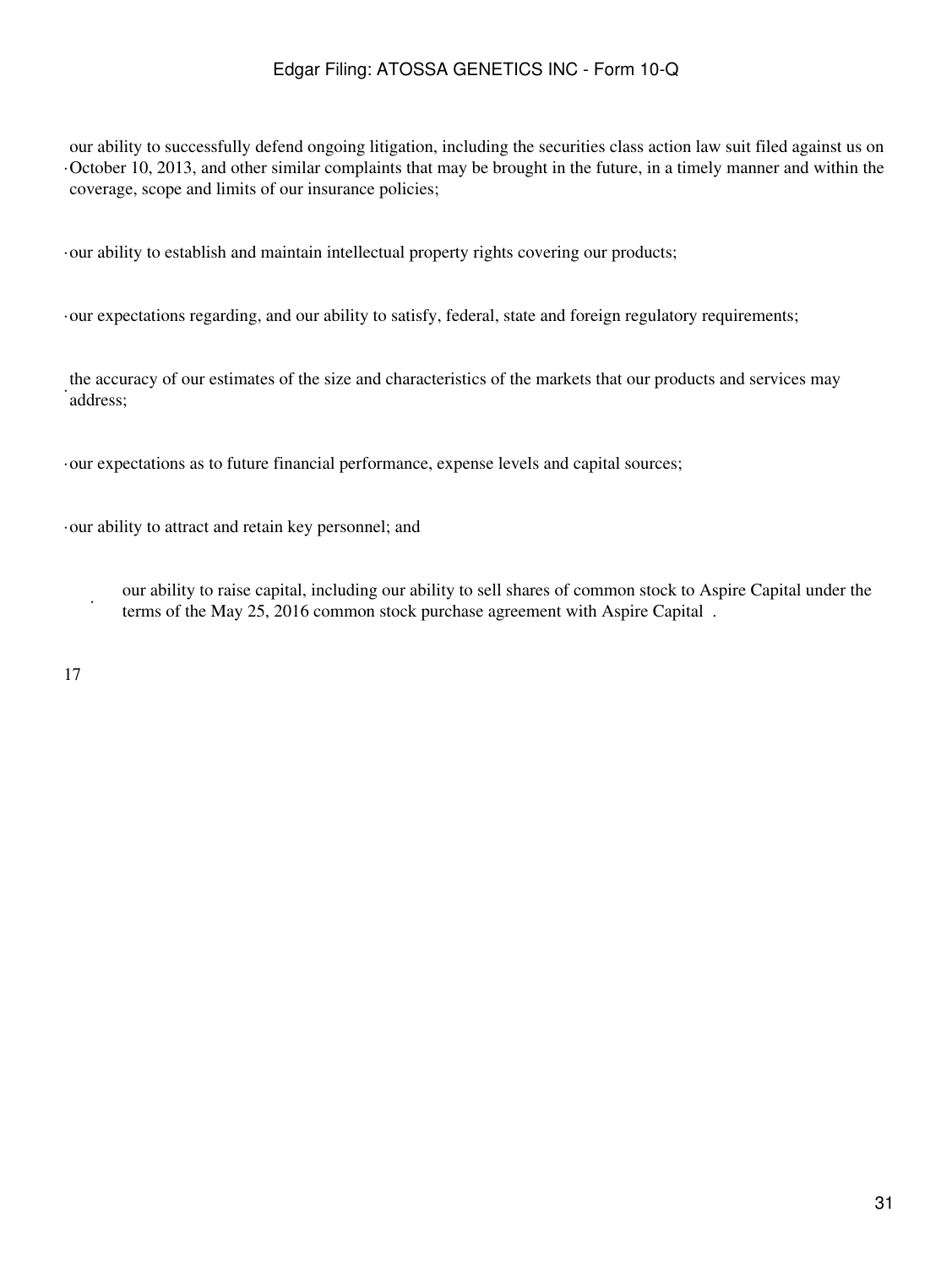- our ability to successfully defend ongoing litigation, including the securities class action law suit filed against us on October 10, 2013, and other similar complaints that may be brought in the future, in a timely manner and within the coverage, scope and limits of our insurance policies;
- our ability to establish and maintain intellectual property rights covering our products;
- our expectations regarding, and our ability to satisfy, federal, state and foreign regulatory requirements;
- the accuracy of our estimates of the size and characteristics of the markets that our products and services may address;
- our expectations as to future financial performance, expense levels and capital sources;
- our ability to attract and retain key personnel; and
- our ability to raise capital, including our ability to sell shares of common stock to Aspire Capital under the terms of the May 25, 2016 common stock purchase agreement with Aspire Capital .

17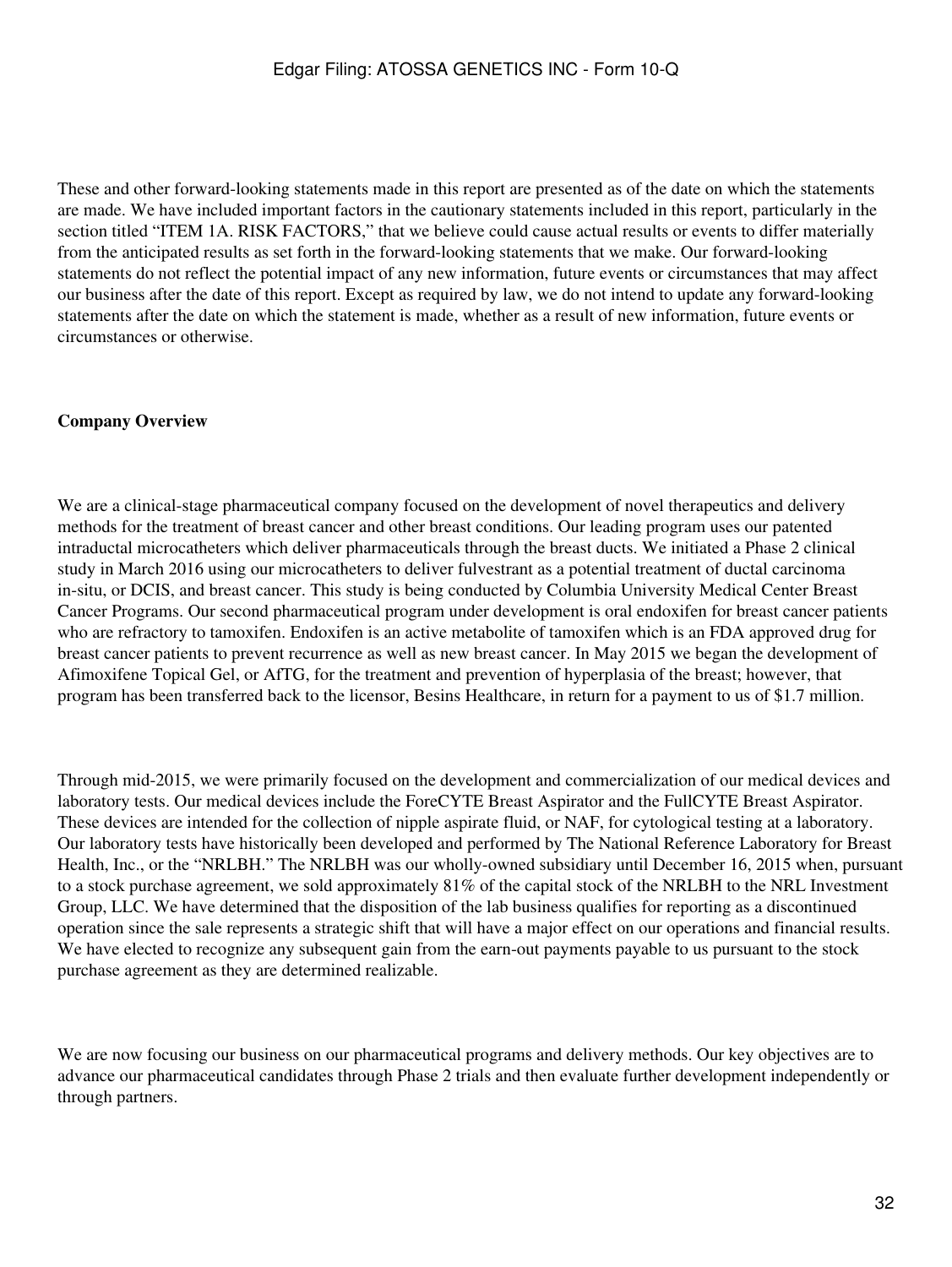These and other forward-looking statements made in this report are presented as of the date on which the statements are made. We have included important factors in the cautionary statements included in this report, particularly in the section titled "ITEM 1A. RISK FACTORS," that we believe could cause actual results or events to differ materially from the anticipated results as set forth in the forward-looking statements that we make. Our forward-looking statements do not reflect the potential impact of any new information, future events or circumstances that may affect our business after the date of this report. Except as required by law, we do not intend to update any forward-looking statements after the date on which the statement is made, whether as a result of new information, future events or circumstances or otherwise.

**Company Overview**

We are a clinical-stage pharmaceutical company focused on the development of novel therapeutics and delivery methods for the treatment of breast cancer and other breast conditions. Our leading program uses our patented intraductal microcatheters which deliver pharmaceuticals through the breast ducts. We initiated a Phase 2 clinical study in March 2016 using our microcatheters to deliver fulvestrant as a potential treatment of ductal carcinoma in-situ, or DCIS, and breast cancer. This study is being conducted by Columbia University Medical Center Breast Cancer Programs. Our second pharmaceutical program under development is oral endoxifen for breast cancer patients who are refractory to tamoxifen. Endoxifen is an active metabolite of tamoxifen which is an FDA approved drug for breast cancer patients to prevent recurrence as well as new breast cancer. In May 2015 we began the development of Afimoxifene Topical Gel, or AfTG, for the treatment and prevention of hyperplasia of the breast; however, that program has been transferred back to the licensor, Besins Healthcare, in return for a payment to us of $1.7 million.

Through mid-2015, we were primarily focused on the development and commercialization of our medical devices and laboratory tests. Our medical devices include the ForeCYTE Breast Aspirator and the FullCYTE Breast Aspirator. These devices are intended for the collection of nipple aspirate fluid, or NAF, for cytological testing at a laboratory. Our laboratory tests have historically been developed and performed by The National Reference Laboratory for Breast Health, Inc., or the "NRLBH." The NRLBH was our wholly-owned subsidiary until December 16, 2015 when, pursuant to a stock purchase agreement, we sold approximately 81% of the capital stock of the NRLBH to the NRL Investment Group, LLC. We have determined that the disposition of the lab business qualifies for reporting as a discontinued operation since the sale represents a strategic shift that will have a major effect on our operations and financial results. We have elected to recognize any subsequent gain from the earn-out payments payable to us pursuant to the stock purchase agreement as they are determined realizable.

We are now focusing our business on our pharmaceutical programs and delivery methods. Our key objectives are to advance our pharmaceutical candidates through Phase 2 trials and then evaluate further development independently or through partners.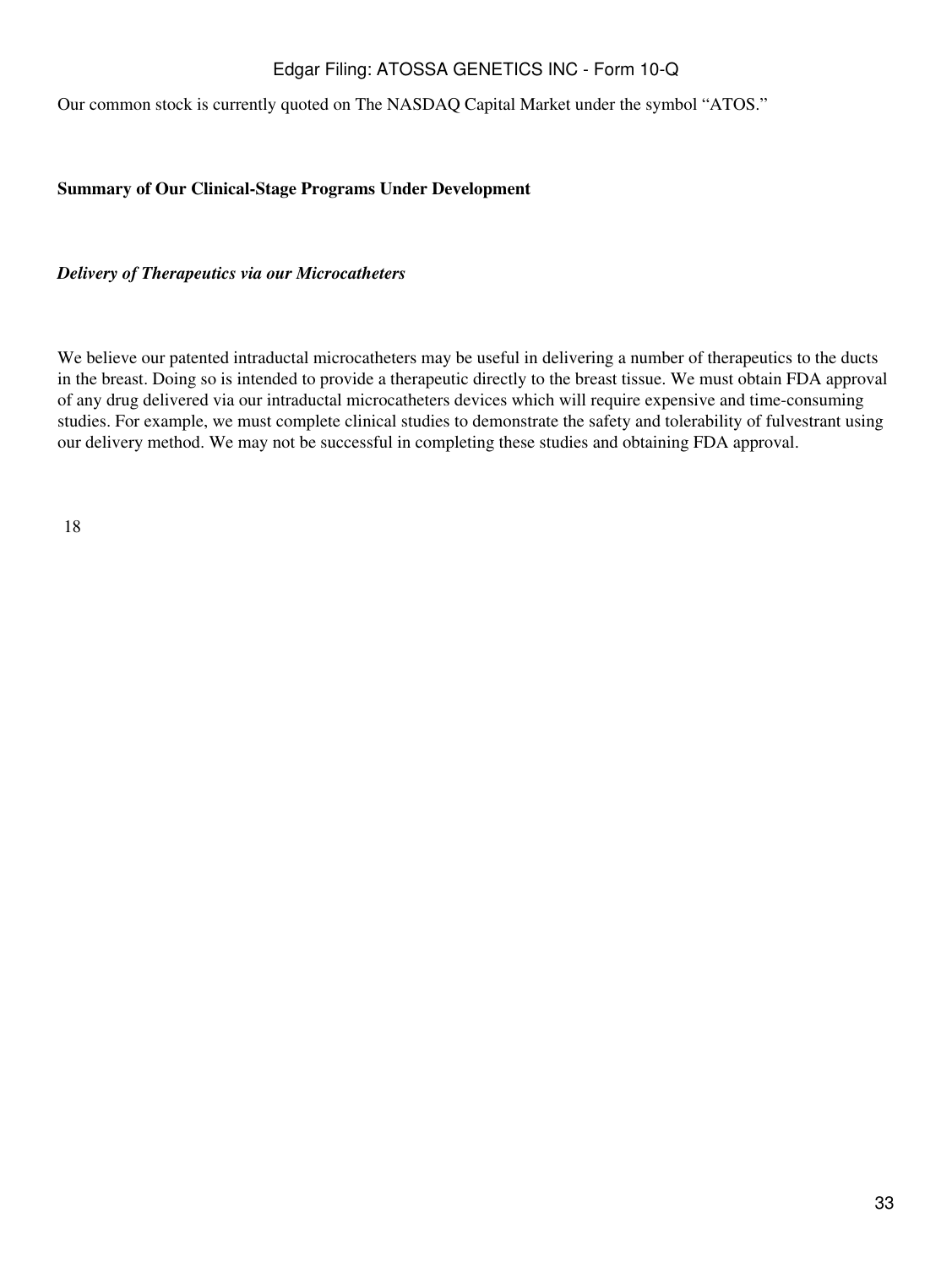Our common stock is currently quoted on The NASDAQ Capital Market under the symbol "ATOS."

**Summary of Our Clinical-Stage Programs Under Development**

***Delivery of Therapeutics via our Microcatheters***

We believe our patented intraductal microcatheters may be useful in delivering a number of therapeutics to the ducts in the breast. Doing so is intended to provide a therapeutic directly to the breast tissue. We must obtain FDA approval of any drug delivered via our intraductal microcatheters devices which will require expensive and time-consuming studies. For example, we must complete clinical studies to demonstrate the safety and tolerability of fulvestrant using our delivery method. We may not be successful in completing these studies and obtaining FDA approval.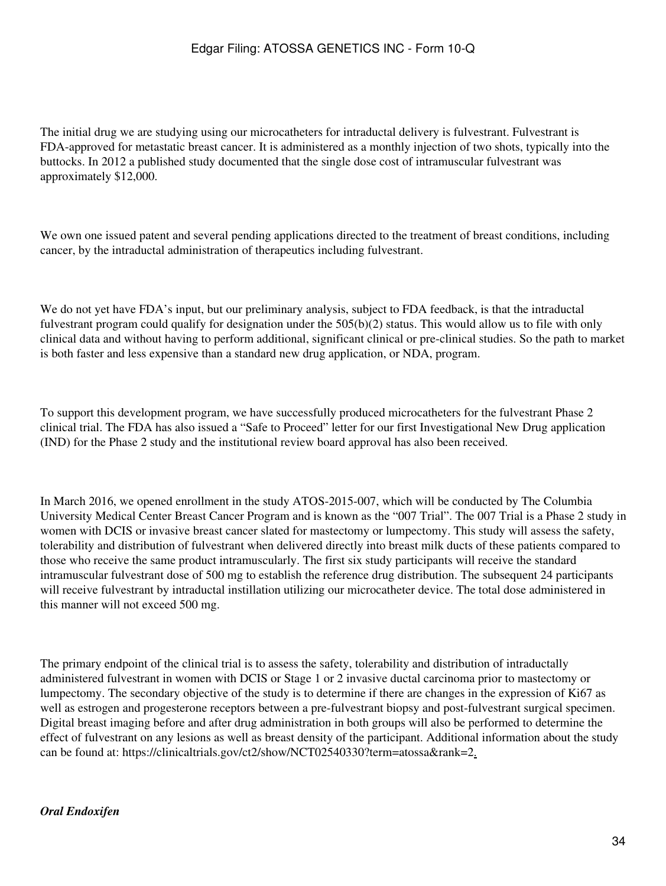The initial drug we are studying using our microcatheters for intraductal delivery is fulvestrant. Fulvestrant is FDA-approved for metastatic breast cancer. It is administered as a monthly injection of two shots, typically into the buttocks. In 2012 a published study documented that the single dose cost of intramuscular fulvestrant was approximately $12,000.

We own one issued patent and several pending applications directed to the treatment of breast conditions, including cancer, by the intraductal administration of therapeutics including fulvestrant.

We do not yet have FDA's input, but our preliminary analysis, subject to FDA feedback, is that the intraductal fulvestrant program could qualify for designation under the 505(b)(2) status. This would allow us to file with only clinical data and without having to perform additional, significant clinical or pre-clinical studies. So the path to market is both faster and less expensive than a standard new drug application, or NDA, program.

To support this development program, we have successfully produced microcatheters for the fulvestrant Phase 2 clinical trial. The FDA has also issued a "Safe to Proceed" letter for our first Investigational New Drug application (IND) for the Phase 2 study and the institutional review board approval has also been received.

In March 2016, we opened enrollment in the study ATOS-2015-007, which will be conducted by The Columbia University Medical Center Breast Cancer Program and is known as the "007 Trial". The 007 Trial is a Phase 2 study in women with DCIS or invasive breast cancer slated for mastectomy or lumpectomy. This study will assess the safety, tolerability and distribution of fulvestrant when delivered directly into breast milk ducts of these patients compared to those who receive the same product intramuscularly. The first six study participants will receive the standard intramuscular fulvestrant dose of 500 mg to establish the reference drug distribution. The subsequent 24 participants will receive fulvestrant by intraductal instillation utilizing our microcatheter device. The total dose administered in this manner will not exceed 500 mg.

The primary endpoint of the clinical trial is to assess the safety, tolerability and distribution of intraductally administered fulvestrant in women with DCIS or Stage 1 or 2 invasive ductal carcinoma prior to mastectomy or lumpectomy. The secondary objective of the study is to determine if there are changes in the expression of Ki67 as well as estrogen and progesterone receptors between a pre-fulvestrant biopsy and post-fulvestrant surgical specimen. Digital breast imaging before and after drug administration in both groups will also be performed to determine the effect of fulvestrant on any lesions as well as breast density of the participant. Additional information about the study can be found at: https://clinicaltrials.gov/ct2/show/NCT02540330?term=atossa&rank=2.

***Oral Endoxifen***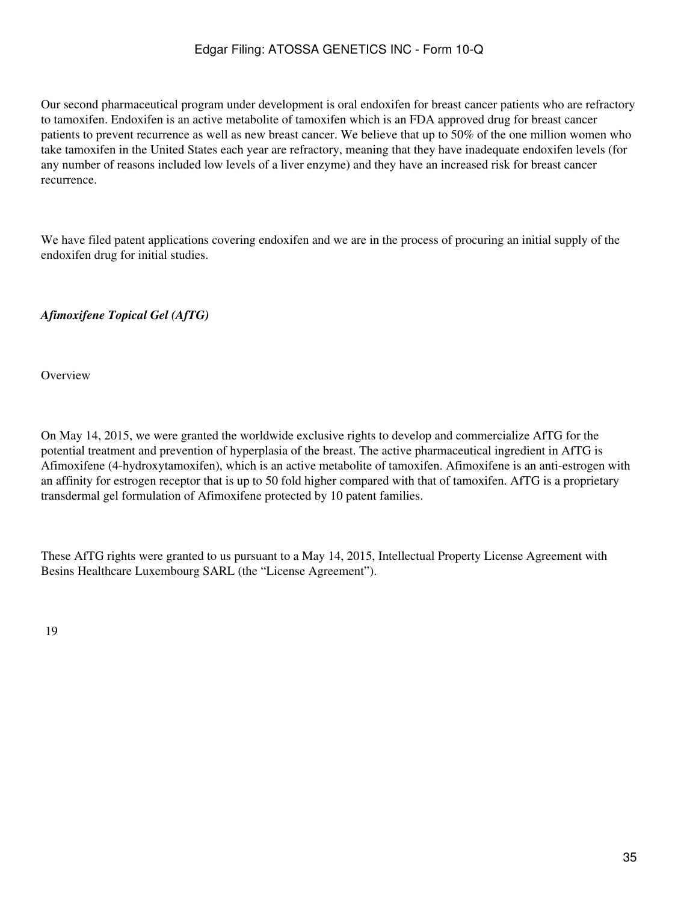Our second pharmaceutical program under development is oral endoxifen for breast cancer patients who are refractory to tamoxifen. Endoxifen is an active metabolite of tamoxifen which is an FDA approved drug for breast cancer patients to prevent recurrence as well as new breast cancer. We believe that up to 50% of the one million women who take tamoxifen in the United States each year are refractory, meaning that they have inadequate endoxifen levels (for any number of reasons included low levels of a liver enzyme) and they have an increased risk for breast cancer recurrence.

We have filed patent applications covering endoxifen and we are in the process of procuring an initial supply of the endoxifen drug for initial studies.

***Afimoxifene Topical Gel (AfTG)***

Overview

On May 14, 2015, we were granted the worldwide exclusive rights to develop and commercialize AfTG for the potential treatment and prevention of hyperplasia of the breast. The active pharmaceutical ingredient in AfTG is Afimoxifene (4-hydroxytamoxifen), which is an active metabolite of tamoxifen. Afimoxifene is an anti-estrogen with an affinity for estrogen receptor that is up to 50 fold higher compared with that of tamoxifen. AfTG is a proprietary transdermal gel formulation of Afimoxifene protected by 10 patent families.

These AfTG rights were granted to us pursuant to a May 14, 2015, Intellectual Property License Agreement with Besins Healthcare Luxembourg SARL (the "License Agreement").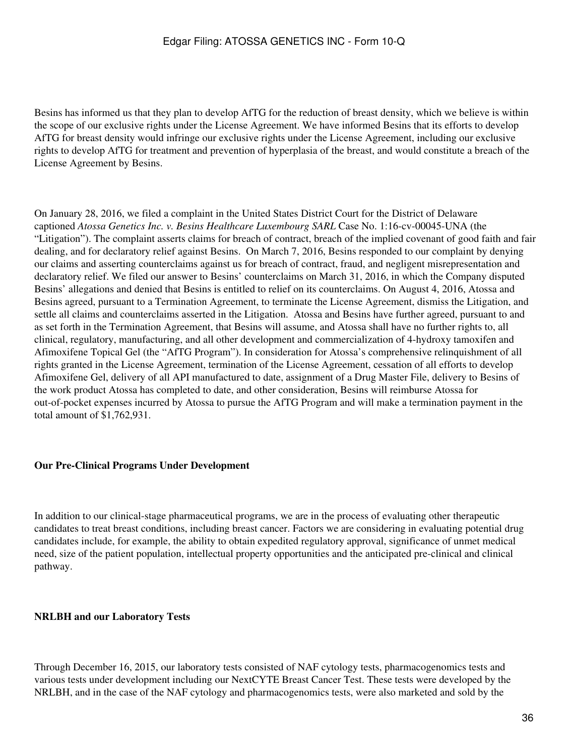Besins has informed us that they plan to develop AfTG for the reduction of breast density, which we believe is within the scope of our exclusive rights under the License Agreement. We have informed Besins that its efforts to develop AfTG for breast density would infringe our exclusive rights under the License Agreement, including our exclusive rights to develop AfTG for treatment and prevention of hyperplasia of the breast, and would constitute a breach of the License Agreement by Besins.

On January 28, 2016, we filed a complaint in the United States District Court for the District of Delaware captioned *Atossa Genetics Inc. v. Besins Healthcare Luxembourg SARL* Case No. 1:16-cv-00045-UNA (the "Litigation"). The complaint asserts claims for breach of contract, breach of the implied covenant of good faith and fair dealing, and for declaratory relief against Besins. On March 7, 2016, Besins responded to our complaint by denying our claims and asserting counterclaims against us for breach of contract, fraud, and negligent misrepresentation and declaratory relief. We filed our answer to Besins' counterclaims on March 31, 2016, in which the Company disputed Besins' allegations and denied that Besins is entitled to relief on its counterclaims. On August 4, 2016, Atossa and Besins agreed, pursuant to a Termination Agreement, to terminate the License Agreement, dismiss the Litigation, and settle all claims and counterclaims asserted in the Litigation. Atossa and Besins have further agreed, pursuant to and as set forth in the Termination Agreement, that Besins will assume, and Atossa shall have no further rights to, all clinical, regulatory, manufacturing, and all other development and commercialization of 4-hydroxy tamoxifen and Afimoxifene Topical Gel (the "AfTG Program"). In consideration for Atossa's comprehensive relinquishment of all rights granted in the License Agreement, termination of the License Agreement, cessation of all efforts to develop Afimoxifene Gel, delivery of all API manufactured to date, assignment of a Drug Master File, delivery to Besins of the work product Atossa has completed to date, and other consideration, Besins will reimburse Atossa for out-of-pocket expenses incurred by Atossa to pursue the AfTG Program and will make a termination payment in the total amount of $1,762,931.

**Our Pre-Clinical Programs Under Development**

In addition to our clinical-stage pharmaceutical programs, we are in the process of evaluating other therapeutic candidates to treat breast conditions, including breast cancer. Factors we are considering in evaluating potential drug candidates include, for example, the ability to obtain expedited regulatory approval, significance of unmet medical need, size of the patient population, intellectual property opportunities and the anticipated pre-clinical and clinical pathway.

**NRLBH and our Laboratory Tests**

Through December 16, 2015, our laboratory tests consisted of NAF cytology tests, pharmacogenomics tests and various tests under development including our NextCYTE Breast Cancer Test. These tests were developed by the NRLBH, and in the case of the NAF cytology and pharmacogenomics tests, were also marketed and sold by the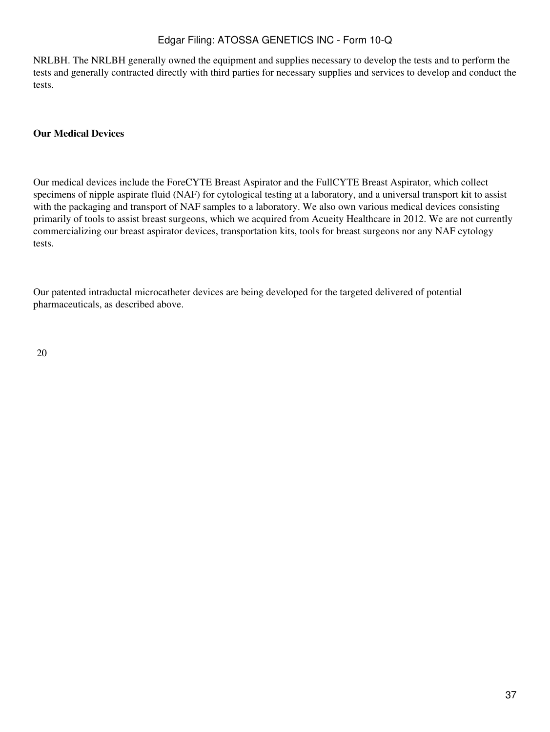NRLBH. The NRLBH generally owned the equipment and supplies necessary to develop the tests and to perform the tests and generally contracted directly with third parties for necessary supplies and services to develop and conduct the tests.

**Our Medical Devices**

Our medical devices include the ForeCYTE Breast Aspirator and the FullCYTE Breast Aspirator, which collect specimens of nipple aspirate fluid (NAF) for cytological testing at a laboratory, and a universal transport kit to assist with the packaging and transport of NAF samples to a laboratory. We also own various medical devices consisting primarily of tools to assist breast surgeons, which we acquired from Acueity Healthcare in 2012. We are not currently commercializing our breast aspirator devices, transportation kits, tools for breast surgeons nor any NAF cytology tests.

Our patented intraductal microcatheter devices are being developed for the targeted delivered of potential pharmaceuticals, as described above.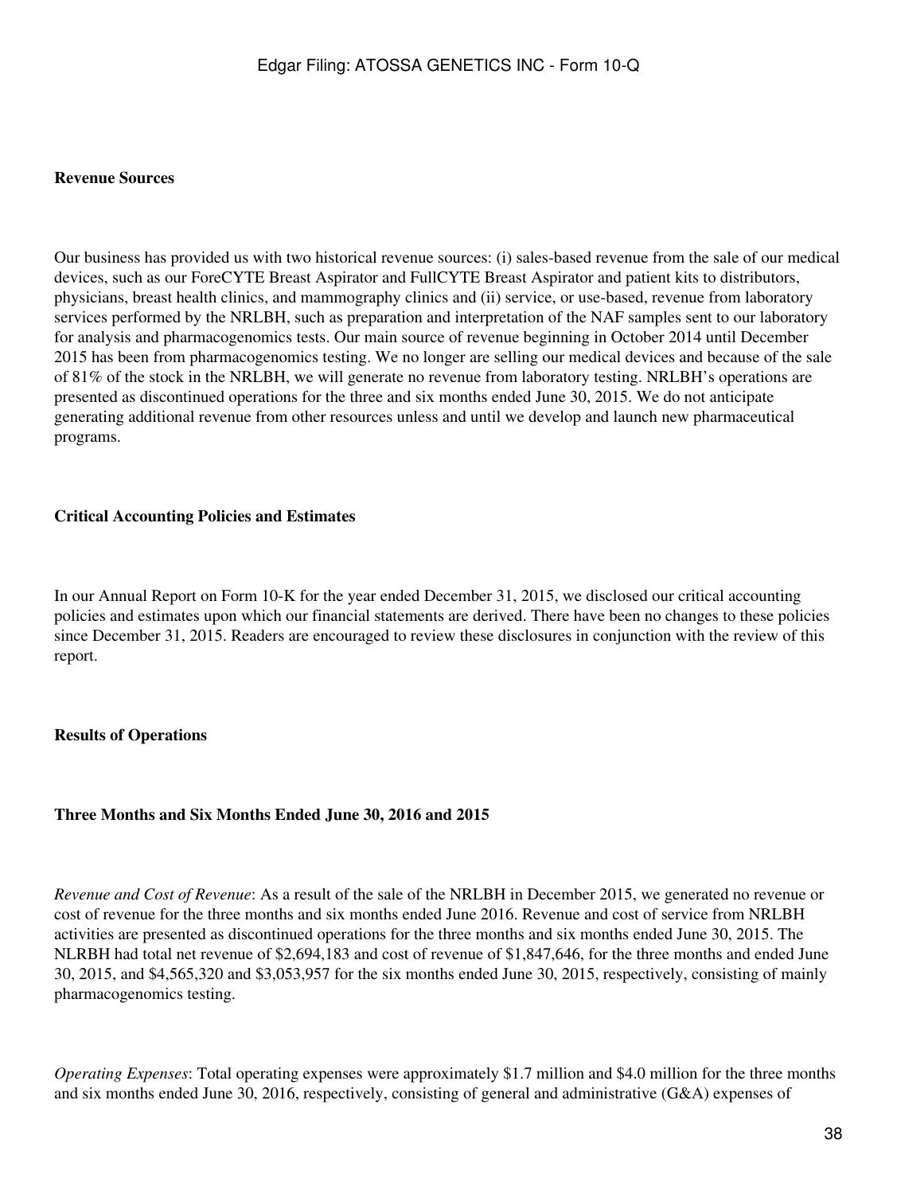**Revenue Sources**

Our business has provided us with two historical revenue sources: (i) sales-based revenue from the sale of our medical devices, such as our ForeCYTE Breast Aspirator and FullCYTE Breast Aspirator and patient kits to distributors, physicians, breast health clinics, and mammography clinics and (ii) service, or use-based, revenue from laboratory services performed by the NRLBH, such as preparation and interpretation of the NAF samples sent to our laboratory for analysis and pharmacogenomics tests. Our main source of revenue beginning in October 2014 until December 2015 has been from pharmacogenomics testing. We no longer are selling our medical devices and because of the sale of 81% of the stock in the NRLBH, we will generate no revenue from laboratory testing. NRLBH's operations are presented as discontinued operations for the three and six months ended June 30, 2015. We do not anticipate generating additional revenue from other resources unless and until we develop and launch new pharmaceutical programs.

**Critical Accounting Policies and Estimates**

In our Annual Report on Form 10-K for the year ended December 31, 2015, we disclosed our critical accounting policies and estimates upon which our financial statements are derived. There have been no changes to these policies since December 31, 2015. Readers are encouraged to review these disclosures in conjunction with the review of this report.

**Results of Operations**

**Three Months and Six Months Ended June 30, 2016 and 2015**

*Revenue and Cost of Revenue*: As a result of the sale of the NRLBH in December 2015, we generated no revenue or cost of revenue for the three months and six months ended June 2016. Revenue and cost of service from NRLBH activities are presented as discontinued operations for the three months and six months ended June 30, 2015. The NLRBH had total net revenue of $2,694,183 and cost of revenue of $1,847,646, for the three months and ended June 30, 2015, and $4,565,320 and $3,053,957 for the six months ended June 30, 2015, respectively, consisting of mainly pharmacogenomics testing.

*Operating Expenses*: Total operating expenses were approximately $1.7 million and $4.0 million for the three months and six months ended June 30, 2016, respectively, consisting of general and administrative (G&A) expenses of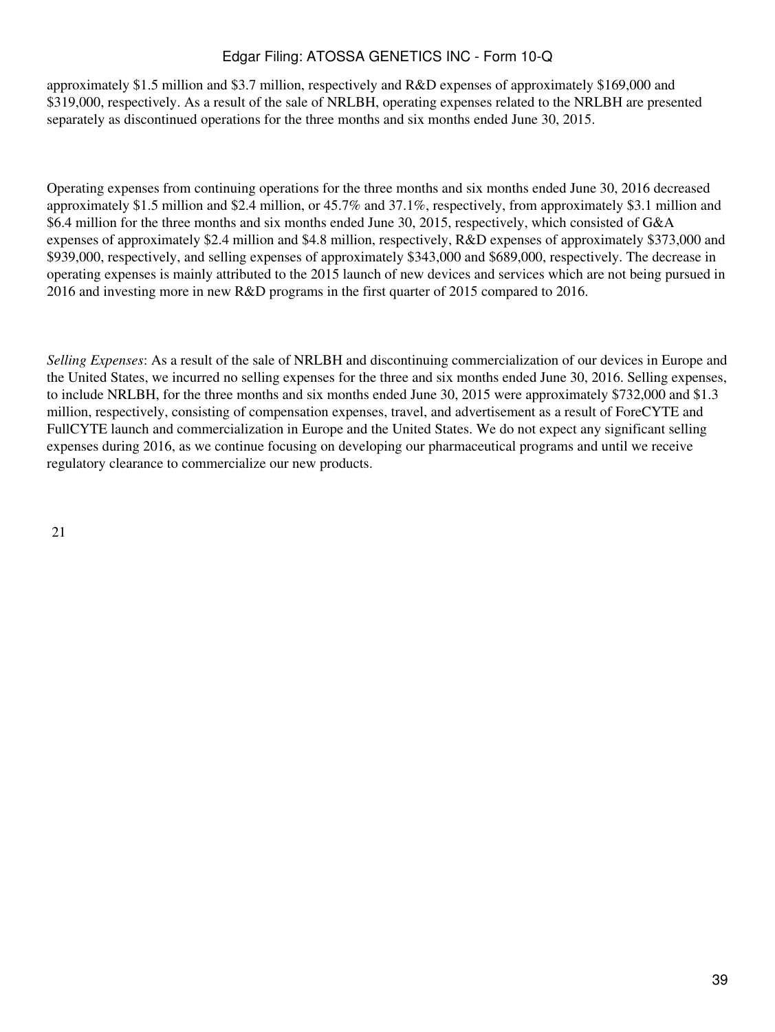approximately $1.5 million and $3.7 million, respectively and R&D expenses of approximately $169,000 and $319,000, respectively. As a result of the sale of NRLBH, operating expenses related to the NRLBH are presented separately as discontinued operations for the three months and six months ended June 30, 2015.

Operating expenses from continuing operations for the three months and six months ended June 30, 2016 decreased approximately $1.5 million and $2.4 million, or 45.7% and 37.1%, respectively, from approximately $3.1 million and $6.4 million for the three months and six months ended June 30, 2015, respectively, which consisted of G&A expenses of approximately $2.4 million and $4.8 million, respectively, R&D expenses of approximately $373,000 and $939,000, respectively, and selling expenses of approximately $343,000 and $689,000, respectively. The decrease in operating expenses is mainly attributed to the 2015 launch of new devices and services which are not being pursued in 2016 and investing more in new R&D programs in the first quarter of 2015 compared to 2016.

*Selling Expenses*: As a result of the sale of NRLBH and discontinuing commercialization of our devices in Europe and the United States, we incurred no selling expenses for the three and six months ended June 30, 2016. Selling expenses, to include NRLBH, for the three months and six months ended June 30, 2015 were approximately $732,000 and $1.3 million, respectively, consisting of compensation expenses, travel, and advertisement as a result of ForeCYTE and FullCYTE launch and commercialization in Europe and the United States. We do not expect any significant selling expenses during 2016, as we continue focusing on developing our pharmaceutical programs and until we receive regulatory clearance to commercialize our new products.

21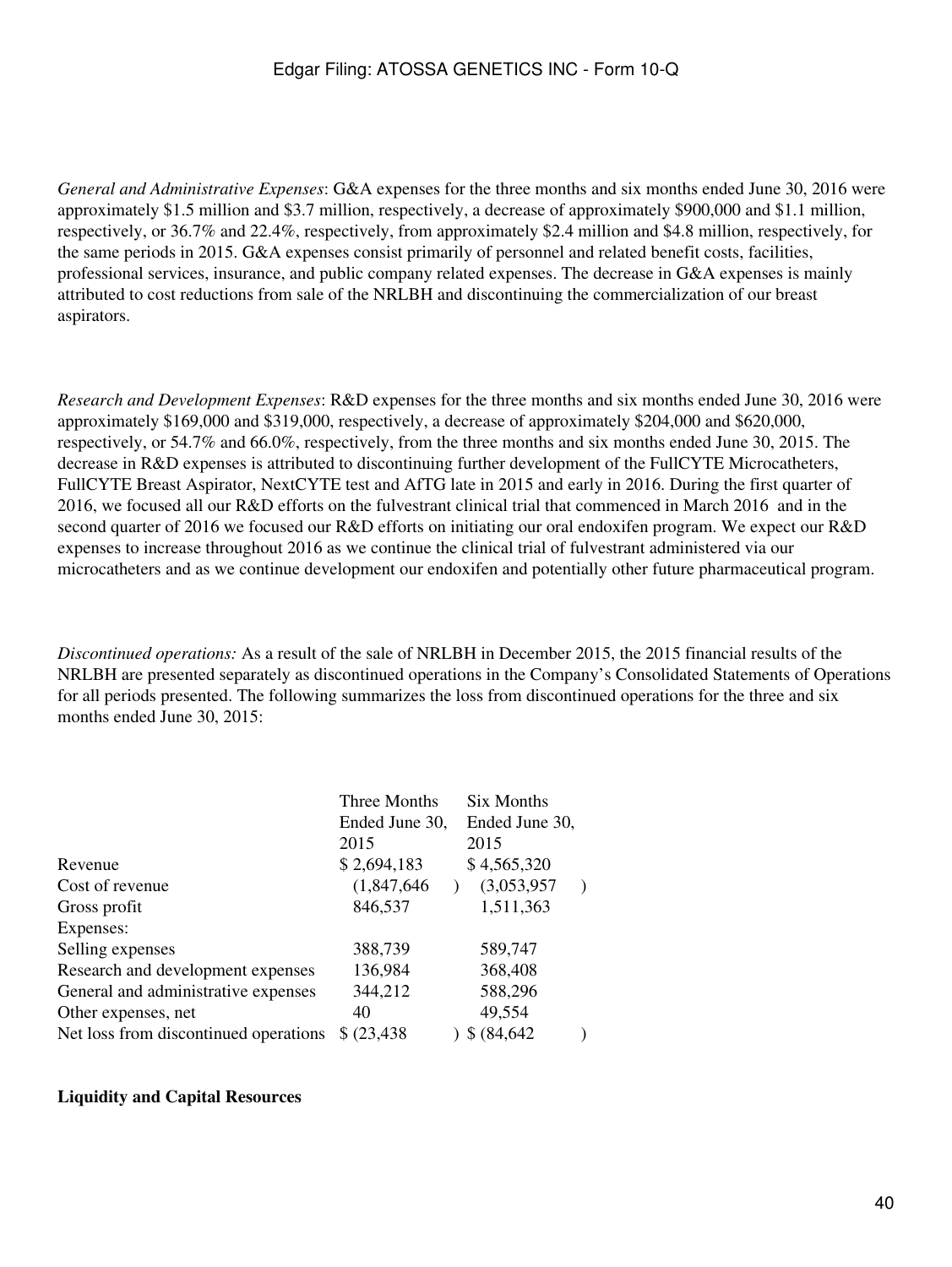*General and Administrative Expenses*: G&A expenses for the three months and six months ended June 30, 2016 were approximately $1.5 million and $3.7 million, respectively, a decrease of approximately $900,000 and $1.1 million, respectively, or 36.7% and 22.4%, respectively, from approximately $2.4 million and $4.8 million, respectively, for the same periods in 2015. G&A expenses consist primarily of personnel and related benefit costs, facilities, professional services, insurance, and public company related expenses. The decrease in G&A expenses is mainly attributed to cost reductions from sale of the NRLBH and discontinuing the commercialization of our breast aspirators.

*Research and Development Expenses*: R&D expenses for the three months and six months ended June 30, 2016 were approximately $169,000 and $319,000, respectively, a decrease of approximately $204,000 and $620,000, respectively, or 54.7% and 66.0%, respectively, from the three months and six months ended June 30, 2015. The decrease in R&D expenses is attributed to discontinuing further development of the FullCYTE Microcatheters, FullCYTE Breast Aspirator, NextCYTE test and AfTG late in 2015 and early in 2016. During the first quarter of 2016, we focused all our R&D efforts on the fulvestrant clinical trial that commenced in March 2016 and in the second quarter of 2016 we focused our R&D efforts on initiating our oral endoxifen program. We expect our R&D expenses to increase throughout 2016 as we continue the clinical trial of fulvestrant administered via our microcatheters and as we continue development our endoxifen and potentially other future pharmaceutical program.

*Discontinued operations:* As a result of the sale of NRLBH in December 2015, the 2015 financial results of the NRLBH are presented separately as discontinued operations in the Company's Consolidated Statements of Operations for all periods presented. The following summarizes the loss from discontinued operations for the three and six months ended June 30, 2015:

| | Three Months Ended June 30, 2015 | Six Months Ended June 30, 2015 |
|---|---|---|
| Revenue | $ 2,694,183 | $ 4,565,320 |
| Cost of revenue | (1,847,646 ) | (3,053,957 ) |
| Gross profit | 846,537 | 1,511,363 |
| Expenses: | | |
| Selling expenses | 388,739 | 589,747 |
| Research and development expenses | 136,984 | 368,408 |
| General and administrative expenses | 344,212 | 588,296 |
| Other expenses, net | 40 | 49,554 |
| Net loss from discontinued operations | $ (23,438 ) | $ (84,642 ) |

**Liquidity and Capital Resources**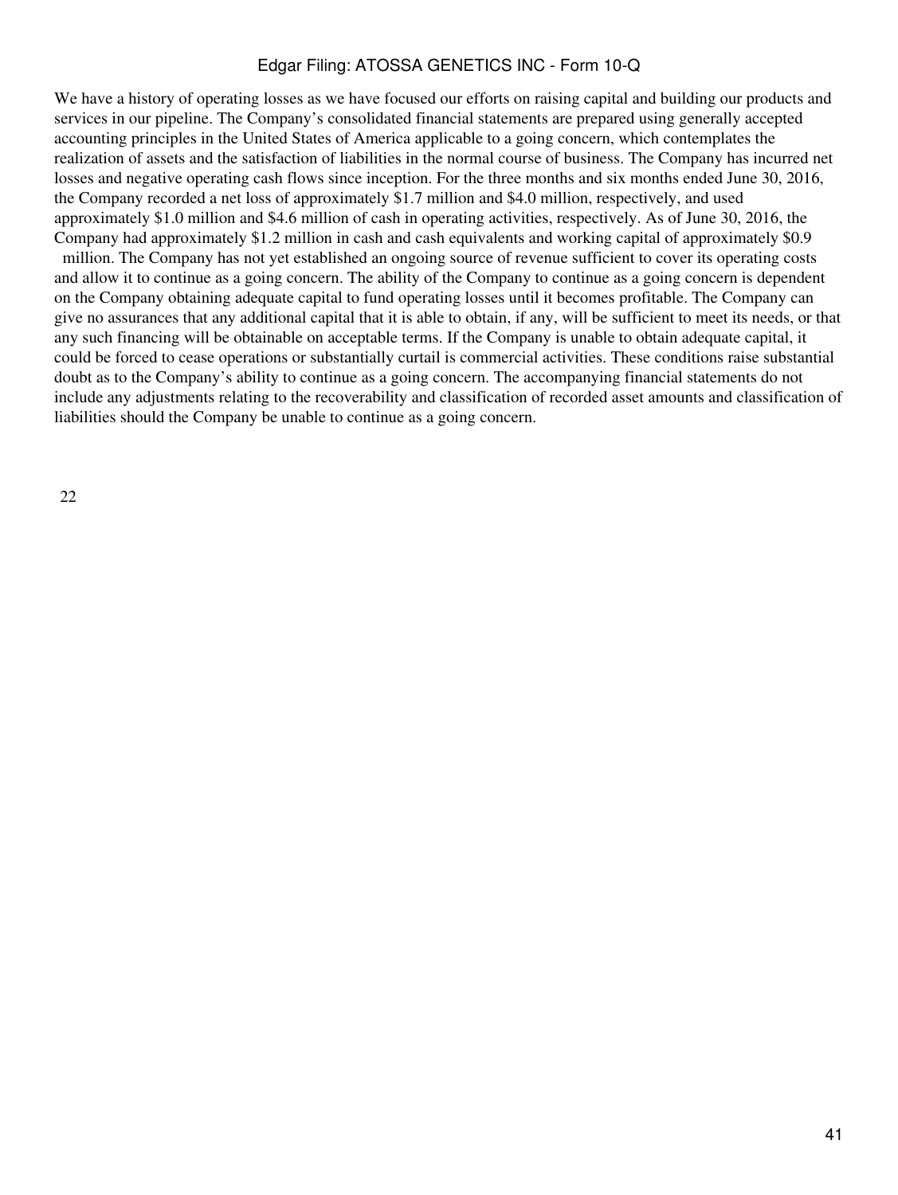We have a history of operating losses as we have focused our efforts on raising capital and building our products and services in our pipeline. The Company's consolidated financial statements are prepared using generally accepted accounting principles in the United States of America applicable to a going concern, which contemplates the realization of assets and the satisfaction of liabilities in the normal course of business. The Company has incurred net losses and negative operating cash flows since inception. For the three months and six months ended June 30, 2016, the Company recorded a net loss of approximately $1.7 million and $4.0 million, respectively, and used approximately $1.0 million and $4.6 million of cash in operating activities, respectively. As of June 30, 2016, the Company had approximately $1.2 million in cash and cash equivalents and working capital of approximately $0.9 million. The Company has not yet established an ongoing source of revenue sufficient to cover its operating costs and allow it to continue as a going concern. The ability of the Company to continue as a going concern is dependent on the Company obtaining adequate capital to fund operating losses until it becomes profitable. The Company can give no assurances that any additional capital that it is able to obtain, if any, will be sufficient to meet its needs, or that any such financing will be obtainable on acceptable terms. If the Company is unable to obtain adequate capital, it could be forced to cease operations or substantially curtail is commercial activities. These conditions raise substantial doubt as to the Company's ability to continue as a going concern. The accompanying financial statements do not include any adjustments relating to the recoverability and classification of recorded asset amounts and classification of liabilities should the Company be unable to continue as a going concern.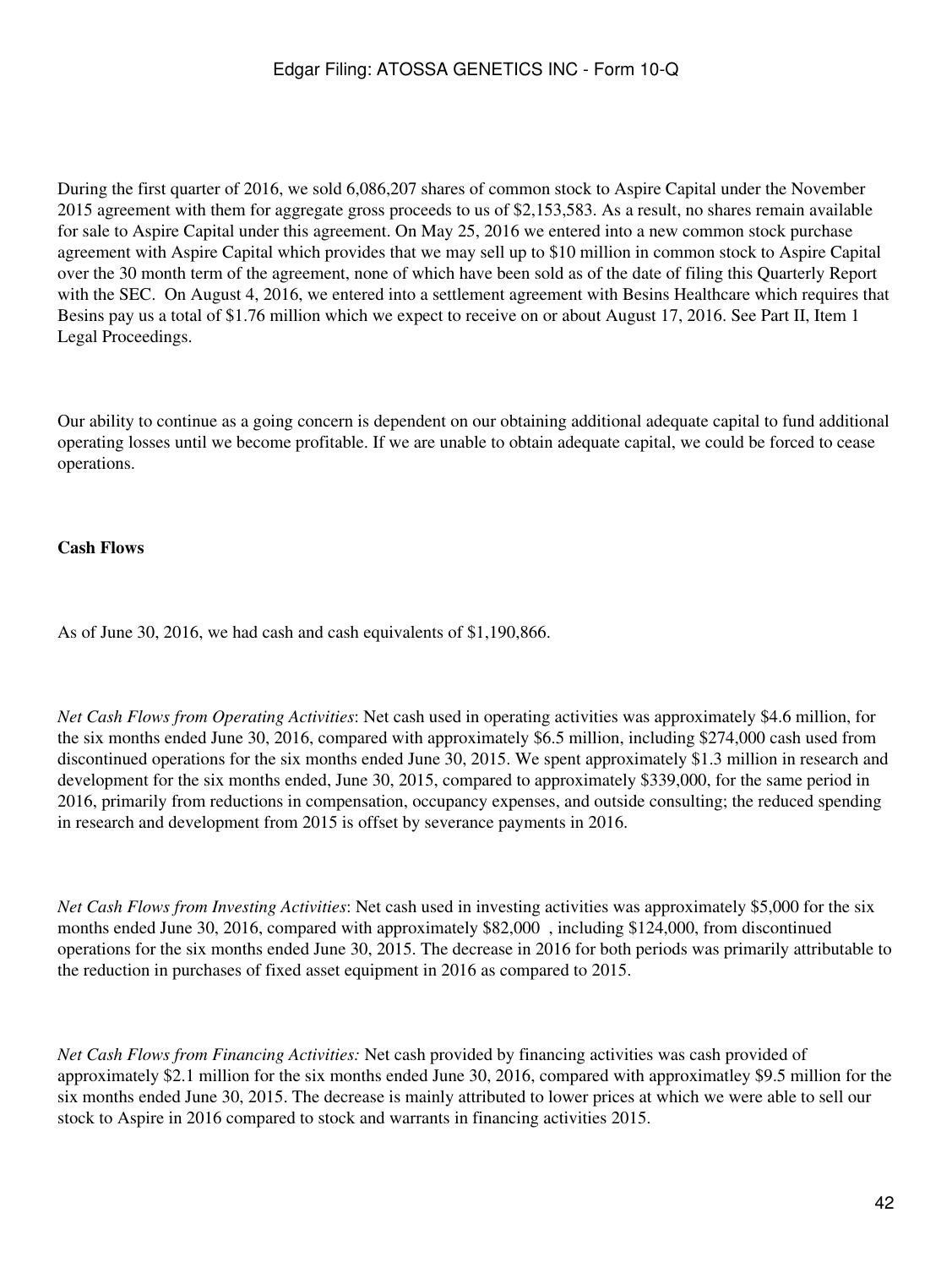During the first quarter of 2016, we sold 6,086,207 shares of common stock to Aspire Capital under the November 2015 agreement with them for aggregate gross proceeds to us of $2,153,583. As a result, no shares remain available for sale to Aspire Capital under this agreement. On May 25, 2016 we entered into a new common stock purchase agreement with Aspire Capital which provides that we may sell up to $10 million in common stock to Aspire Capital over the 30 month term of the agreement, none of which have been sold as of the date of filing this Quarterly Report with the SEC. On August 4, 2016, we entered into a settlement agreement with Besins Healthcare which requires that Besins pay us a total of $1.76 million which we expect to receive on or about August 17, 2016. See Part II, Item 1 Legal Proceedings.

Our ability to continue as a going concern is dependent on our obtaining additional adequate capital to fund additional operating losses until we become profitable. If we are unable to obtain adequate capital, we could be forced to cease operations.

**Cash Flows**

As of June 30, 2016, we had cash and cash equivalents of $1,190,866.

*Net Cash Flows from Operating Activities*: Net cash used in operating activities was approximately $4.6 million, for the six months ended June 30, 2016, compared with approximately $6.5 million, including $274,000 cash used from discontinued operations for the six months ended June 30, 2015. We spent approximately $1.3 million in research and development for the six months ended, June 30, 2015, compared to approximately $339,000, for the same period in 2016, primarily from reductions in compensation, occupancy expenses, and outside consulting; the reduced spending in research and development from 2015 is offset by severance payments in 2016.

*Net Cash Flows from Investing Activities*: Net cash used in investing activities was approximately $5,000 for the six months ended June 30, 2016, compared with approximately $82,000 , including $124,000, from discontinued operations for the six months ended June 30, 2015. The decrease in 2016 for both periods was primarily attributable to the reduction in purchases of fixed asset equipment in 2016 as compared to 2015.

*Net Cash Flows from Financing Activities:* Net cash provided by financing activities was cash provided of approximately $2.1 million for the six months ended June 30, 2016, compared with approximatley $9.5 million for the six months ended June 30, 2015. The decrease is mainly attributed to lower prices at which we were able to sell our stock to Aspire in 2016 compared to stock and warrants in financing activities 2015.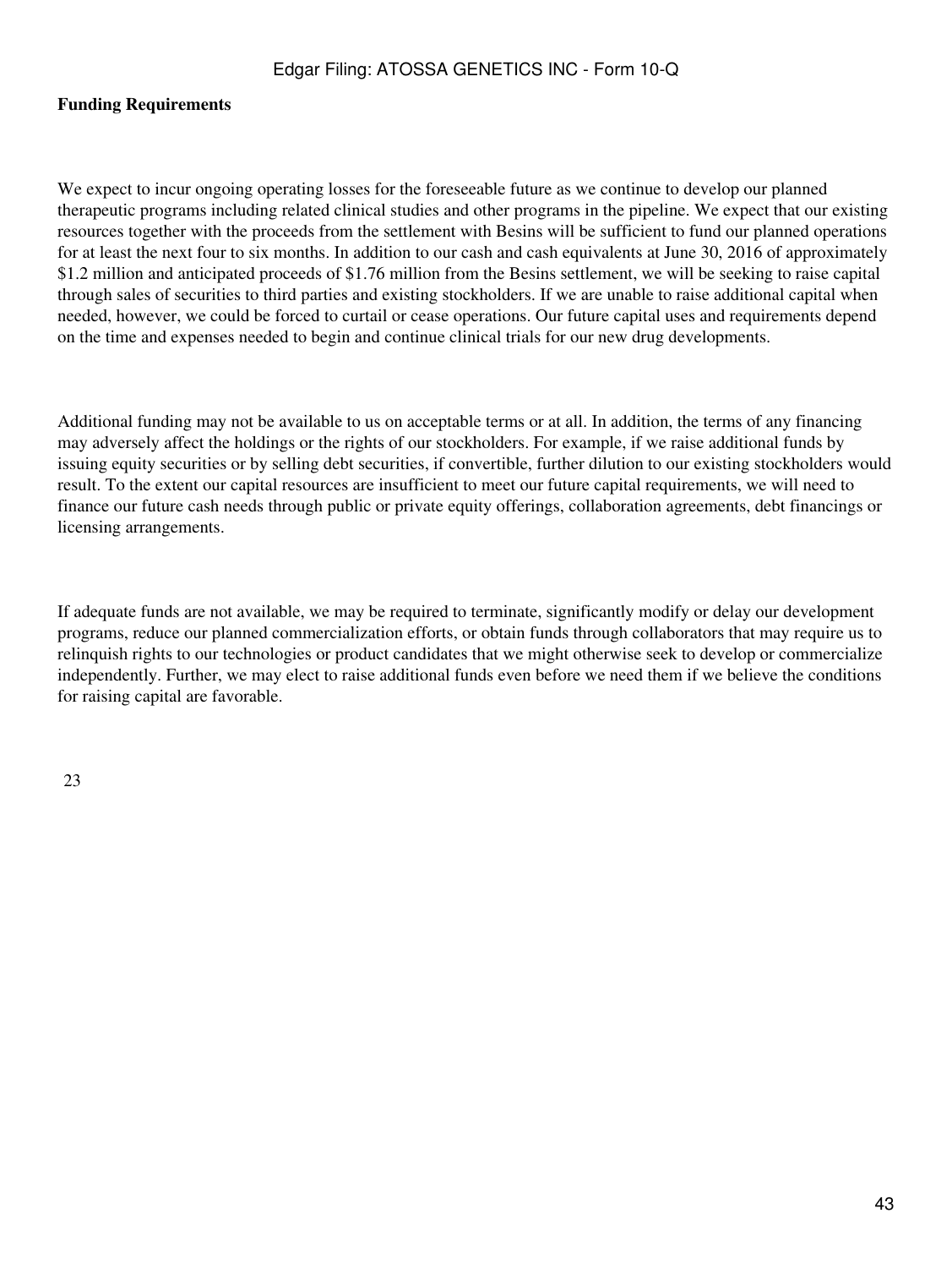**Funding Requirements**

We expect to incur ongoing operating losses for the foreseeable future as we continue to develop our planned therapeutic programs including related clinical studies and other programs in the pipeline. We expect that our existing resources together with the proceeds from the settlement with Besins will be sufficient to fund our planned operations for at least the next four to six months. In addition to our cash and cash equivalents at June 30, 2016 of approximately $1.2 million and anticipated proceeds of $1.76 million from the Besins settlement, we will be seeking to raise capital through sales of securities to third parties and existing stockholders. If we are unable to raise additional capital when needed, however, we could be forced to curtail or cease operations. Our future capital uses and requirements depend on the time and expenses needed to begin and continue clinical trials for our new drug developments.

Additional funding may not be available to us on acceptable terms or at all. In addition, the terms of any financing may adversely affect the holdings or the rights of our stockholders. For example, if we raise additional funds by issuing equity securities or by selling debt securities, if convertible, further dilution to our existing stockholders would result. To the extent our capital resources are insufficient to meet our future capital requirements, we will need to finance our future cash needs through public or private equity offerings, collaboration agreements, debt financings or licensing arrangements.

If adequate funds are not available, we may be required to terminate, significantly modify or delay our development programs, reduce our planned commercialization efforts, or obtain funds through collaborators that may require us to relinquish rights to our technologies or product candidates that we might otherwise seek to develop or commercialize independently. Further, we may elect to raise additional funds even before we need them if we believe the conditions for raising capital are favorable.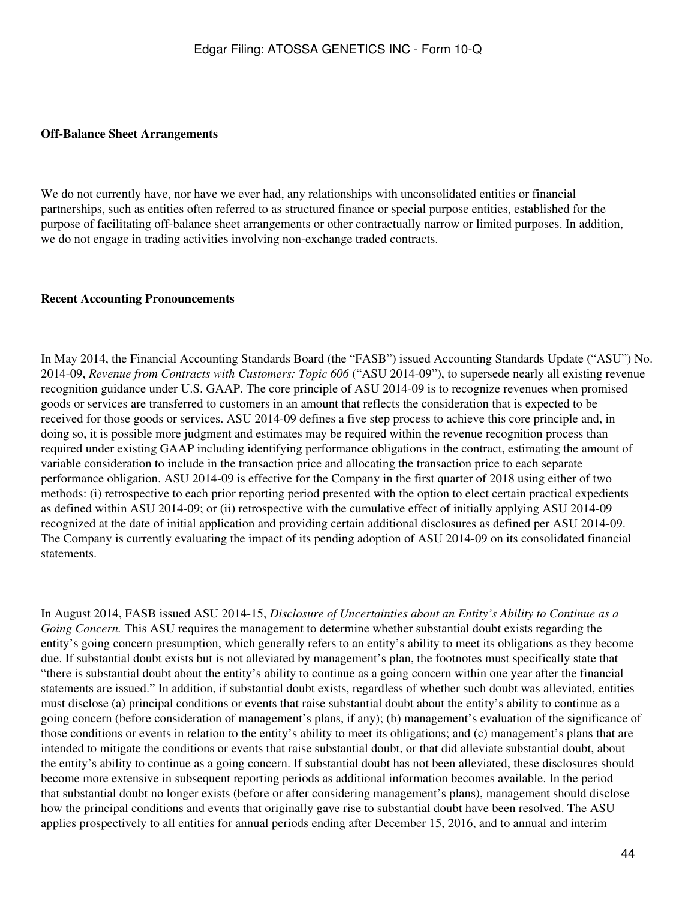**Off-Balance Sheet Arrangements**

We do not currently have, nor have we ever had, any relationships with unconsolidated entities or financial partnerships, such as entities often referred to as structured finance or special purpose entities, established for the purpose of facilitating off-balance sheet arrangements or other contractually narrow or limited purposes. In addition, we do not engage in trading activities involving non-exchange traded contracts.

**Recent Accounting Pronouncements**

In May 2014, the Financial Accounting Standards Board (the "FASB") issued Accounting Standards Update ("ASU") No. 2014-09, *Revenue from Contracts with Customers: Topic 606* ("ASU 2014-09"), to supersede nearly all existing revenue recognition guidance under U.S. GAAP. The core principle of ASU 2014-09 is to recognize revenues when promised goods or services are transferred to customers in an amount that reflects the consideration that is expected to be received for those goods or services. ASU 2014-09 defines a five step process to achieve this core principle and, in doing so, it is possible more judgment and estimates may be required within the revenue recognition process than required under existing GAAP including identifying performance obligations in the contract, estimating the amount of variable consideration to include in the transaction price and allocating the transaction price to each separate performance obligation. ASU 2014-09 is effective for the Company in the first quarter of 2018 using either of two methods: (i) retrospective to each prior reporting period presented with the option to elect certain practical expedients as defined within ASU 2014-09; or (ii) retrospective with the cumulative effect of initially applying ASU 2014-09 recognized at the date of initial application and providing certain additional disclosures as defined per ASU 2014-09. The Company is currently evaluating the impact of its pending adoption of ASU 2014-09 on its consolidated financial statements.

In August 2014, FASB issued ASU 2014-15, *Disclosure of Uncertainties about an Entity's Ability to Continue as a Going Concern.* This ASU requires the management to determine whether substantial doubt exists regarding the entity's going concern presumption, which generally refers to an entity's ability to meet its obligations as they become due. If substantial doubt exists but is not alleviated by management's plan, the footnotes must specifically state that "there is substantial doubt about the entity's ability to continue as a going concern within one year after the financial statements are issued." In addition, if substantial doubt exists, regardless of whether such doubt was alleviated, entities must disclose (a) principal conditions or events that raise substantial doubt about the entity's ability to continue as a going concern (before consideration of management's plans, if any); (b) management's evaluation of the significance of those conditions or events in relation to the entity's ability to meet its obligations; and (c) management's plans that are intended to mitigate the conditions or events that raise substantial doubt, or that did alleviate substantial doubt, about the entity's ability to continue as a going concern. If substantial doubt has not been alleviated, these disclosures should become more extensive in subsequent reporting periods as additional information becomes available. In the period that substantial doubt no longer exists (before or after considering management's plans), management should disclose how the principal conditions and events that originally gave rise to substantial doubt have been resolved. The ASU applies prospectively to all entities for annual periods ending after December 15, 2016, and to annual and interim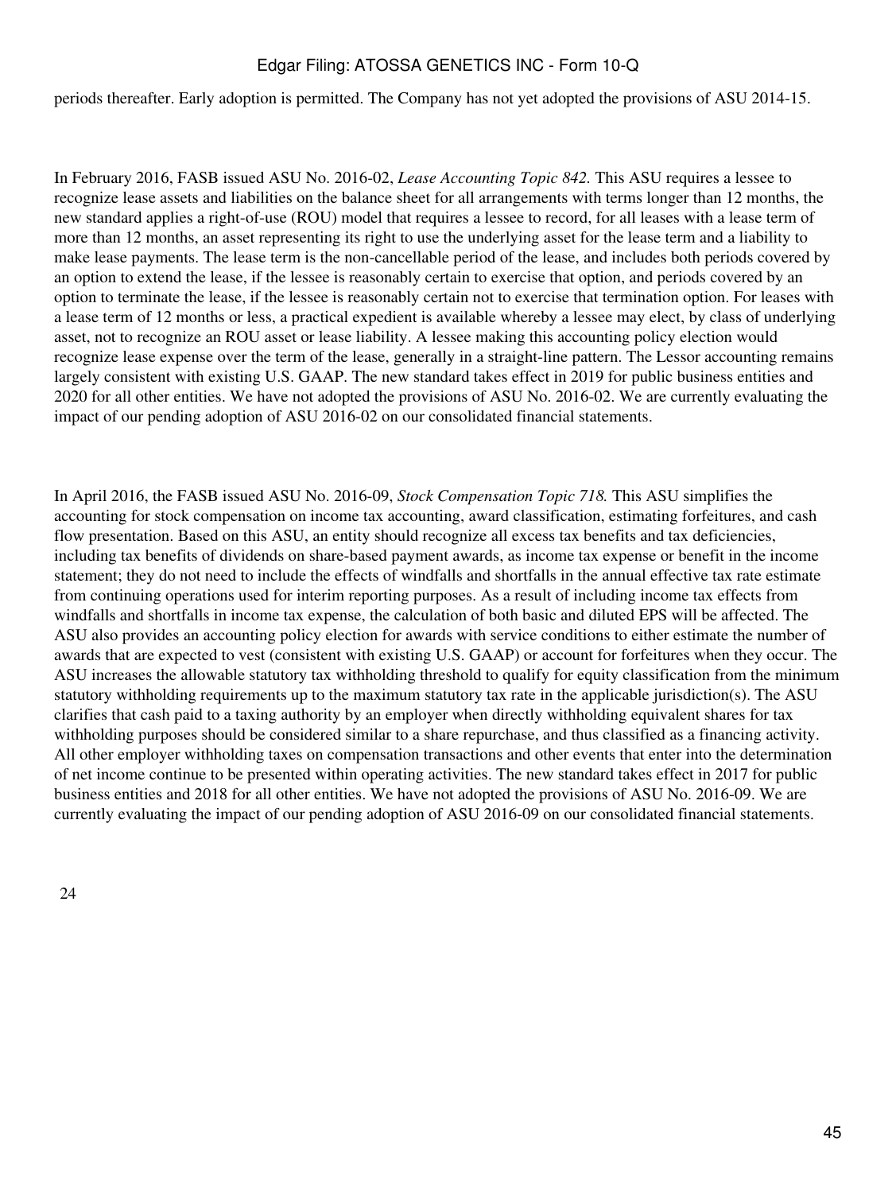periods thereafter. Early adoption is permitted. The Company has not yet adopted the provisions of ASU 2014-15.

In February 2016, FASB issued ASU No. 2016-02, *Lease Accounting Topic 842.* This ASU requires a lessee to recognize lease assets and liabilities on the balance sheet for all arrangements with terms longer than 12 months, the new standard applies a right-of-use (ROU) model that requires a lessee to record, for all leases with a lease term of more than 12 months, an asset representing its right to use the underlying asset for the lease term and a liability to make lease payments. The lease term is the non-cancellable period of the lease, and includes both periods covered by an option to extend the lease, if the lessee is reasonably certain to exercise that option, and periods covered by an option to terminate the lease, if the lessee is reasonably certain not to exercise that termination option. For leases with a lease term of 12 months or less, a practical expedient is available whereby a lessee may elect, by class of underlying asset, not to recognize an ROU asset or lease liability. A lessee making this accounting policy election would recognize lease expense over the term of the lease, generally in a straight-line pattern. The Lessor accounting remains largely consistent with existing U.S. GAAP. The new standard takes effect in 2019 for public business entities and 2020 for all other entities. We have not adopted the provisions of ASU No. 2016-02. We are currently evaluating the impact of our pending adoption of ASU 2016-02 on our consolidated financial statements.

In April 2016, the FASB issued ASU No. 2016-09, *Stock Compensation Topic 718.* This ASU simplifies the accounting for stock compensation on income tax accounting, award classification, estimating forfeitures, and cash flow presentation. Based on this ASU, an entity should recognize all excess tax benefits and tax deficiencies, including tax benefits of dividends on share-based payment awards, as income tax expense or benefit in the income statement; they do not need to include the effects of windfalls and shortfalls in the annual effective tax rate estimate from continuing operations used for interim reporting purposes. As a result of including income tax effects from windfalls and shortfalls in income tax expense, the calculation of both basic and diluted EPS will be affected. The ASU also provides an accounting policy election for awards with service conditions to either estimate the number of awards that are expected to vest (consistent with existing U.S. GAAP) or account for forfeitures when they occur. The ASU increases the allowable statutory tax withholding threshold to qualify for equity classification from the minimum statutory withholding requirements up to the maximum statutory tax rate in the applicable jurisdiction(s). The ASU clarifies that cash paid to a taxing authority by an employer when directly withholding equivalent shares for tax withholding purposes should be considered similar to a share repurchase, and thus classified as a financing activity. All other employer withholding taxes on compensation transactions and other events that enter into the determination of net income continue to be presented within operating activities. The new standard takes effect in 2017 for public business entities and 2018 for all other entities. We have not adopted the provisions of ASU No. 2016-09. We are currently evaluating the impact of our pending adoption of ASU 2016-09 on our consolidated financial statements.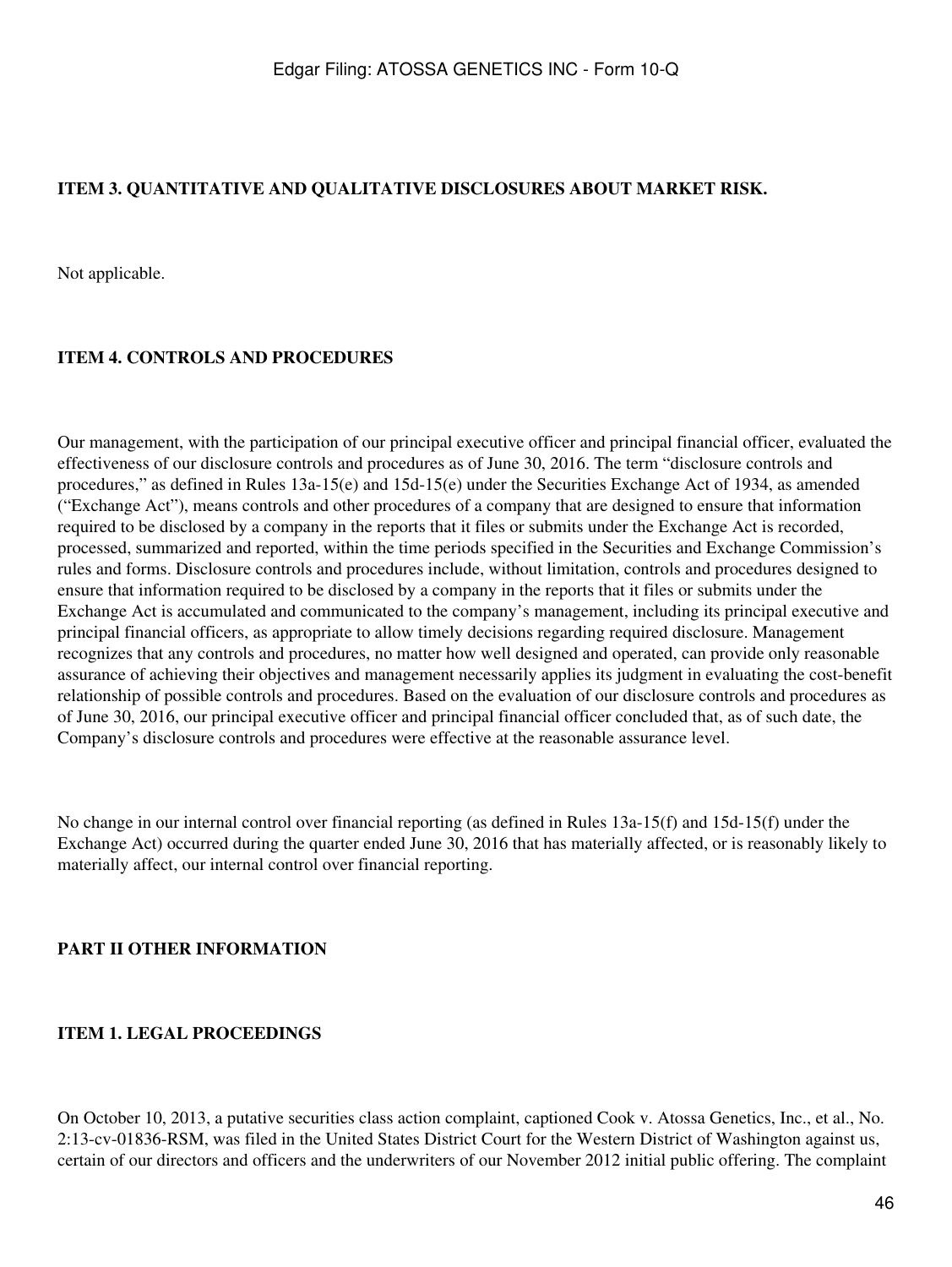## ITEM 3. QUANTITATIVE AND QUALITATIVE DISCLOSURES ABOUT MARKET RISK.

Not applicable.

## ITEM 4. CONTROLS AND PROCEDURES

Our management, with the participation of our principal executive officer and principal financial officer, evaluated the effectiveness of our disclosure controls and procedures as of June 30, 2016. The term “disclosure controls and procedures,” as defined in Rules 13a-15(e) and 15d-15(e) under the Securities Exchange Act of 1934, as amended (“Exchange Act”), means controls and other procedures of a company that are designed to ensure that information required to be disclosed by a company in the reports that it files or submits under the Exchange Act is recorded, processed, summarized and reported, within the time periods specified in the Securities and Exchange Commission’s rules and forms. Disclosure controls and procedures include, without limitation, controls and procedures designed to ensure that information required to be disclosed by a company in the reports that it files or submits under the Exchange Act is accumulated and communicated to the company’s management, including its principal executive and principal financial officers, as appropriate to allow timely decisions regarding required disclosure. Management recognizes that any controls and procedures, no matter how well designed and operated, can provide only reasonable assurance of achieving their objectives and management necessarily applies its judgment in evaluating the cost-benefit relationship of possible controls and procedures. Based on the evaluation of our disclosure controls and procedures as of June 30, 2016, our principal executive officer and principal financial officer concluded that, as of such date, the Company’s disclosure controls and procedures were effective at the reasonable assurance level.

No change in our internal control over financial reporting (as defined in Rules 13a-15(f) and 15d-15(f) under the Exchange Act) occurred during the quarter ended June 30, 2016 that has materially affected, or is reasonably likely to materially affect, our internal control over financial reporting.

# PART II OTHER INFORMATION

## ITEM 1. LEGAL PROCEEDINGS

On October 10, 2013, a putative securities class action complaint, captioned Cook v. Atossa Genetics, Inc., et al., No. 2:13-cv-01836-RSM, was filed in the United States District Court for the Western District of Washington against us, certain of our directors and officers and the underwriters of our November 2012 initial public offering. The complaint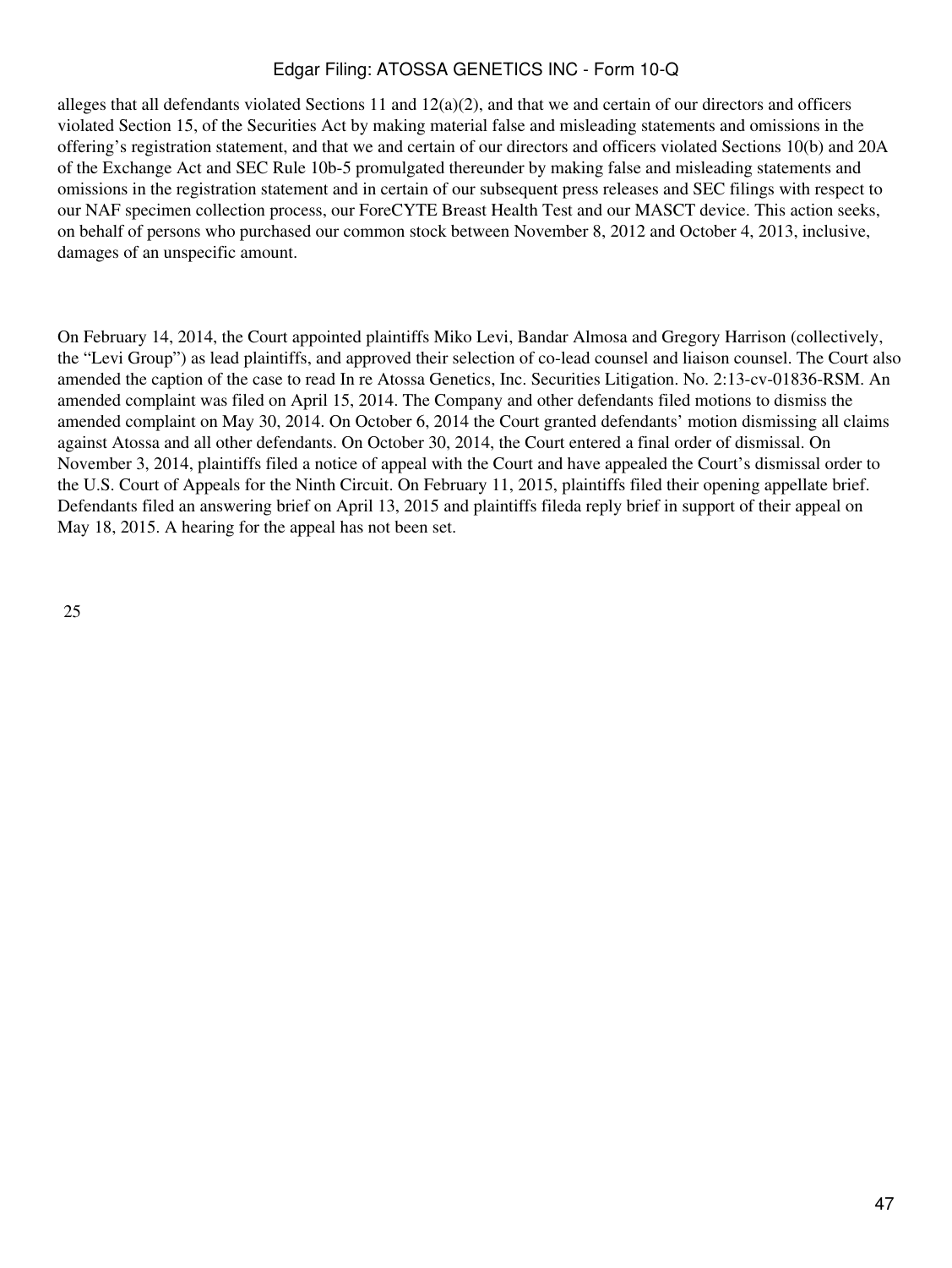alleges that all defendants violated Sections 11 and 12(a)(2), and that we and certain of our directors and officers violated Section 15, of the Securities Act by making material false and misleading statements and omissions in the offering's registration statement, and that we and certain of our directors and officers violated Sections 10(b) and 20A of the Exchange Act and SEC Rule 10b-5 promulgated thereunder by making false and misleading statements and omissions in the registration statement and in certain of our subsequent press releases and SEC filings with respect to our NAF specimen collection process, our ForeCYTE Breast Health Test and our MASCT device. This action seeks, on behalf of persons who purchased our common stock between November 8, 2012 and October 4, 2013, inclusive, damages of an unspecific amount.

On February 14, 2014, the Court appointed plaintiffs Miko Levi, Bandar Almosa and Gregory Harrison (collectively, the "Levi Group") as lead plaintiffs, and approved their selection of co-lead counsel and liaison counsel. The Court also amended the caption of the case to read In re Atossa Genetics, Inc. Securities Litigation. No. 2:13-cv-01836-RSM. An amended complaint was filed on April 15, 2014. The Company and other defendants filed motions to dismiss the amended complaint on May 30, 2014. On October 6, 2014 the Court granted defendants' motion dismissing all claims against Atossa and all other defendants. On October 30, 2014, the Court entered a final order of dismissal. On November 3, 2014, plaintiffs filed a notice of appeal with the Court and have appealed the Court's dismissal order to the U.S. Court of Appeals for the Ninth Circuit. On February 11, 2015, plaintiffs filed their opening appellate brief. Defendants filed an answering brief on April 13, 2015 and plaintiffs fileda reply brief in support of their appeal on May 18, 2015. A hearing for the appeal has not been set.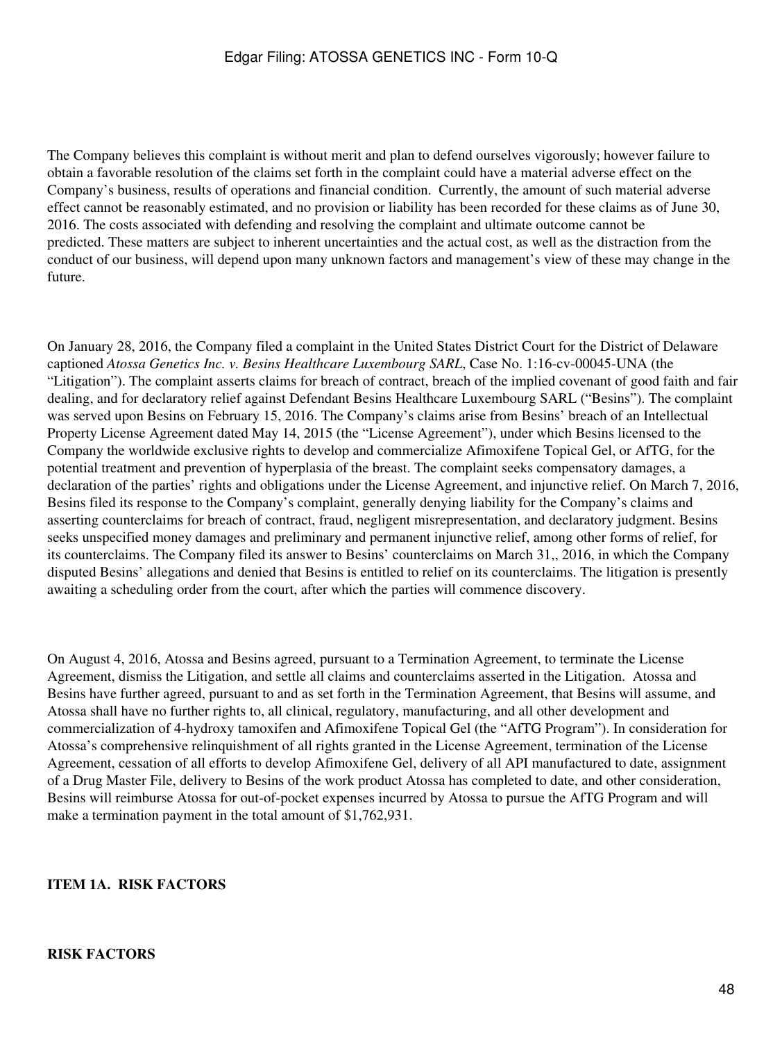The Company believes this complaint is without merit and plan to defend ourselves vigorously; however failure to obtain a favorable resolution of the claims set forth in the complaint could have a material adverse effect on the Company's business, results of operations and financial condition. Currently, the amount of such material adverse effect cannot be reasonably estimated, and no provision or liability has been recorded for these claims as of June 30, 2016. The costs associated with defending and resolving the complaint and ultimate outcome cannot be predicted. These matters are subject to inherent uncertainties and the actual cost, as well as the distraction from the conduct of our business, will depend upon many unknown factors and management's view of these may change in the future.

On January 28, 2016, the Company filed a complaint in the United States District Court for the District of Delaware captioned *Atossa Genetics Inc. v. Besins Healthcare Luxembourg SARL*, Case No. 1:16-cv-00045-UNA (the "Litigation"). The complaint asserts claims for breach of contract, breach of the implied covenant of good faith and fair dealing, and for declaratory relief against Defendant Besins Healthcare Luxembourg SARL ("Besins"). The complaint was served upon Besins on February 15, 2016. The Company's claims arise from Besins' breach of an Intellectual Property License Agreement dated May 14, 2015 (the "License Agreement"), under which Besins licensed to the Company the worldwide exclusive rights to develop and commercialize Afimoxifene Topical Gel, or AfTG, for the potential treatment and prevention of hyperplasia of the breast. The complaint seeks compensatory damages, a declaration of the parties' rights and obligations under the License Agreement, and injunctive relief. On March 7, 2016, Besins filed its response to the Company's complaint, generally denying liability for the Company's claims and asserting counterclaims for breach of contract, fraud, negligent misrepresentation, and declaratory judgment. Besins seeks unspecified money damages and preliminary and permanent injunctive relief, among other forms of relief, for its counterclaims. The Company filed its answer to Besins' counterclaims on March 31,, 2016, in which the Company disputed Besins' allegations and denied that Besins is entitled to relief on its counterclaims. The litigation is presently awaiting a scheduling order from the court, after which the parties will commence discovery.

On August 4, 2016, Atossa and Besins agreed, pursuant to a Termination Agreement, to terminate the License Agreement, dismiss the Litigation, and settle all claims and counterclaims asserted in the Litigation. Atossa and Besins have further agreed, pursuant to and as set forth in the Termination Agreement, that Besins will assume, and Atossa shall have no further rights to, all clinical, regulatory, manufacturing, and all other development and commercialization of 4-hydroxy tamoxifen and Afimoxifene Topical Gel (the "AfTG Program"). In consideration for Atossa's comprehensive relinquishment of all rights granted in the License Agreement, termination of the License Agreement, cessation of all efforts to develop Afimoxifene Gel, delivery of all API manufactured to date, assignment of a Drug Master File, delivery to Besins of the work product Atossa has completed to date, and other consideration, Besins will reimburse Atossa for out-of-pocket expenses incurred by Atossa to pursue the AfTG Program and will make a termination payment in the total amount of $1,762,931.

## ITEM 1A. RISK FACTORS

### RISK FACTORS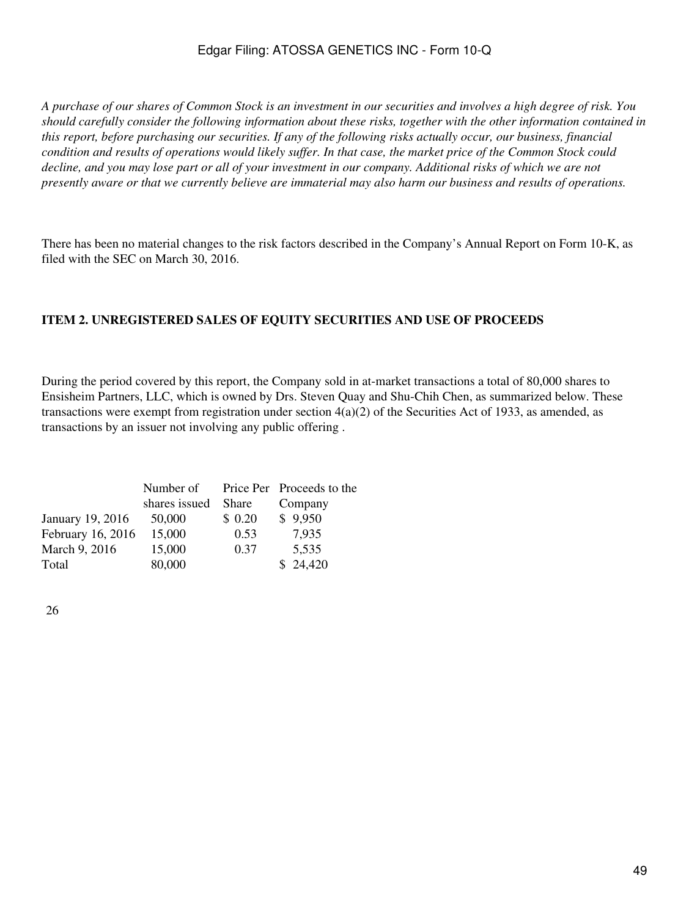*A purchase of our shares of Common Stock is an investment in our securities and involves a high degree of risk. You should carefully consider the following information about these risks, together with the other information contained in this report, before purchasing our securities. If any of the following risks actually occur, our business, financial condition and results of operations would likely suffer. In that case, the market price of the Common Stock could decline, and you may lose part or all of your investment in our company. Additional risks of which we are not presently aware or that we currently believe are immaterial may also harm our business and results of operations.*

There has been no material changes to the risk factors described in the Company's Annual Report on Form 10-K, as filed with the SEC on March 30, 2016.

### ITEM 2. UNREGISTERED SALES OF EQUITY SECURITIES AND USE OF PROCEEDS

During the period covered by this report, the Company sold in at-market transactions a total of 80,000 shares to Ensisheim Partners, LLC, which is owned by Drs. Steven Quay and Shu-Chih Chen, as summarized below. These transactions were exempt from registration under section 4(a)(2) of the Securities Act of 1933, as amended, as transactions by an issuer not involving any public offering .

| | Number of shares issued | Price Per Share | Proceeds to the Company |
|---|---|---|---|
| January 19, 2016 | 50,000 | $ 0.20 | $ 9,950 |
| February 16, 2016 | 15,000 | 0.53 | 7,935 |
| March 9, 2016 | 15,000 | 0.37 | 5,535 |
| Total | 80,000 | | $ 24,420 |

26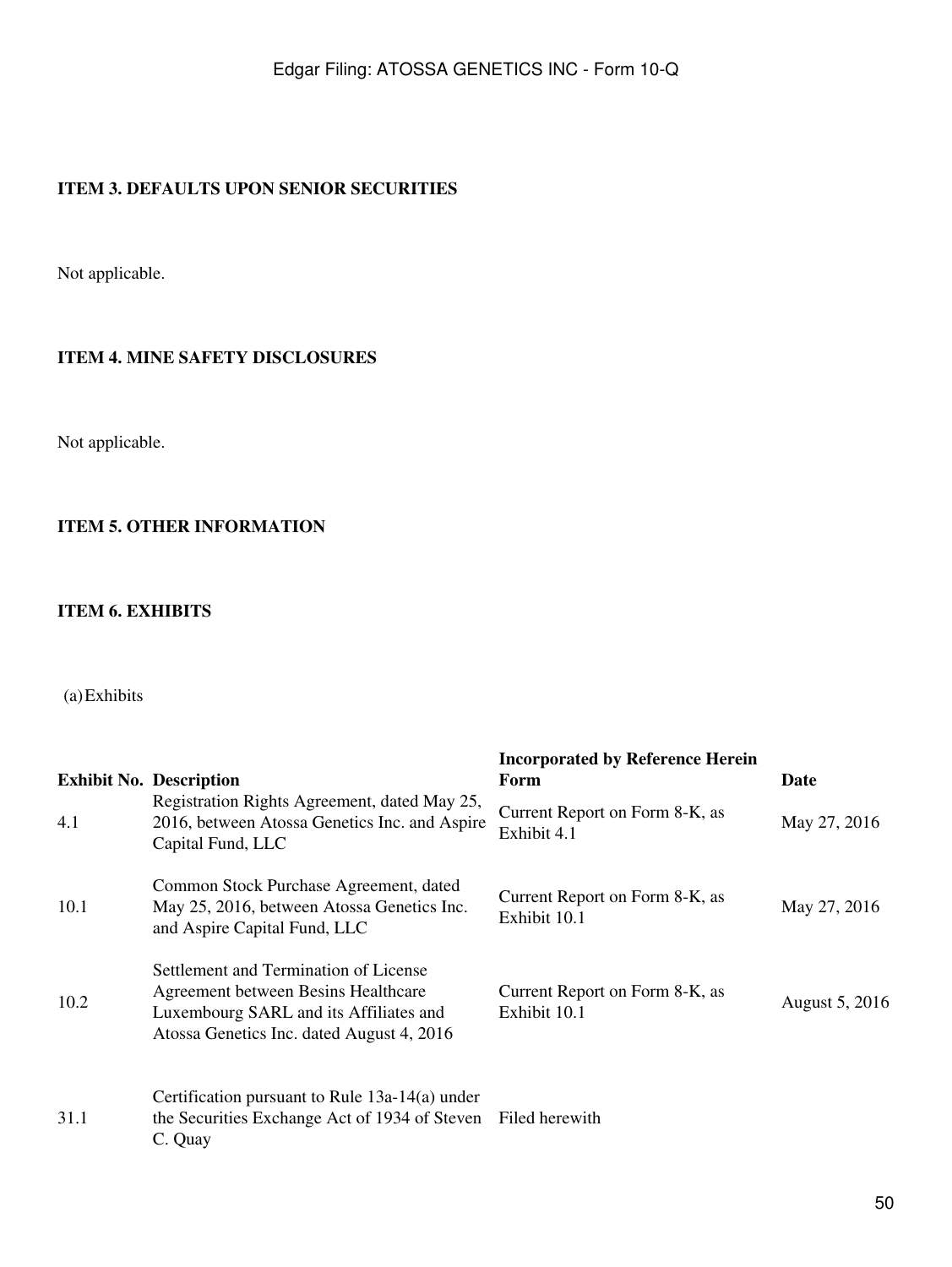### ITEM 3. DEFAULTS UPON SENIOR SECURITIES

Not applicable.

### ITEM 4. MINE SAFETY DISCLOSURES

Not applicable.

### ITEM 5. OTHER INFORMATION

### ITEM 6. EXHIBITS

(a) Exhibits

| Exhibit No. | Description | Incorporated by Reference Herein Form | Date |
|---|---|---|---|
| 4.1 | Registration Rights Agreement, dated May 25, 2016, between Atossa Genetics Inc. and Aspire Capital Fund, LLC | Current Report on Form 8-K, as Exhibit 4.1 | May 27, 2016 |
| 10.1 | Common Stock Purchase Agreement, dated May 25, 2016, between Atossa Genetics Inc. and Aspire Capital Fund, LLC | Current Report on Form 8-K, as Exhibit 10.1 | May 27, 2016 |
| 10.2 | Settlement and Termination of License Agreement between Besins Healthcare Luxembourg SARL and its Affiliates and Atossa Genetics Inc. dated August 4, 2016 | Current Report on Form 8-K, as Exhibit 10.1 | August 5, 2016 |
| 31.1 | Certification pursuant to Rule 13a-14(a) under the Securities Exchange Act of 1934 of Steven C. Quay | Filed herewith | |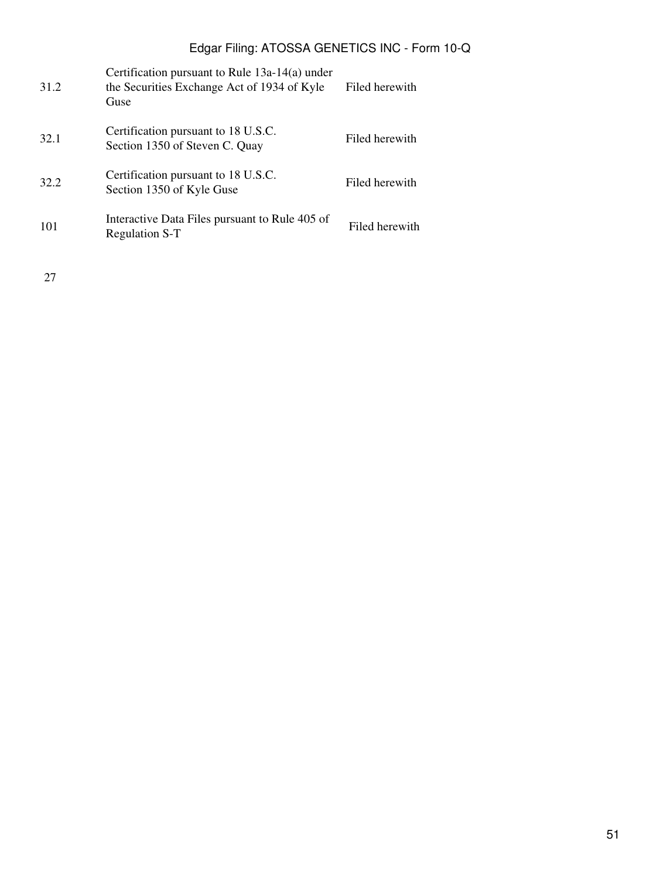| | | |
|---|---|---|
| 31.2 | Certification pursuant to Rule 13a-14(a) under the Securities Exchange Act of 1934 of Kyle Guse | Filed herewith |
| 32.1 | Certification pursuant to 18 U.S.C. Section 1350 of Steven C. Quay | Filed herewith |
| 32.2 | Certification pursuant to 18 U.S.C. Section 1350 of Kyle Guse | Filed herewith |
| 101 | Interactive Data Files pursuant to Rule 405 of Regulation S-T | Filed herewith |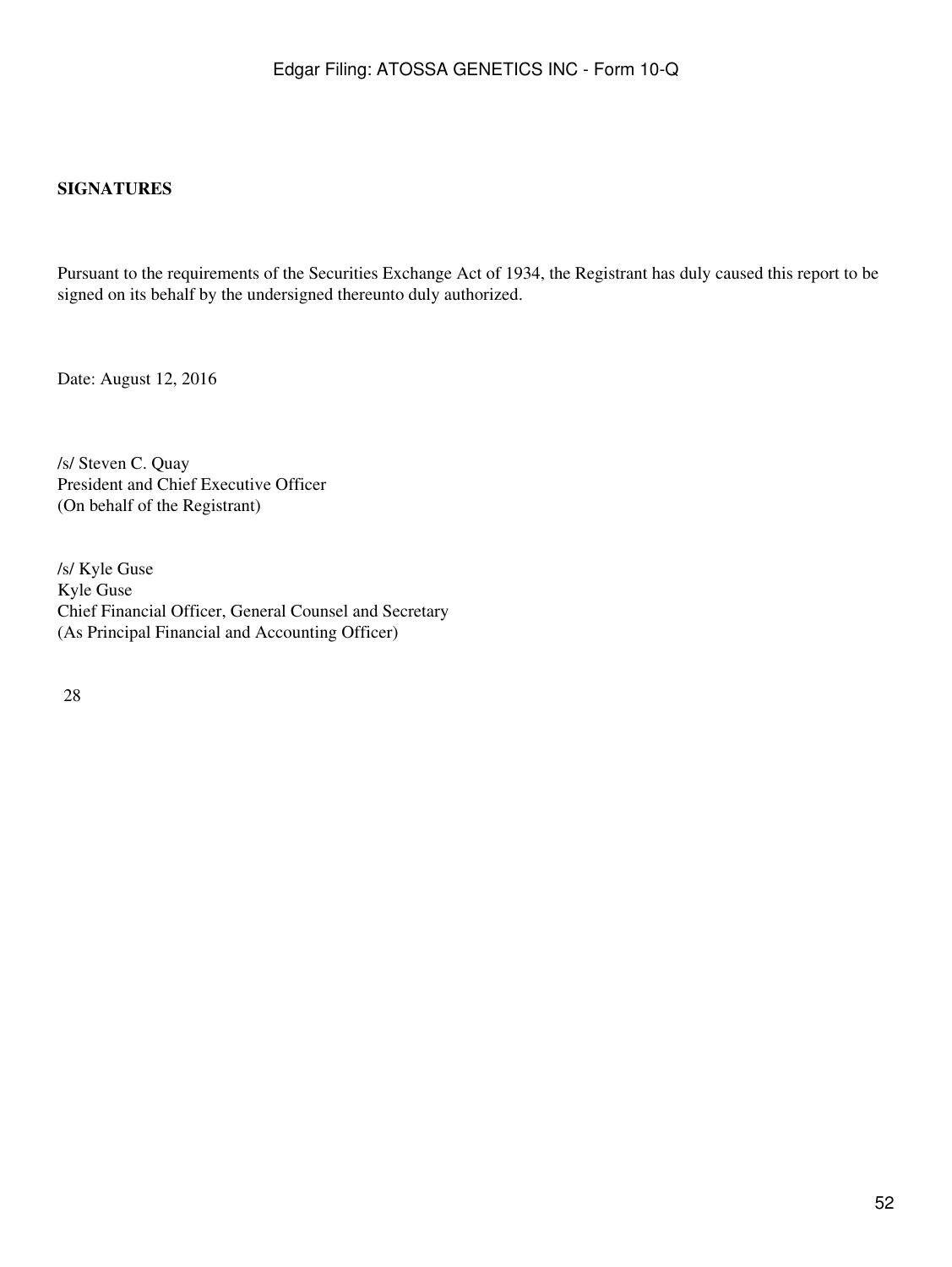**SIGNATURES**

Pursuant to the requirements of the Securities Exchange Act of 1934, the Registrant has duly caused this report to be signed on its behalf by the undersigned thereunto duly authorized.

Date: August 12, 2016

/s/ Steven C. Quay
President and Chief Executive Officer
(On behalf of the Registrant)

/s/ Kyle Guse
Kyle Guse
Chief Financial Officer, General Counsel and Secretary
(As Principal Financial and Accounting Officer)